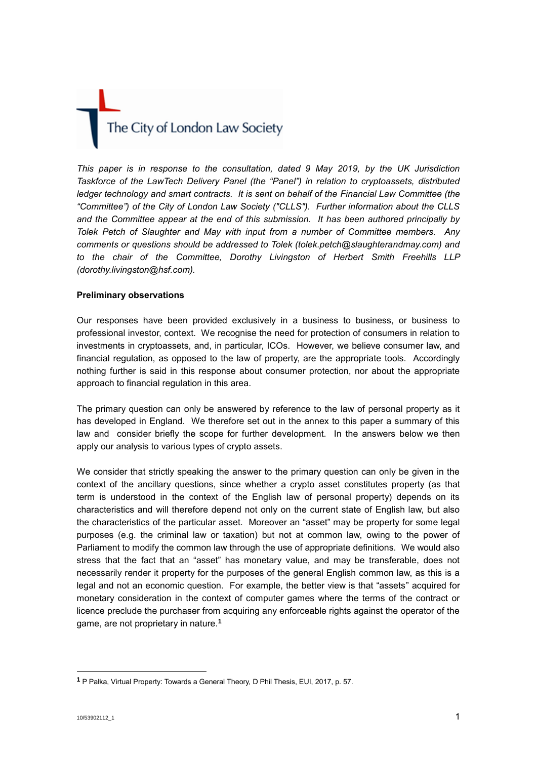The City of London Law Society

*This paper is in response to the consultation, dated 9 May 2019, by the UK Jurisdiction Taskforce of the LawTech Delivery Panel (the "Panel") in relation to cryptoassets, distributed ledger technology and smart contracts. It is sent on behalf of the Financial Law Committee (the "Committee") of the City of London Law Society ("CLLS"). Further information about the CLLS and the Committee appear at the end of this submission. It has been authored principally by Tolek Petch of Slaughter and May with input from a number of Committee members. Any comments or questions should be addressed to Tolek (tolek.petch@slaughterandmay.com) and to the chair of the Committee, Dorothy Livingston of Herbert Smith Freehills LLP (dorothy.livingston@hsf.com).*

**Preliminary observations**

Our responses have been provided exclusively in a business to business, or business to professional investor, context. We recognise the need for protection of consumers in relation to investments in cryptoassets, and, in particular, ICOs. However, we believe consumer law, and financial regulation, as opposed to the law of property, are the appropriate tools. Accordingly nothing further is said in this response about consumer protection, nor about the appropriate approach to financial regulation in this area.

The primary question can only be answered by reference to the law of personal property as it has developed in England. We therefore set out in the annex to this paper a summary of this law and consider briefly the scope for further development. In the answers below we then apply our analysis to various types of crypto assets.

We consider that strictly speaking the answer to the primary question can only be given in the context of the ancillary questions, since whether a crypto asset constitutes property (as that term is understood in the context of the English law of personal property) depends on its characteristics and will therefore depend not only on the current state of English law, but also the characteristics of the particular asset. Moreover an "asset" may be property for some legal purposes (e.g. the criminal law or taxation) but not at common law, owing to the power of Parliament to modify the common law through the use of appropriate definitions. We would also stress that the fact that an "asset" has monetary value, and may be transferable, does not necessarily render it property for the purposes of the general English common law, as this is a legal and not an economic question. For example, the better view is that "assets" acquired for monetary consideration in the context of computer games where the terms of the contract or licence preclude the purchaser from acquiring any enforceable rights against the operator of the game, are not proprietary in nature.[1]

[1] P Pałka, Virtual Property: Towards a General Theory, D Phil Thesis, EUI, 2017, p. 57.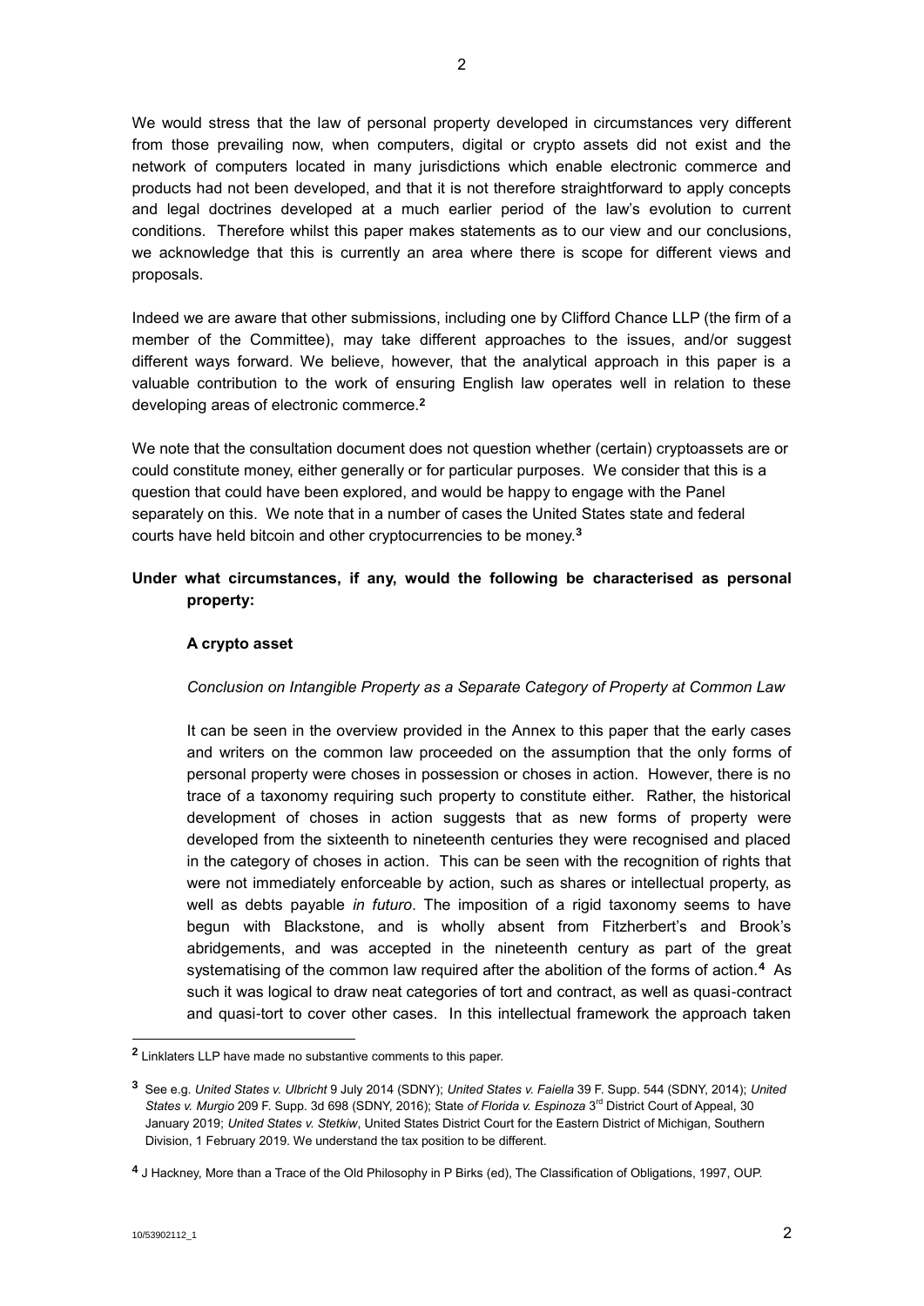We would stress that the law of personal property developed in circumstances very different from those prevailing now, when computers, digital or crypto assets did not exist and the network of computers located in many jurisdictions which enable electronic commerce and products had not been developed, and that it is not therefore straightforward to apply concepts and legal doctrines developed at a much earlier period of the law's evolution to current conditions. Therefore whilst this paper makes statements as to our view and our conclusions, we acknowledge that this is currently an area where there is scope for different views and proposals.

Indeed we are aware that other submissions, including one by Clifford Chance LLP (the firm of a member of the Committee), may take different approaches to the issues, and/or suggest different ways forward. We believe, however, that the analytical approach in this paper is a valuable contribution to the work of ensuring English law operates well in relation to these developing areas of electronic commerce.[2]

We note that the consultation document does not question whether (certain) cryptoassets are or could constitute money, either generally or for particular purposes. We consider that this is a question that could have been explored, and would be happy to engage with the Panel separately on this. We note that in a number of cases the United States state and federal courts have held bitcoin and other cryptocurrencies to be money.[3]

**Under what circumstances, if any, would the following be characterised as personal property:**

**A crypto asset**

*Conclusion on Intangible Property as a Separate Category of Property at Common Law*

It can be seen in the overview provided in the Annex to this paper that the early cases and writers on the common law proceeded on the assumption that the only forms of personal property were choses in possession or choses in action. However, there is no trace of a taxonomy requiring such property to constitute either. Rather, the historical development of choses in action suggests that as new forms of property were developed from the sixteenth to nineteenth centuries they were recognised and placed in the category of choses in action. This can be seen with the recognition of rights that were not immediately enforceable by action, such as shares or intellectual property, as well as debts payable *in futuro*. The imposition of a rigid taxonomy seems to have begun with Blackstone, and is wholly absent from Fitzherbert's and Brook's abridgements, and was accepted in the nineteenth century as part of the great systematising of the common law required after the abolition of the forms of action.[4] As such it was logical to draw neat categories of tort and contract, as well as quasi-contract and quasi-tort to cover other cases. In this intellectual framework the approach taken

---

[2] Linklaters LLP have made no substantive comments to this paper.

[3] See e.g. *United States v. Ulbricht* 9 July 2014 (SDNY); *United States v. Faiella* 39 F. Supp. 544 (SDNY, 2014); *United States v. Murgio* 209 F. Supp. 3d 698 (SDNY, 2016); State *of Florida v. Espinoza* 3rd District Court of Appeal, 30 January 2019; *United States v. Stetkiw*, United States District Court for the Eastern District of Michigan, Southern Division, 1 February 2019. We understand the tax position to be different.

[4] J Hackney, More than a Trace of the Old Philosophy in P Birks (ed), The Classification of Obligations, 1997, OUP.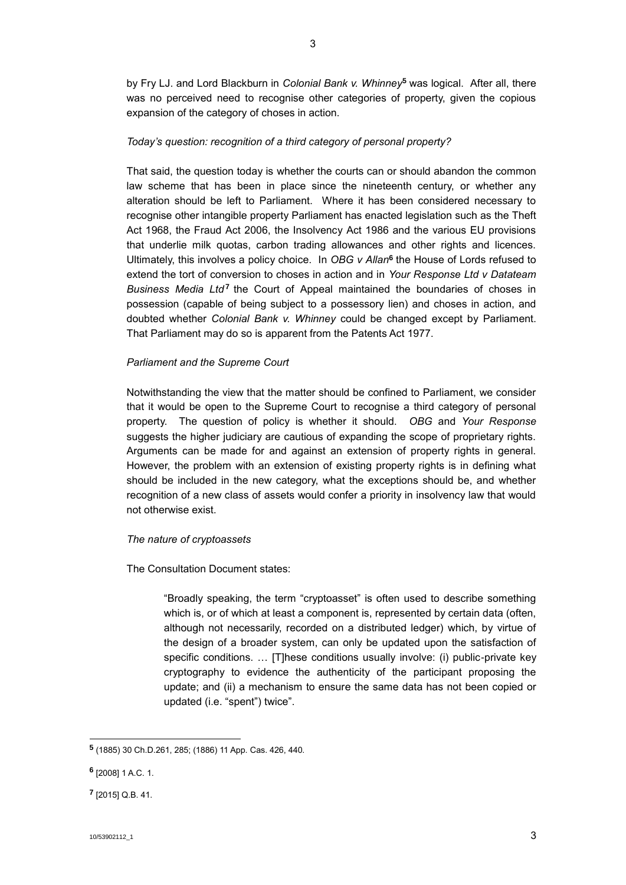by Fry LJ. and Lord Blackburn in *Colonial Bank v. Whinney*[5] was logical. After all, there was no perceived need to recognise other categories of property, given the copious expansion of the category of choses in action.

*Today's question: recognition of a third category of personal property?*

That said, the question today is whether the courts can or should abandon the common law scheme that has been in place since the nineteenth century, or whether any alteration should be left to Parliament. Where it has been considered necessary to recognise other intangible property Parliament has enacted legislation such as the Theft Act 1968, the Fraud Act 2006, the Insolvency Act 1986 and the various EU provisions that underlie milk quotas, carbon trading allowances and other rights and licences. Ultimately, this involves a policy choice. In *OBG v Allan*[6] the House of Lords refused to extend the tort of conversion to choses in action and in *Your Response Ltd v Datateam Business Media Ltd*[7] the Court of Appeal maintained the boundaries of choses in possession (capable of being subject to a possessory lien) and choses in action, and doubted whether *Colonial Bank v. Whinney* could be changed except by Parliament. That Parliament may do so is apparent from the Patents Act 1977.

*Parliament and the Supreme Court*

Notwithstanding the view that the matter should be confined to Parliament, we consider that it would be open to the Supreme Court to recognise a third category of personal property. The question of policy is whether it should. *OBG* and *Your Response* suggests the higher judiciary are cautious of expanding the scope of proprietary rights. Arguments can be made for and against an extension of property rights in general. However, the problem with an extension of existing property rights is in defining what should be included in the new category, what the exceptions should be, and whether recognition of a new class of assets would confer a priority in insolvency law that would not otherwise exist.

*The nature of cryptoassets*

The Consultation Document states:

> "Broadly speaking, the term "cryptoasset" is often used to describe something which is, or of which at least a component is, represented by certain data (often, although not necessarily, recorded on a distributed ledger) which, by virtue of the design of a broader system, can only be updated upon the satisfaction of specific conditions. … [T]hese conditions usually involve: (i) public-private key cryptography to evidence the authenticity of the participant proposing the update; and (ii) a mechanism to ensure the same data has not been copied or updated (i.e. "spent") twice".

---

[5] (1885) 30 Ch.D.261, 285; (1886) 11 App. Cas. 426, 440.

[6] [2008] 1 A.C. 1.

[7] [2015] Q.B. 41.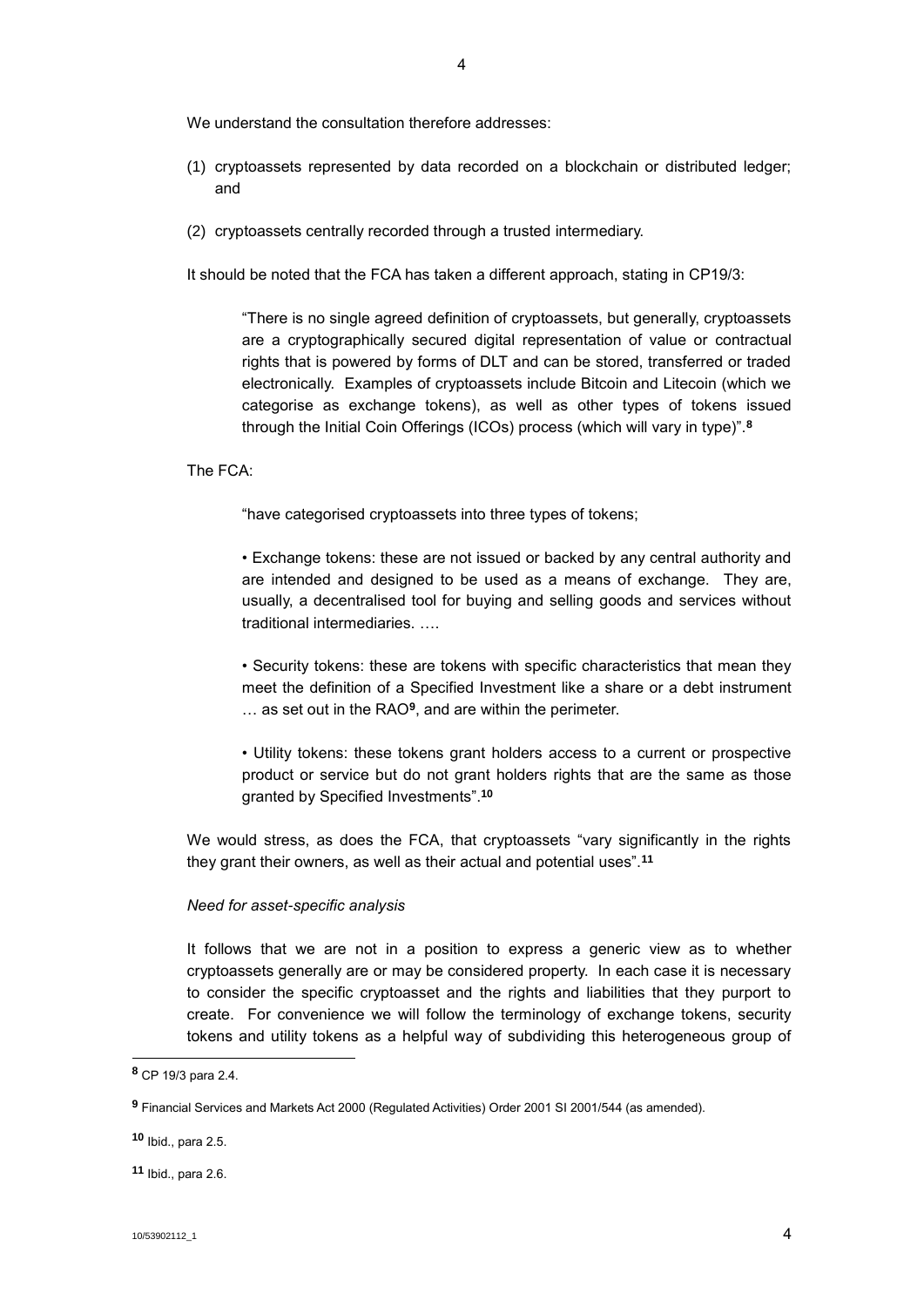We understand the consultation therefore addresses:

(1) cryptoassets represented by data recorded on a blockchain or distributed ledger; and

(2) cryptoassets centrally recorded through a trusted intermediary.

It should be noted that the FCA has taken a different approach, stating in CP19/3:

> "There is no single agreed definition of cryptoassets, but generally, cryptoassets are a cryptographically secured digital representation of value or contractual rights that is powered by forms of DLT and can be stored, transferred or traded electronically. Examples of cryptoassets include Bitcoin and Litecoin (which we categorise as exchange tokens), as well as other types of tokens issued through the Initial Coin Offerings (ICOs) process (which will vary in type)".[8]

The FCA:

> "have categorised cryptoassets into three types of tokens;
>
> • Exchange tokens: these are not issued or backed by any central authority and are intended and designed to be used as a means of exchange. They are, usually, a decentralised tool for buying and selling goods and services without traditional intermediaries. ….
>
> • Security tokens: these are tokens with specific characteristics that mean they meet the definition of a Specified Investment like a share or a debt instrument … as set out in the RAO[9], and are within the perimeter.
>
> • Utility tokens: these tokens grant holders access to a current or prospective product or service but do not grant holders rights that are the same as those granted by Specified Investments".[10]

We would stress, as does the FCA, that cryptoassets "vary significantly in the rights they grant their owners, as well as their actual and potential uses".[11]

*Need for asset-specific analysis*

It follows that we are not in a position to express a generic view as to whether cryptoassets generally are or may be considered property. In each case it is necessary to consider the specific cryptoasset and the rights and liabilities that they purport to create. For convenience we will follow the terminology of exchange tokens, security tokens and utility tokens as a helpful way of subdividing this heterogeneous group of

---

[8] CP 19/3 para 2.4.

[9] Financial Services and Markets Act 2000 (Regulated Activities) Order 2001 SI 2001/544 (as amended).

[10] Ibid., para 2.5.

[11] Ibid., para 2.6.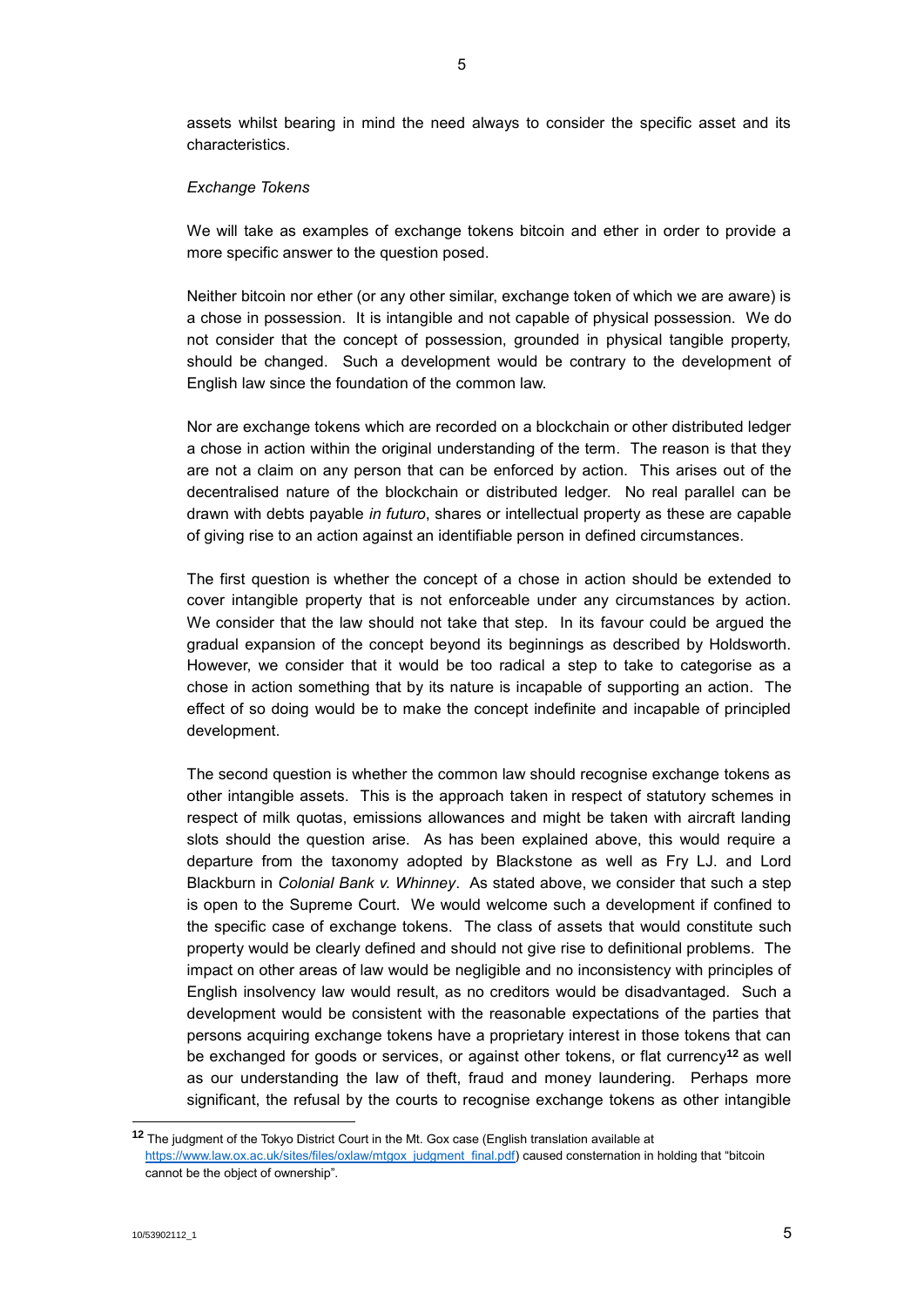assets whilst bearing in mind the need always to consider the specific asset and its characteristics.

*Exchange Tokens*

We will take as examples of exchange tokens bitcoin and ether in order to provide a more specific answer to the question posed.

Neither bitcoin nor ether (or any other similar, exchange token of which we are aware) is a chose in possession. It is intangible and not capable of physical possession. We do not consider that the concept of possession, grounded in physical tangible property, should be changed. Such a development would be contrary to the development of English law since the foundation of the common law.

Nor are exchange tokens which are recorded on a blockchain or other distributed ledger a chose in action within the original understanding of the term. The reason is that they are not a claim on any person that can be enforced by action. This arises out of the decentralised nature of the blockchain or distributed ledger. No real parallel can be drawn with debts payable *in futuro*, shares or intellectual property as these are capable of giving rise to an action against an identifiable person in defined circumstances.

The first question is whether the concept of a chose in action should be extended to cover intangible property that is not enforceable under any circumstances by action. We consider that the law should not take that step. In its favour could be argued the gradual expansion of the concept beyond its beginnings as described by Holdsworth. However, we consider that it would be too radical a step to take to categorise as a chose in action something that by its nature is incapable of supporting an action. The effect of so doing would be to make the concept indefinite and incapable of principled development.

The second question is whether the common law should recognise exchange tokens as other intangible assets. This is the approach taken in respect of statutory schemes in respect of milk quotas, emissions allowances and might be taken with aircraft landing slots should the question arise. As has been explained above, this would require a departure from the taxonomy adopted by Blackstone as well as Fry LJ. and Lord Blackburn in *Colonial Bank v. Whinney*. As stated above, we consider that such a step is open to the Supreme Court. We would welcome such a development if confined to the specific case of exchange tokens. The class of assets that would constitute such property would be clearly defined and should not give rise to definitional problems. The impact on other areas of law would be negligible and no inconsistency with principles of English insolvency law would result, as no creditors would be disadvantaged. Such a development would be consistent with the reasonable expectations of the parties that persons acquiring exchange tokens have a proprietary interest in those tokens that can be exchanged for goods or services, or against other tokens, or fiat currency[12] as well as our understanding the law of theft, fraud and money laundering. Perhaps more significant, the refusal by the courts to recognise exchange tokens as other intangible

[12] The judgment of the Tokyo District Court in the Mt. Gox case (English translation available at https://www.law.ox.ac.uk/sites/files/oxlaw/mtgox_judgment_final.pdf) caused consternation in holding that "bitcoin cannot be the object of ownership".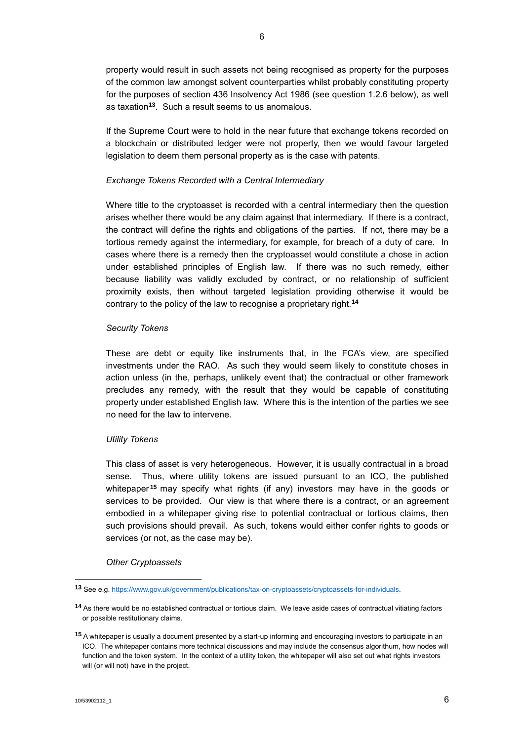property would result in such assets not being recognised as property for the purposes of the common law amongst solvent counterparties whilst probably constituting property for the purposes of section 436 Insolvency Act 1986 (see question 1.2.6 below), as well as taxation[13]. Such a result seems to us anomalous.

If the Supreme Court were to hold in the near future that exchange tokens recorded on a blockchain or distributed ledger were not property, then we would favour targeted legislation to deem them personal property as is the case with patents.

*Exchange Tokens Recorded with a Central Intermediary*

Where title to the cryptoasset is recorded with a central intermediary then the question arises whether there would be any claim against that intermediary. If there is a contract, the contract will define the rights and obligations of the parties. If not, there may be a tortious remedy against the intermediary, for example, for breach of a duty of care. In cases where there is a remedy then the cryptoasset would constitute a chose in action under established principles of English law. If there was no such remedy, either because liability was validly excluded by contract, or no relationship of sufficient proximity exists, then without targeted legislation providing otherwise it would be contrary to the policy of the law to recognise a proprietary right.[14]

*Security Tokens*

These are debt or equity like instruments that, in the FCA's view, are specified investments under the RAO. As such they would seem likely to constitute choses in action unless (in the, perhaps, unlikely event that) the contractual or other framework precludes any remedy, with the result that they would be capable of constituting property under established English law. Where this is the intention of the parties we see no need for the law to intervene.

*Utility Tokens*

This class of asset is very heterogeneous. However, it is usually contractual in a broad sense. Thus, where utility tokens are issued pursuant to an ICO, the published whitepaper[15] may specify what rights (if any) investors may have in the goods or services to be provided. Our view is that where there is a contract, or an agreement embodied in a whitepaper giving rise to potential contractual or tortious claims, then such provisions should prevail. As such, tokens would either confer rights to goods or services (or not, as the case may be).

*Other Cryptoassets*

---

[13] See e.g. https://www.gov.uk/government/publications/tax-on-cryptoassets/cryptoassets-for-individuals.

[14] As there would be no established contractual or tortious claim. We leave aside cases of contractual vitiating factors or possible restitutionary claims.

[15] A whitepaper is usually a document presented by a start-up informing and encouraging investors to participate in an ICO. The whitepaper contains more technical discussions and may include the consensus algorithm, how nodes will function and the token system. In the context of a utility token, the whitepaper will also set out what rights investors will (or will not) have in the project.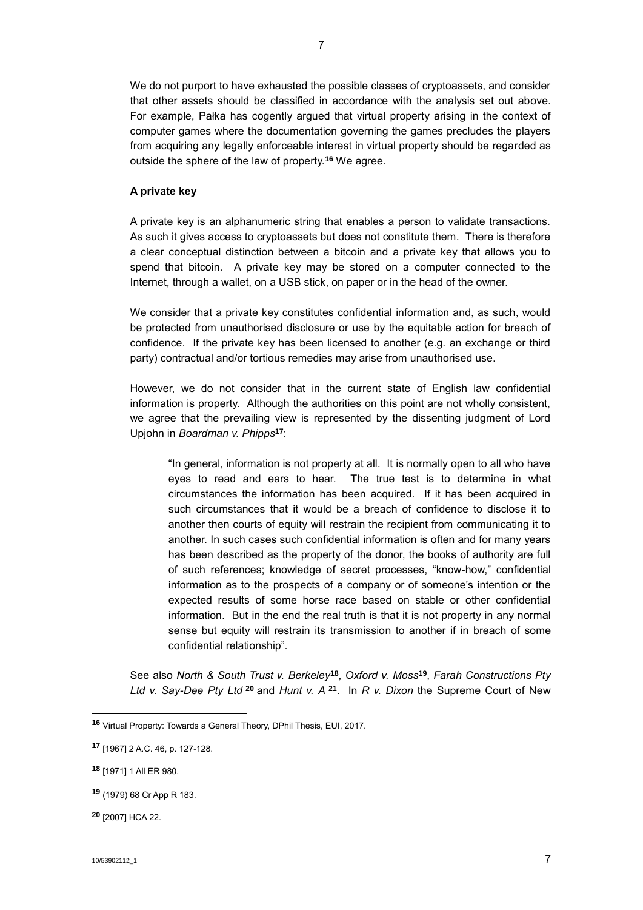We do not purport to have exhausted the possible classes of cryptoassets, and consider that other assets should be classified in accordance with the analysis set out above. For example, Pałka has cogently argued that virtual property arising in the context of computer games where the documentation governing the games precludes the players from acquiring any legally enforceable interest in virtual property should be regarded as outside the sphere of the law of property.[16] We agree.

**A private key**

A private key is an alphanumeric string that enables a person to validate transactions. As such it gives access to cryptoassets but does not constitute them. There is therefore a clear conceptual distinction between a bitcoin and a private key that allows you to spend that bitcoin. A private key may be stored on a computer connected to the Internet, through a wallet, on a USB stick, on paper or in the head of the owner.

We consider that a private key constitutes confidential information and, as such, would be protected from unauthorised disclosure or use by the equitable action for breach of confidence. If the private key has been licensed to another (e.g. an exchange or third party) contractual and/or tortious remedies may arise from unauthorised use.

However, we do not consider that in the current state of English law confidential information is property. Although the authorities on this point are not wholly consistent, we agree that the prevailing view is represented by the dissenting judgment of Lord Upjohn in *Boardman v. Phipps*[17]:

> "In general, information is not property at all. It is normally open to all who have eyes to read and ears to hear. The true test is to determine in what circumstances the information has been acquired. If it has been acquired in such circumstances that it would be a breach of confidence to disclose it to another then courts of equity will restrain the recipient from communicating it to another. In such cases such confidential information is often and for many years has been described as the property of the donor, the books of authority are full of such references; knowledge of secret processes, "know-how," confidential information as to the prospects of a company or of someone's intention or the expected results of some horse race based on stable or other confidential information. But in the end the real truth is that it is not property in any normal sense but equity will restrain its transmission to another if in breach of some confidential relationship".

See also *North & South Trust v. Berkeley*[18], *Oxford v. Moss*[19], *Farah Constructions Pty Ltd v. Say-Dee Pty Ltd*[20] and *Hunt v. A*[21]. In *R v. Dixon* the Supreme Court of New

---

[16] Virtual Property: Towards a General Theory, DPhil Thesis, EUI, 2017.

[17] [1967] 2 A.C. 46, p. 127-128.

[18] [1971] 1 All ER 980.

[19] (1979) 68 Cr App R 183.

[20] [2007] HCA 22.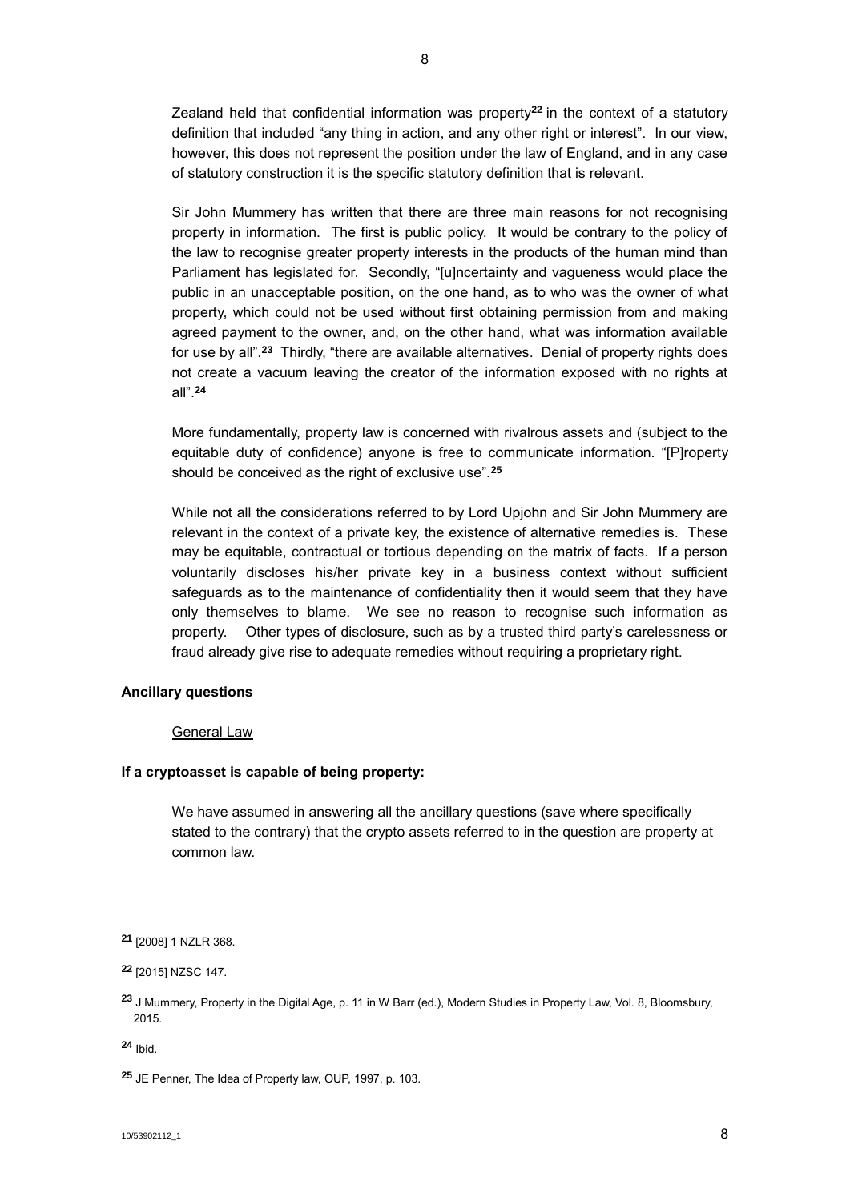Zealand held that confidential information was property[22] in the context of a statutory definition that included "any thing in action, and any other right or interest". In our view, however, this does not represent the position under the law of England, and in any case of statutory construction it is the specific statutory definition that is relevant.

Sir John Mummery has written that there are three main reasons for not recognising property in information. The first is public policy. It would be contrary to the policy of the law to recognise greater property interests in the products of the human mind than Parliament has legislated for. Secondly, "[u]ncertainty and vagueness would place the public in an unacceptable position, on the one hand, as to who was the owner of what property, which could not be used without first obtaining permission from and making agreed payment to the owner, and, on the other hand, what was information available for use by all".[23] Thirdly, "there are available alternatives. Denial of property rights does not create a vacuum leaving the creator of the information exposed with no rights at all".[24]

More fundamentally, property law is concerned with rivalrous assets and (subject to the equitable duty of confidence) anyone is free to communicate information. "[P]roperty should be conceived as the right of exclusive use".[25]

While not all the considerations referred to by Lord Upjohn and Sir John Mummery are relevant in the context of a private key, the existence of alternative remedies is. These may be equitable, contractual or tortious depending on the matrix of facts. If a person voluntarily discloses his/her private key in a business context without sufficient safeguards as to the maintenance of confidentiality then it would seem that they have only themselves to blame. We see no reason to recognise such information as property. Other types of disclosure, such as by a trusted third party's carelessness or fraud already give rise to adequate remedies without requiring a proprietary right.

**Ancillary questions**

<u>General Law</u>

**If a cryptoasset is capable of being property:**

We have assumed in answering all the ancillary questions (save where specifically stated to the contrary) that the crypto assets referred to in the question are property at common law.

---

[21] [2008] 1 NZLR 368.

[22] [2015] NZSC 147.

[23] J Mummery, Property in the Digital Age, p. 11 in W Barr (ed.), Modern Studies in Property Law, Vol. 8, Bloomsbury, 2015.

[24] Ibid.

[25] JE Penner, The Idea of Property law, OUP, 1997, p. 103.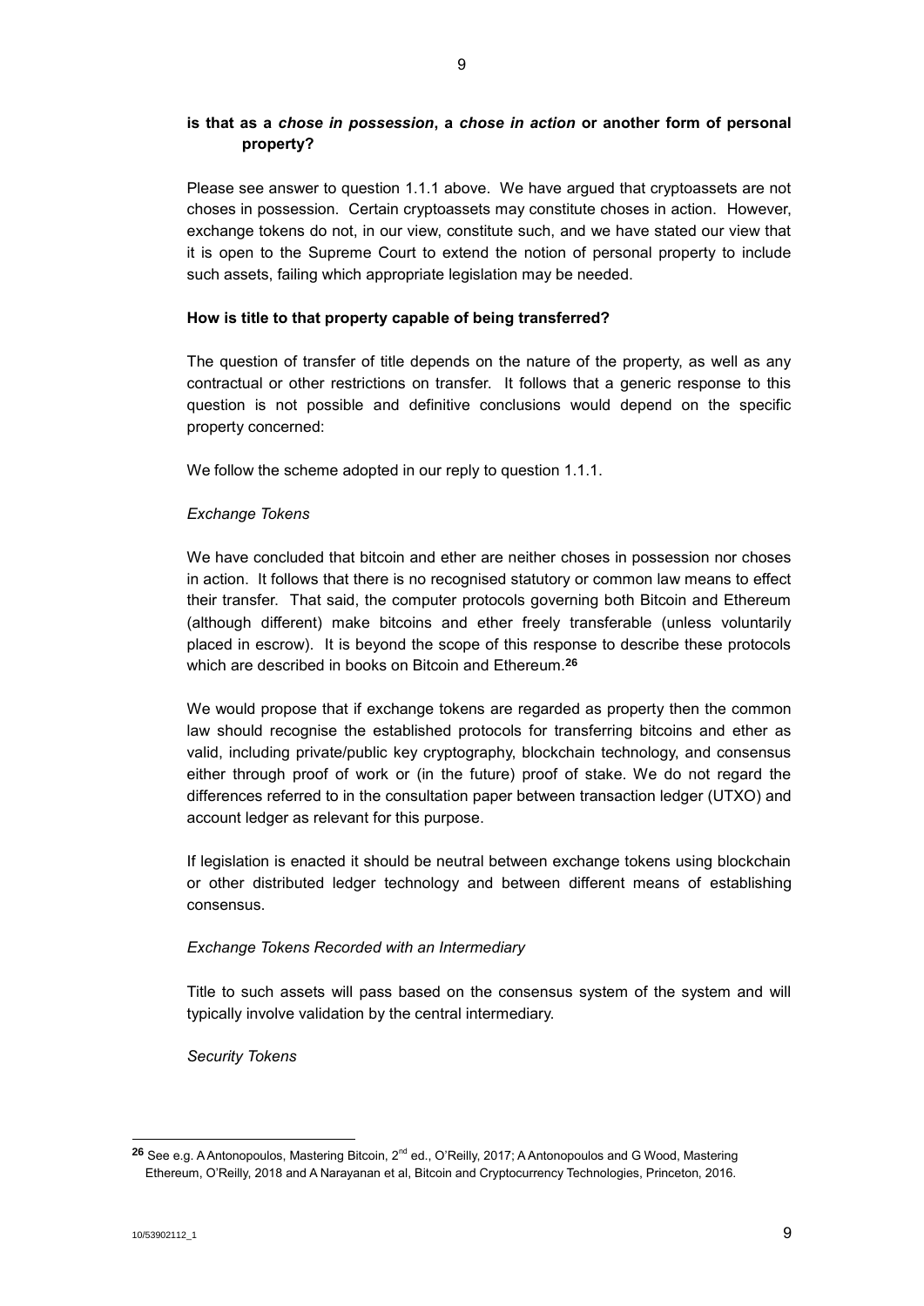**is that as a *chose in possession*, a *chose in action* or another form of personal property?**

Please see answer to question 1.1.1 above. We have argued that cryptoassets are not choses in possession. Certain cryptoassets may constitute choses in action. However, exchange tokens do not, in our view, constitute such, and we have stated our view that it is open to the Supreme Court to extend the notion of personal property to include such assets, failing which appropriate legislation may be needed.

**How is title to that property capable of being transferred?**

The question of transfer of title depends on the nature of the property, as well as any contractual or other restrictions on transfer. It follows that a generic response to this question is not possible and definitive conclusions would depend on the specific property concerned:

We follow the scheme adopted in our reply to question 1.1.1.

*Exchange Tokens*

We have concluded that bitcoin and ether are neither choses in possession nor choses in action. It follows that there is no recognised statutory or common law means to effect their transfer. That said, the computer protocols governing both Bitcoin and Ethereum (although different) make bitcoins and ether freely transferable (unless voluntarily placed in escrow). It is beyond the scope of this response to describe these protocols which are described in books on Bitcoin and Ethereum.[26]

We would propose that if exchange tokens are regarded as property then the common law should recognise the established protocols for transferring bitcoins and ether as valid, including private/public key cryptography, blockchain technology, and consensus either through proof of work or (in the future) proof of stake. We do not regard the differences referred to in the consultation paper between transaction ledger (UTXO) and account ledger as relevant for this purpose.

If legislation is enacted it should be neutral between exchange tokens using blockchain or other distributed ledger technology and between different means of establishing consensus.

*Exchange Tokens Recorded with an Intermediary*

Title to such assets will pass based on the consensus system of the system and will typically involve validation by the central intermediary.

*Security Tokens*

---

[26] See e.g. A Antonopoulos, Mastering Bitcoin, 2nd ed., O'Reilly, 2017; A Antonopoulos and G Wood, Mastering Ethereum, O'Reilly, 2018 and A Narayanan et al, Bitcoin and Cryptocurrency Technologies, Princeton, 2016.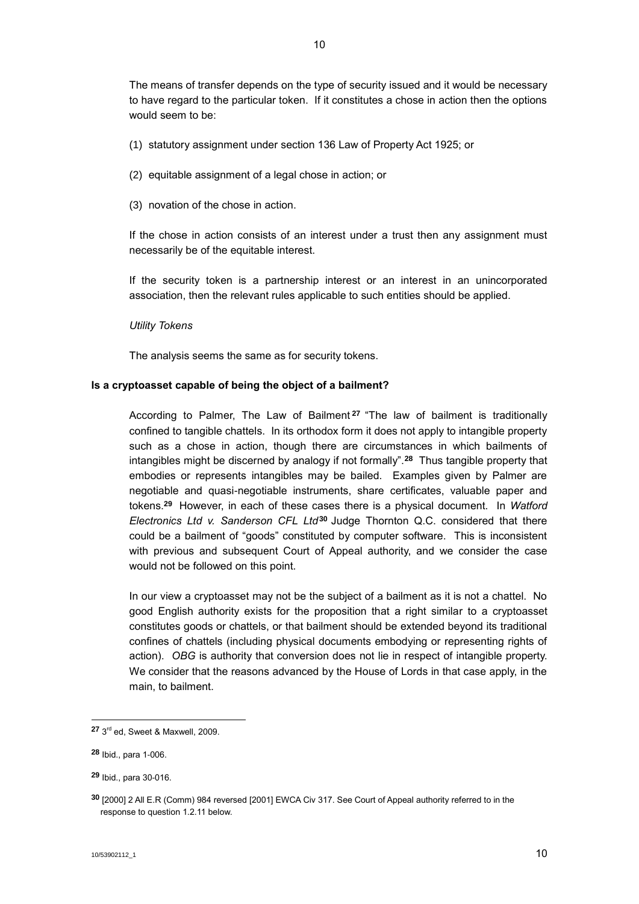The means of transfer depends on the type of security issued and it would be necessary to have regard to the particular token. If it constitutes a chose in action then the options would seem to be:

(1) statutory assignment under section 136 Law of Property Act 1925; or

(2) equitable assignment of a legal chose in action; or

(3) novation of the chose in action.

If the chose in action consists of an interest under a trust then any assignment must necessarily be of the equitable interest.

If the security token is a partnership interest or an interest in an unincorporated association, then the relevant rules applicable to such entities should be applied.

*Utility Tokens*

The analysis seems the same as for security tokens.

**Is a cryptoasset capable of being the object of a bailment?**

According to Palmer, The Law of Bailment[27] "The law of bailment is traditionally confined to tangible chattels. In its orthodox form it does not apply to intangible property such as a chose in action, though there are circumstances in which bailments of intangibles might be discerned by analogy if not formally".[28] Thus tangible property that embodies or represents intangibles may be bailed. Examples given by Palmer are negotiable and quasi-negotiable instruments, share certificates, valuable paper and tokens.[29] However, in each of these cases there is a physical document. In *Watford Electronics Ltd v. Sanderson CFL Ltd*[30] Judge Thornton Q.C. considered that there could be a bailment of "goods" constituted by computer software. This is inconsistent with previous and subsequent Court of Appeal authority, and we consider the case would not be followed on this point.

In our view a cryptoasset may not be the subject of a bailment as it is not a chattel. No good English authority exists for the proposition that a right similar to a cryptoasset constitutes goods or chattels, or that bailment should be extended beyond its traditional confines of chattels (including physical documents embodying or representing rights of action). *OBG* is authority that conversion does not lie in respect of intangible property. We consider that the reasons advanced by the House of Lords in that case apply, in the main, to bailment.

---

**27** 3rd ed, Sweet & Maxwell, 2009.

**28** Ibid., para 1-006.

**29** Ibid., para 30-016.

**30** [2000] 2 All E.R (Comm) 984 reversed [2001] EWCA Civ 317. See Court of Appeal authority referred to in the response to question 1.2.11 below.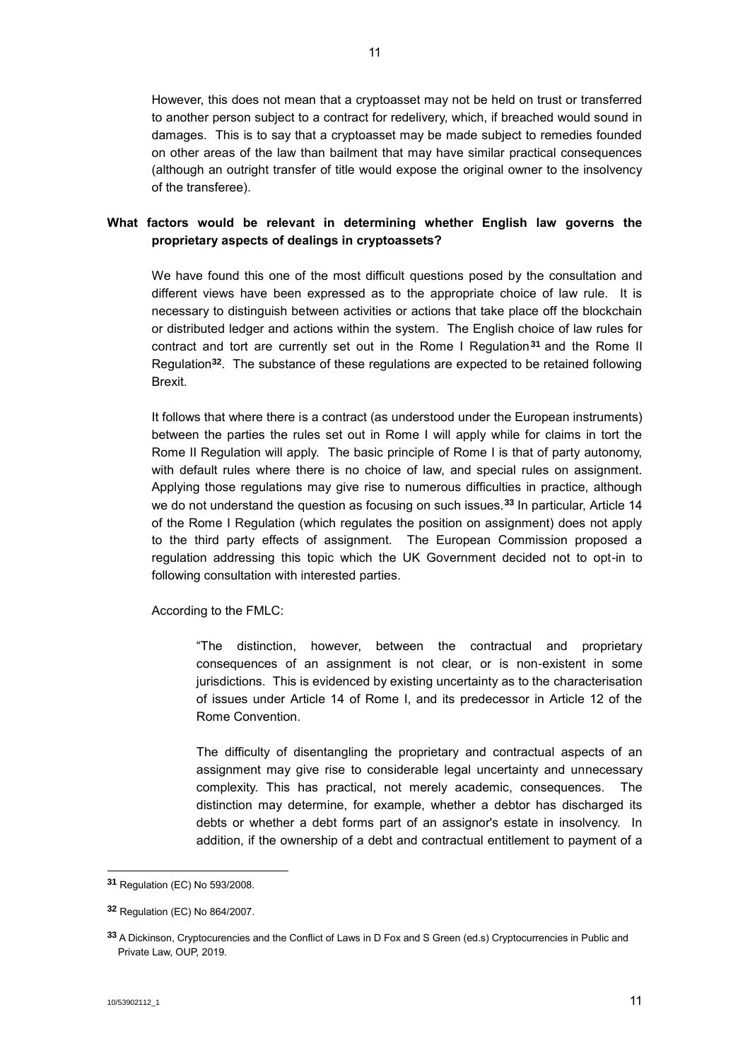However, this does not mean that a cryptoasset may not be held on trust or transferred to another person subject to a contract for redelivery, which, if breached would sound in damages. This is to say that a cryptoasset may be made subject to remedies founded on other areas of the law than bailment that may have similar practical consequences (although an outright transfer of title would expose the original owner to the insolvency of the transferee).

**What factors would be relevant in determining whether English law governs the proprietary aspects of dealings in cryptoassets?**

We have found this one of the most difficult questions posed by the consultation and different views have been expressed as to the appropriate choice of law rule. It is necessary to distinguish between activities or actions that take place off the blockchain or distributed ledger and actions within the system. The English choice of law rules for contract and tort are currently set out in the Rome I Regulation[31] and the Rome II Regulation[32]. The substance of these regulations are expected to be retained following Brexit.

It follows that where there is a contract (as understood under the European instruments) between the parties the rules set out in Rome I will apply while for claims in tort the Rome II Regulation will apply. The basic principle of Rome I is that of party autonomy, with default rules where there is no choice of law, and special rules on assignment. Applying those regulations may give rise to numerous difficulties in practice, although we do not understand the question as focusing on such issues.[33] In particular, Article 14 of the Rome I Regulation (which regulates the position on assignment) does not apply to the third party effects of assignment. The European Commission proposed a regulation addressing this topic which the UK Government decided not to opt-in to following consultation with interested parties.

According to the FMLC:

> "The distinction, however, between the contractual and proprietary consequences of an assignment is not clear, or is non-existent in some jurisdictions. This is evidenced by existing uncertainty as to the characterisation of issues under Article 14 of Rome I, and its predecessor in Article 12 of the Rome Convention.
>
> The difficulty of disentangling the proprietary and contractual aspects of an assignment may give rise to considerable legal uncertainty and unnecessary complexity. This has practical, not merely academic, consequences. The distinction may determine, for example, whether a debtor has discharged its debts or whether a debt forms part of an assignor's estate in insolvency. In addition, if the ownership of a debt and contractual entitlement to payment of a

---

[31] Regulation (EC) No 593/2008.

[32] Regulation (EC) No 864/2007.

[33] A Dickinson, Cryptocurencies and the Conflict of Laws in D Fox and S Green (ed.s) Cryptocurrencies in Public and Private Law, OUP, 2019.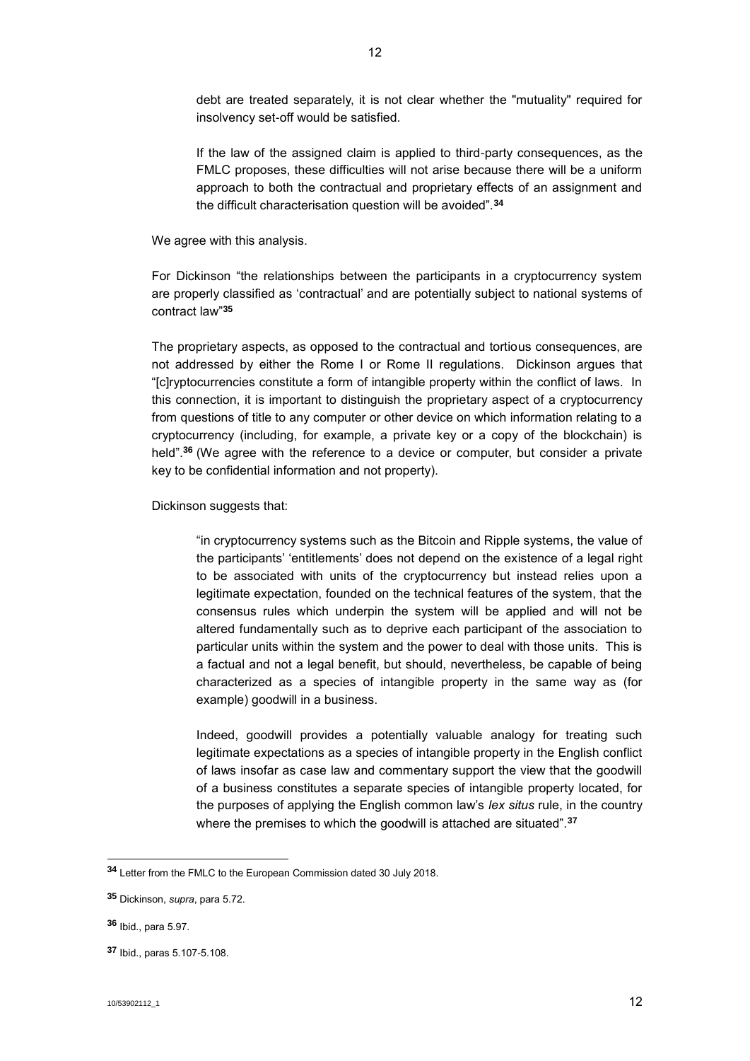> debt are treated separately, it is not clear whether the "mutuality" required for insolvency set-off would be satisfied.
>
> If the law of the assigned claim is applied to third-party consequences, as the FMLC proposes, these difficulties will not arise because there will be a uniform approach to both the contractual and proprietary effects of an assignment and the difficult characterisation question will be avoided".[34]

We agree with this analysis.

For Dickinson "the relationships between the participants in a cryptocurrency system are properly classified as 'contractual' and are potentially subject to national systems of contract law"[35]

The proprietary aspects, as opposed to the contractual and tortious consequences, are not addressed by either the Rome I or Rome II regulations. Dickinson argues that "[c]ryptocurrencies constitute a form of intangible property within the conflict of laws. In this connection, it is important to distinguish the proprietary aspect of a cryptocurrency from questions of title to any computer or other device on which information relating to a cryptocurrency (including, for example, a private key or a copy of the blockchain) is held".[36] (We agree with the reference to a device or computer, but consider a private key to be confidential information and not property).

Dickinson suggests that:

> "in cryptocurrency systems such as the Bitcoin and Ripple systems, the value of the participants' 'entitlements' does not depend on the existence of a legal right to be associated with units of the cryptocurrency but instead relies upon a legitimate expectation, founded on the technical features of the system, that the consensus rules which underpin the system will be applied and will not be altered fundamentally such as to deprive each participant of the association to particular units within the system and the power to deal with those units. This is a factual and not a legal benefit, but should, nevertheless, be capable of being characterized as a species of intangible property in the same way as (for example) goodwill in a business.
>
> Indeed, goodwill provides a potentially valuable analogy for treating such legitimate expectations as a species of intangible property in the English conflict of laws insofar as case law and commentary support the view that the goodwill of a business constitutes a separate species of intangible property located, for the purposes of applying the English common law's *lex situs* rule, in the country where the premises to which the goodwill is attached are situated".[37]

---

[34] Letter from the FMLC to the European Commission dated 30 July 2018.

[35] Dickinson, *supra*, para 5.72.

[36] Ibid., para 5.97.

[37] Ibid., paras 5.107-5.108.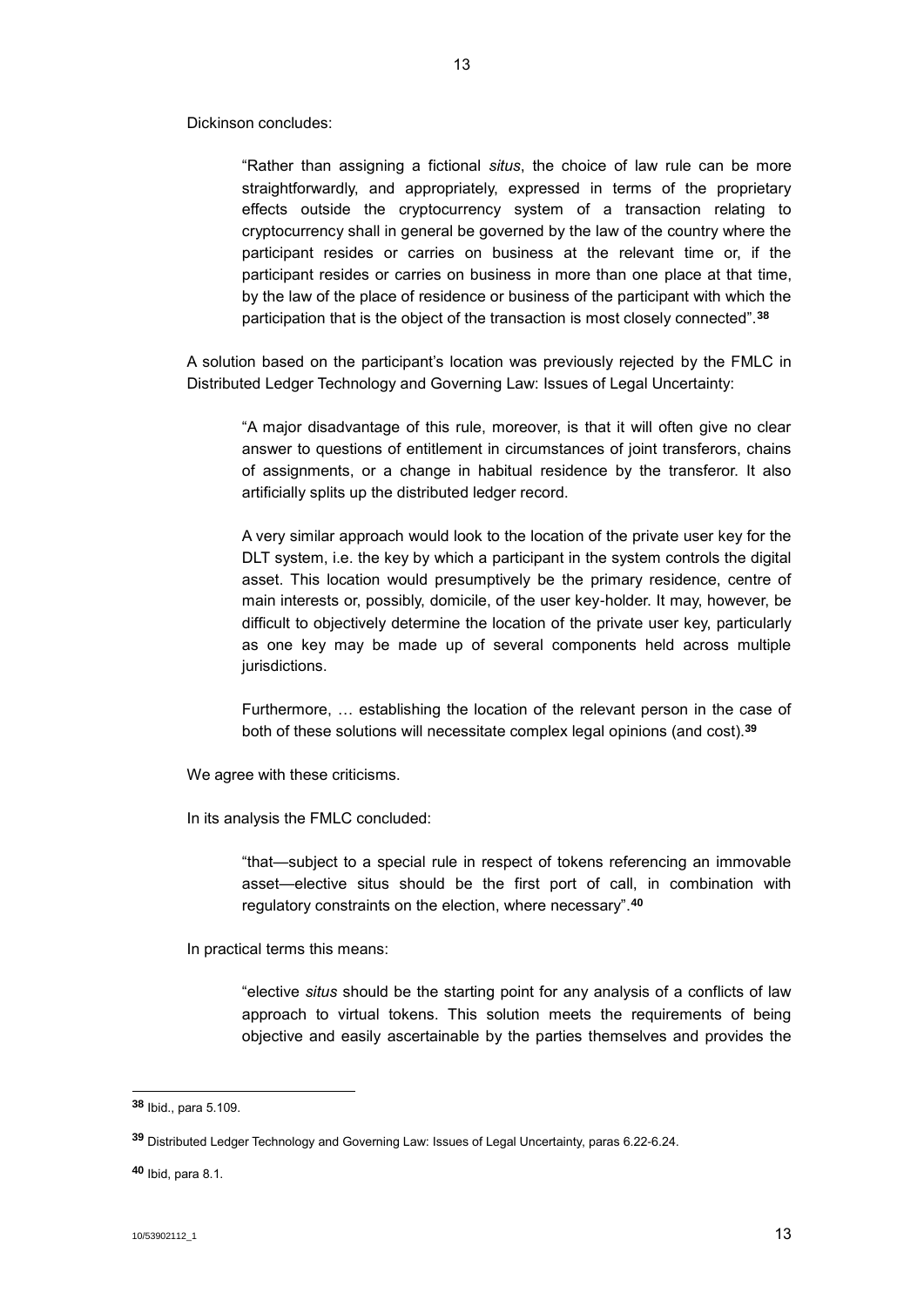Dickinson concludes:

> "Rather than assigning a fictional *situs*, the choice of law rule can be more straightforwardly, and appropriately, expressed in terms of the proprietary effects outside the cryptocurrency system of a transaction relating to cryptocurrency shall in general be governed by the law of the country where the participant resides or carries on business at the relevant time or, if the participant resides or carries on business in more than one place at that time, by the law of the place of residence or business of the participant with which the participation that is the object of the transaction is most closely connected".[38]

A solution based on the participant's location was previously rejected by the FMLC in Distributed Ledger Technology and Governing Law: Issues of Legal Uncertainty:

> "A major disadvantage of this rule, moreover, is that it will often give no clear answer to questions of entitlement in circumstances of joint transferors, chains of assignments, or a change in habitual residence by the transferor. It also artificially splits up the distributed ledger record.
>
> A very similar approach would look to the location of the private user key for the DLT system, i.e. the key by which a participant in the system controls the digital asset. This location would presumptively be the primary residence, centre of main interests or, possibly, domicile, of the user key-holder. It may, however, be difficult to objectively determine the location of the private user key, particularly as one key may be made up of several components held across multiple jurisdictions.
>
> Furthermore, … establishing the location of the relevant person in the case of both of these solutions will necessitate complex legal opinions (and cost).[39]

We agree with these criticisms.

In its analysis the FMLC concluded:

> "that—subject to a special rule in respect of tokens referencing an immovable asset—elective situs should be the first port of call, in combination with regulatory constraints on the election, where necessary".[40]

In practical terms this means:

> "elective *situs* should be the starting point for any analysis of a conflicts of law approach to virtual tokens. This solution meets the requirements of being objective and easily ascertainable by the parties themselves and provides the

---

[38] Ibid., para 5.109.

[39] Distributed Ledger Technology and Governing Law: Issues of Legal Uncertainty, paras 6.22-6.24.

[40] Ibid, para 8.1.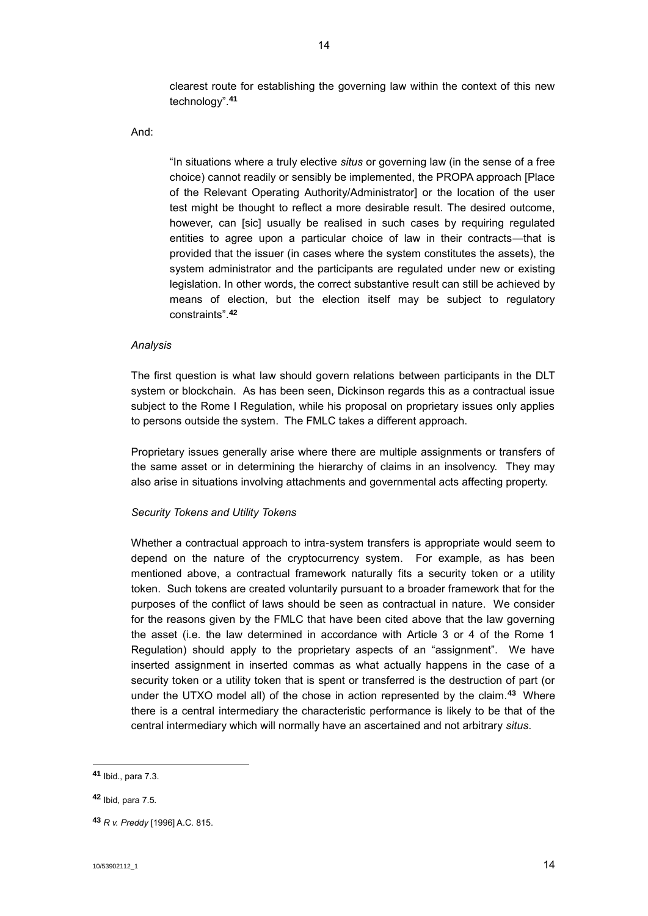> clearest route for establishing the governing law within the context of this new technology".[41]

And:

> "In situations where a truly elective *situs* or governing law (in the sense of a free choice) cannot readily or sensibly be implemented, the PROPA approach [Place of the Relevant Operating Authority/Administrator] or the location of the user test might be thought to reflect a more desirable result. The desired outcome, however, can [sic] usually be realised in such cases by requiring regulated entities to agree upon a particular choice of law in their contracts—that is provided that the issuer (in cases where the system constitutes the assets), the system administrator and the participants are regulated under new or existing legislation. In other words, the correct substantive result can still be achieved by means of election, but the election itself may be subject to regulatory constraints".[42]

*Analysis*

The first question is what law should govern relations between participants in the DLT system or blockchain. As has been seen, Dickinson regards this as a contractual issue subject to the Rome I Regulation, while his proposal on proprietary issues only applies to persons outside the system. The FMLC takes a different approach.

Proprietary issues generally arise where there are multiple assignments or transfers of the same asset or in determining the hierarchy of claims in an insolvency. They may also arise in situations involving attachments and governmental acts affecting property.

*Security Tokens and Utility Tokens*

Whether a contractual approach to intra-system transfers is appropriate would seem to depend on the nature of the cryptocurrency system. For example, as has been mentioned above, a contractual framework naturally fits a security token or a utility token. Such tokens are created voluntarily pursuant to a broader framework that for the purposes of the conflict of laws should be seen as contractual in nature. We consider for the reasons given by the FMLC that have been cited above that the law governing the asset (i.e. the law determined in accordance with Article 3 or 4 of the Rome 1 Regulation) should apply to the proprietary aspects of an "assignment". We have inserted assignment in inserted commas as what actually happens in the case of a security token or a utility token that is spent or transferred is the destruction of part (or under the UTXO model all) of the chose in action represented by the claim.[43] Where there is a central intermediary the characteristic performance is likely to be that of the central intermediary which will normally have an ascertained and not arbitrary *situs*.

---

[41] Ibid., para 7.3.

[42] Ibid, para 7.5.

[43] *R v. Preddy* [1996] A.C. 815.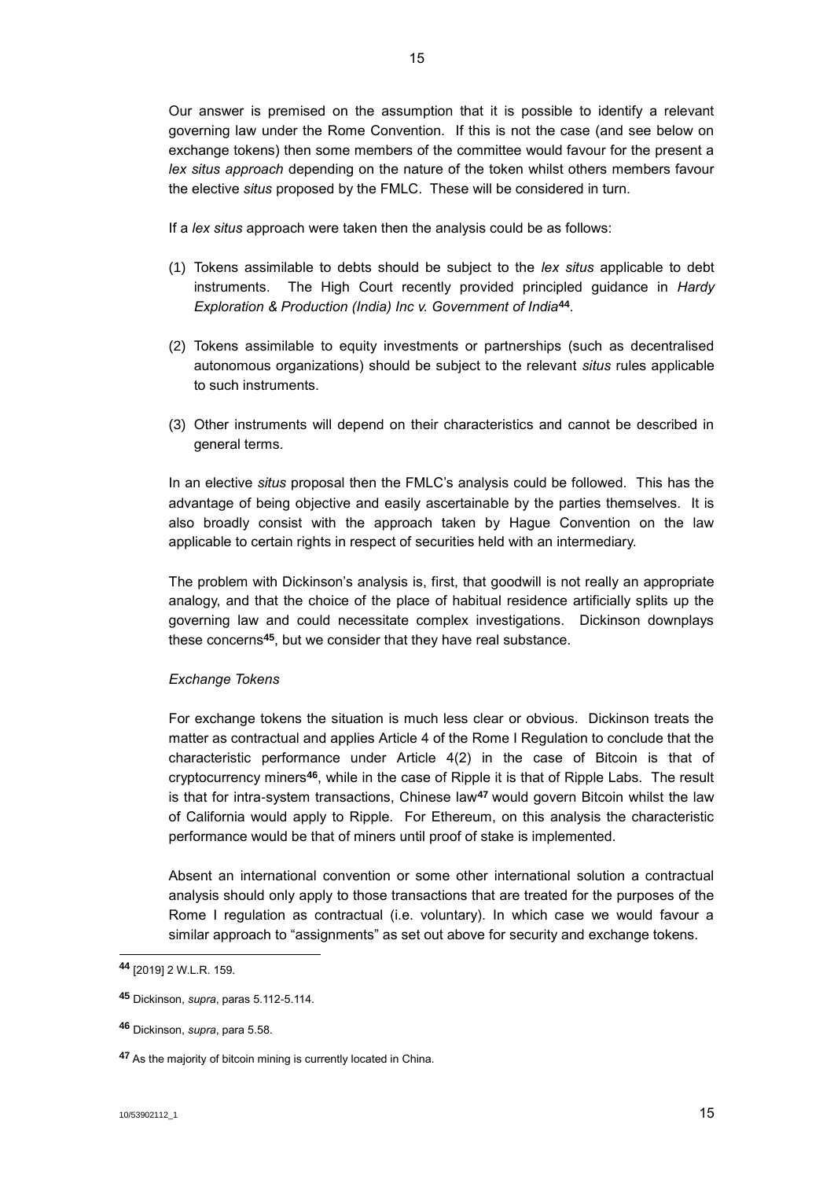Our answer is premised on the assumption that it is possible to identify a relevant governing law under the Rome Convention. If this is not the case (and see below on exchange tokens) then some members of the committee would favour for the present a *lex situs approach* depending on the nature of the token whilst others members favour the elective *situs* proposed by the FMLC. These will be considered in turn.

If a *lex situs* approach were taken then the analysis could be as follows:

(1) Tokens assimilable to debts should be subject to the *lex situs* applicable to debt instruments. The High Court recently provided principled guidance in *Hardy Exploration & Production (India) Inc v. Government of India*[44].

(2) Tokens assimilable to equity investments or partnerships (such as decentralised autonomous organizations) should be subject to the relevant *situs* rules applicable to such instruments.

(3) Other instruments will depend on their characteristics and cannot be described in general terms.

In an elective *situs* proposal then the FMLC's analysis could be followed. This has the advantage of being objective and easily ascertainable by the parties themselves. It is also broadly consist with the approach taken by Hague Convention on the law applicable to certain rights in respect of securities held with an intermediary.

The problem with Dickinson's analysis is, first, that goodwill is not really an appropriate analogy, and that the choice of the place of habitual residence artificially splits up the governing law and could necessitate complex investigations. Dickinson downplays these concerns[45], but we consider that they have real substance.

*Exchange Tokens*

For exchange tokens the situation is much less clear or obvious. Dickinson treats the matter as contractual and applies Article 4 of the Rome I Regulation to conclude that the characteristic performance under Article 4(2) in the case of Bitcoin is that of cryptocurrency miners[46], while in the case of Ripple it is that of Ripple Labs. The result is that for intra-system transactions, Chinese law[47] would govern Bitcoin whilst the law of California would apply to Ripple. For Ethereum, on this analysis the characteristic performance would be that of miners until proof of stake is implemented.

Absent an international convention or some other international solution a contractual analysis should only apply to those transactions that are treated for the purposes of the Rome I regulation as contractual (i.e. voluntary). In which case we would favour a similar approach to "assignments" as set out above for security and exchange tokens.

---

[44] [2019] 2 W.L.R. 159.

[45] Dickinson, *supra*, paras 5.112-5.114.

[46] Dickinson, *supra*, para 5.58.

[47] As the majority of bitcoin mining is currently located in China.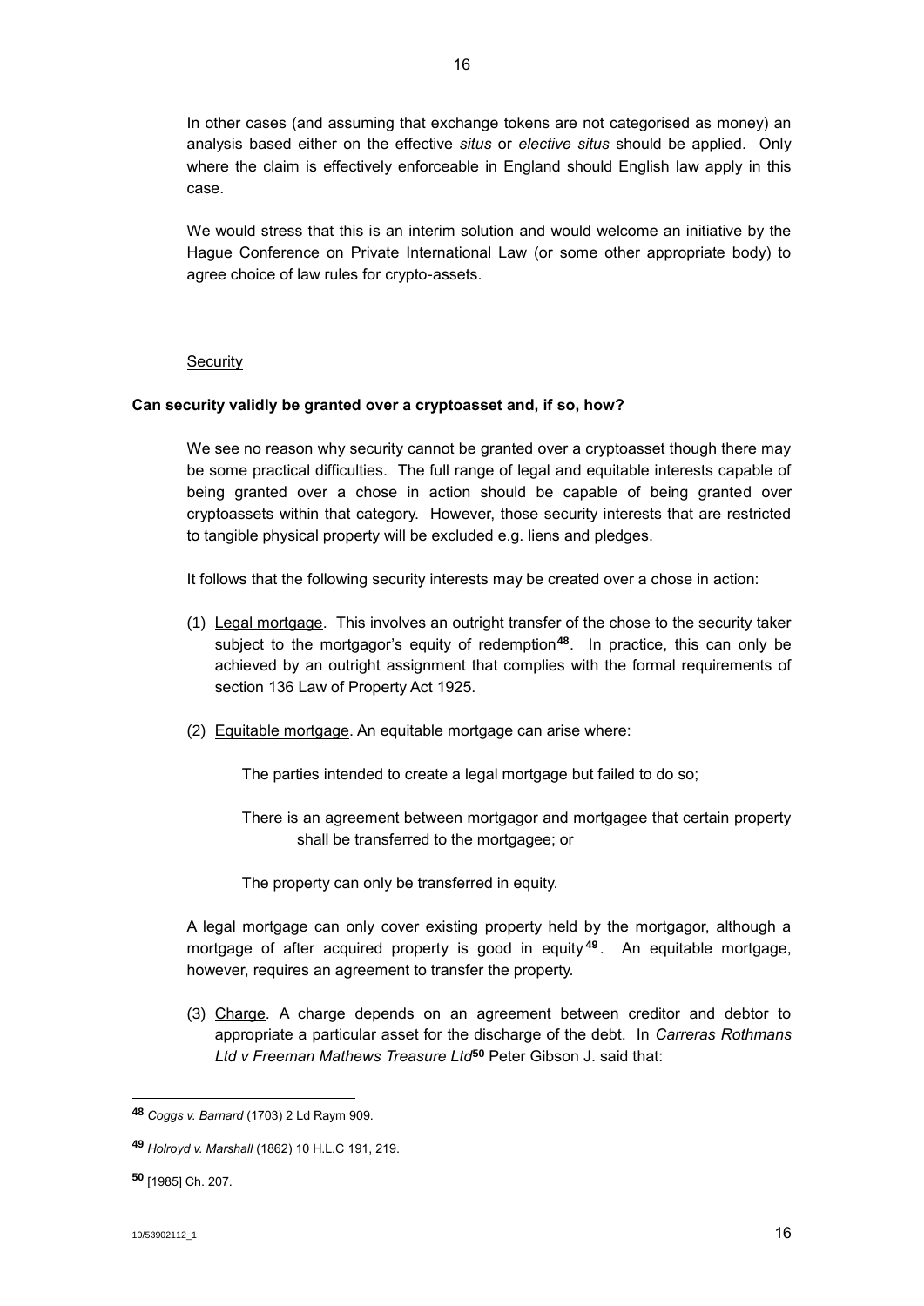In other cases (and assuming that exchange tokens are not categorised as money) an analysis based either on the effective *situs* or *elective situs* should be applied. Only where the claim is effectively enforceable in England should English law apply in this case.

We would stress that this is an interim solution and would welcome an initiative by the Hague Conference on Private International Law (or some other appropriate body) to agree choice of law rules for crypto-assets.

Security

**Can security validly be granted over a cryptoasset and, if so, how?**

We see no reason why security cannot be granted over a cryptoasset though there may be some practical difficulties. The full range of legal and equitable interests capable of being granted over a chose in action should be capable of being granted over cryptoassets within that category. However, those security interests that are restricted to tangible physical property will be excluded e.g. liens and pledges.

It follows that the following security interests may be created over a chose in action:

(1) Legal mortgage. This involves an outright transfer of the chose to the security taker subject to the mortgagor's equity of redemption[48]. In practice, this can only be achieved by an outright assignment that complies with the formal requirements of section 136 Law of Property Act 1925.

(2) Equitable mortgage. An equitable mortgage can arise where:

The parties intended to create a legal mortgage but failed to do so;

There is an agreement between mortgagor and mortgagee that certain property shall be transferred to the mortgagee; or

The property can only be transferred in equity.

A legal mortgage can only cover existing property held by the mortgagor, although a mortgage of after acquired property is good in equity[49]. An equitable mortgage, however, requires an agreement to transfer the property.

(3) Charge. A charge depends on an agreement between creditor and debtor to appropriate a particular asset for the discharge of the debt. In *Carreras Rothmans Ltd v Freeman Mathews Treasure Ltd*[50] Peter Gibson J. said that:

---

[48] *Coggs v. Barnard* (1703) 2 Ld Raym 909.

[49] *Holroyd v. Marshall* (1862) 10 H.L.C 191, 219.

[50] [1985] Ch. 207.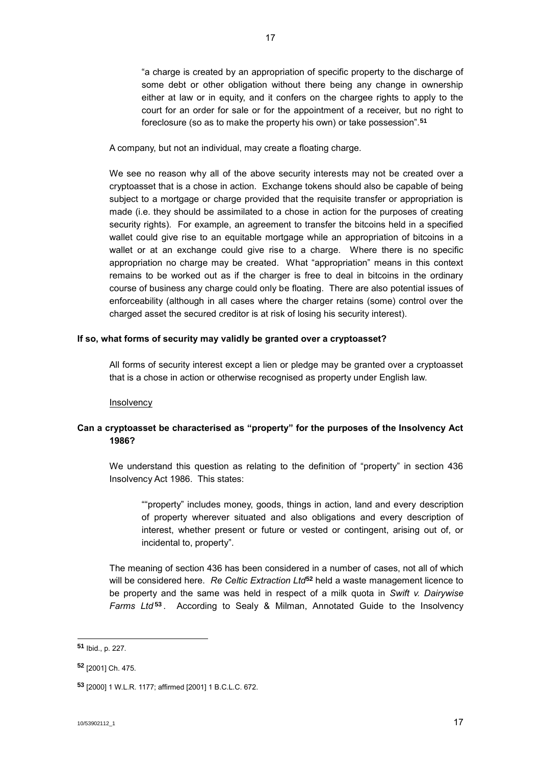> "a charge is created by an appropriation of specific property to the discharge of some debt or other obligation without there being any change in ownership either at law or in equity, and it confers on the chargee rights to apply to the court for an order for sale or for the appointment of a receiver, but no right to foreclosure (so as to make the property his own) or take possession".[51]

A company, but not an individual, may create a floating charge.

We see no reason why all of the above security interests may not be created over a cryptoasset that is a chose in action. Exchange tokens should also be capable of being subject to a mortgage or charge provided that the requisite transfer or appropriation is made (i.e. they should be assimilated to a chose in action for the purposes of creating security rights). For example, an agreement to transfer the bitcoins held in a specified wallet could give rise to an equitable mortgage while an appropriation of bitcoins in a wallet or at an exchange could give rise to a charge. Where there is no specific appropriation no charge may be created. What "appropriation" means in this context remains to be worked out as if the charger is free to deal in bitcoins in the ordinary course of business any charge could only be floating. There are also potential issues of enforceability (although in all cases where the charger retains (some) control over the charged asset the secured creditor is at risk of losing his security interest).

**If so, what forms of security may validly be granted over a cryptoasset?**

All forms of security interest except a lien or pledge may be granted over a cryptoasset that is a chose in action or otherwise recognised as property under English law.

Insolvency

**Can a cryptoasset be characterised as "property" for the purposes of the Insolvency Act 1986?**

We understand this question as relating to the definition of "property" in section 436 Insolvency Act 1986. This states:

> ""property" includes money, goods, things in action, land and every description of property wherever situated and also obligations and every description of interest, whether present or future or vested or contingent, arising out of, or incidental to, property".

The meaning of section 436 has been considered in a number of cases, not all of which will be considered here. *Re Celtic Extraction Ltd*[52] held a waste management licence to be property and the same was held in respect of a milk quota in *Swift v. Dairywise Farms Ltd*[53]. According to Sealy & Milman, Annotated Guide to the Insolvency

---

[51] Ibid., p. 227.

[52] [2001] Ch. 475.

[53] [2000] 1 W.L.R. 1177; affirmed [2001] 1 B.C.L.C. 672.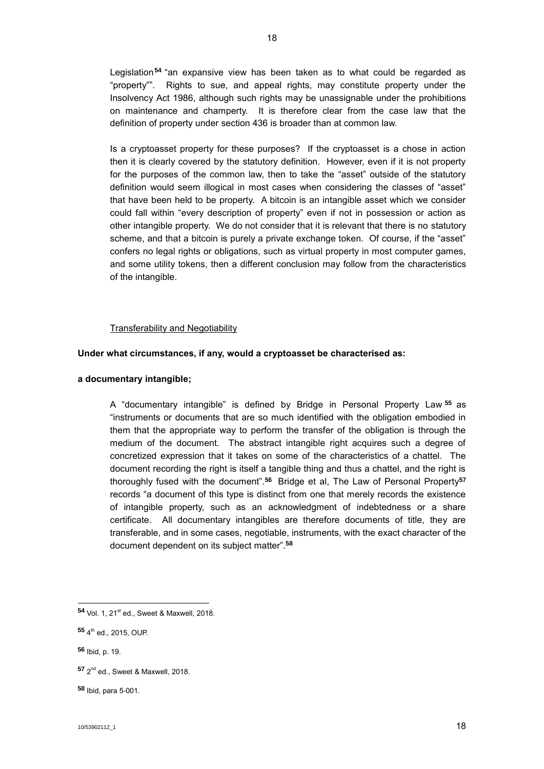Legislation[54] "an expansive view has been taken as to what could be regarded as "property"". Rights to sue, and appeal rights, may constitute property under the Insolvency Act 1986, although such rights may be unassignable under the prohibitions on maintenance and champerty. It is therefore clear from the case law that the definition of property under section 436 is broader than at common law.

Is a cryptoasset property for these purposes? If the cryptoasset is a chose in action then it is clearly covered by the statutory definition. However, even if it is not property for the purposes of the common law, then to take the "asset" outside of the statutory definition would seem illogical in most cases when considering the classes of "asset" that have been held to be property. A bitcoin is an intangible asset which we consider could fall within "every description of property" even if not in possession or action as other intangible property. We do not consider that it is relevant that there is no statutory scheme, and that a bitcoin is purely a private exchange token. Of course, if the "asset" confers no legal rights or obligations, such as virtual property in most computer games, and some utility tokens, then a different conclusion may follow from the characteristics of the intangible.

Transferability and Negotiability

**Under what circumstances, if any, would a cryptoasset be characterised as:**

**a documentary intangible;**

A "documentary intangible" is defined by Bridge in Personal Property Law[55] as "instruments or documents that are so much identified with the obligation embodied in them that the appropriate way to perform the transfer of the obligation is through the medium of the document. The abstract intangible right acquires such a degree of concretized expression that it takes on some of the characteristics of a chattel. The document recording the right is itself a tangible thing and thus a chattel, and the right is thoroughly fused with the document".[56] Bridge et al, The Law of Personal Property[57] records "a document of this type is distinct from one that merely records the existence of intangible property, such as an acknowledgment of indebtedness or a share certificate. All documentary intangibles are therefore documents of title, they are transferable, and in some cases, negotiable, instruments, with the exact character of the document dependent on its subject matter".[58]

---

[54] Vol. 1, 21st ed., Sweet & Maxwell, 2018.

[55] 4th ed., 2015, OUP.

[56] Ibid, p. 19.

[57] 2nd ed., Sweet & Maxwell, 2018.

[58] Ibid, para 5-001.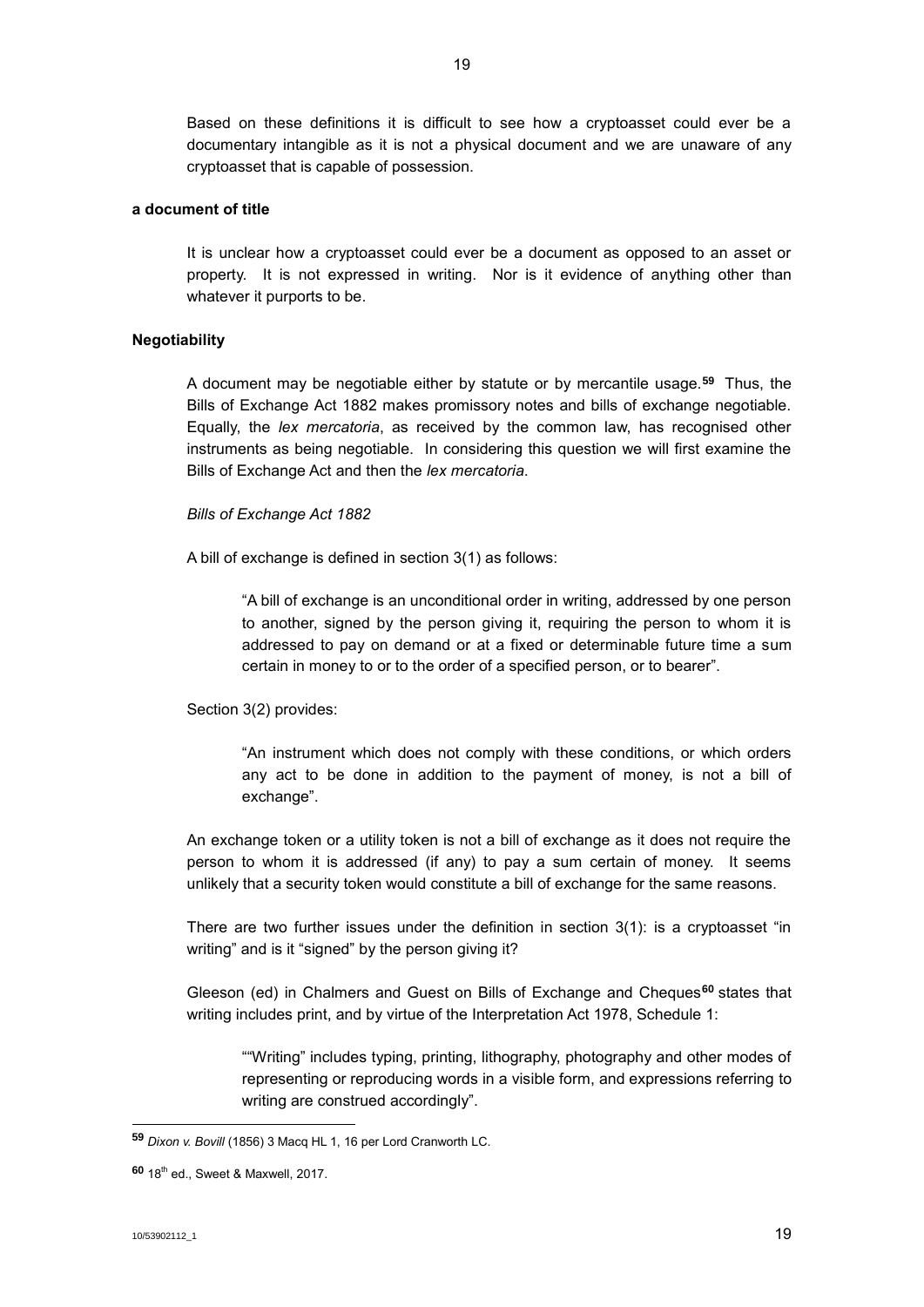Based on these definitions it is difficult to see how a cryptoasset could ever be a documentary intangible as it is not a physical document and we are unaware of any cryptoasset that is capable of possession.

**a document of title**

It is unclear how a cryptoasset could ever be a document as opposed to an asset or property. It is not expressed in writing. Nor is it evidence of anything other than whatever it purports to be.

**Negotiability**

A document may be negotiable either by statute or by mercantile usage.[59] Thus, the Bills of Exchange Act 1882 makes promissory notes and bills of exchange negotiable. Equally, the *lex mercatoria*, as received by the common law, has recognised other instruments as being negotiable. In considering this question we will first examine the Bills of Exchange Act and then the *lex mercatoria*.

*Bills of Exchange Act 1882*

A bill of exchange is defined in section 3(1) as follows:

> "A bill of exchange is an unconditional order in writing, addressed by one person to another, signed by the person giving it, requiring the person to whom it is addressed to pay on demand or at a fixed or determinable future time a sum certain in money to or to the order of a specified person, or to bearer".

Section 3(2) provides:

> "An instrument which does not comply with these conditions, or which orders any act to be done in addition to the payment of money, is not a bill of exchange".

An exchange token or a utility token is not a bill of exchange as it does not require the person to whom it is addressed (if any) to pay a sum certain of money. It seems unlikely that a security token would constitute a bill of exchange for the same reasons.

There are two further issues under the definition in section 3(1): is a cryptoasset "in writing" and is it "signed" by the person giving it?

Gleeson (ed) in Chalmers and Guest on Bills of Exchange and Cheques[60] states that writing includes print, and by virtue of the Interpretation Act 1978, Schedule 1:

> ""Writing" includes typing, printing, lithography, photography and other modes of representing or reproducing words in a visible form, and expressions referring to writing are construed accordingly".

---

[59] *Dixon v. Bovill* (1856) 3 Macq HL 1, 16 per Lord Cranworth LC.

[60] 18th ed., Sweet & Maxwell, 2017.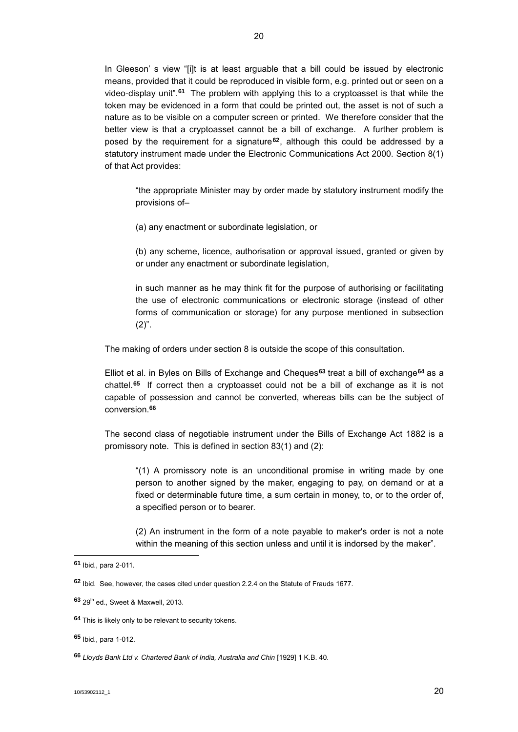In Gleeson' s view "[i]t is at least arguable that a bill could be issued by electronic means, provided that it could be reproduced in visible form, e.g. printed out or seen on a video-display unit".[61] The problem with applying this to a cryptoasset is that while the token may be evidenced in a form that could be printed out, the asset is not of such a nature as to be visible on a computer screen or printed. We therefore consider that the better view is that a cryptoasset cannot be a bill of exchange. A further problem is posed by the requirement for a signature[62], although this could be addressed by a statutory instrument made under the Electronic Communications Act 2000. Section 8(1) of that Act provides:

> "the appropriate Minister may by order made by statutory instrument modify the provisions of–
>
> (a) any enactment or subordinate legislation, or
>
> (b) any scheme, licence, authorisation or approval issued, granted or given by or under any enactment or subordinate legislation,
>
> in such manner as he may think fit for the purpose of authorising or facilitating the use of electronic communications or electronic storage (instead of other forms of communication or storage) for any purpose mentioned in subsection (2)".

The making of orders under section 8 is outside the scope of this consultation.

Elliot et al. in Byles on Bills of Exchange and Cheques[63] treat a bill of exchange[64] as a chattel.[65] If correct then a cryptoasset could not be a bill of exchange as it is not capable of possession and cannot be converted, whereas bills can be the subject of conversion.[66]

The second class of negotiable instrument under the Bills of Exchange Act 1882 is a promissory note. This is defined in section 83(1) and (2):

> "(1) A promissory note is an unconditional promise in writing made by one person to another signed by the maker, engaging to pay, on demand or at a fixed or determinable future time, a sum certain in money, to, or to the order of, a specified person or to bearer.
>
> (2) An instrument in the form of a note payable to maker's order is not a note within the meaning of this section unless and until it is indorsed by the maker".

---

[61] Ibid., para 2-011.

[62] Ibid. See, however, the cases cited under question 2.2.4 on the Statute of Frauds 1677.

[63] 29th ed., Sweet & Maxwell, 2013.

[64] This is likely only to be relevant to security tokens.

[65] Ibid., para 1-012.

[66] *Lloyds Bank Ltd v. Chartered Bank of India, Australia and Chin* [1929] 1 K.B. 40.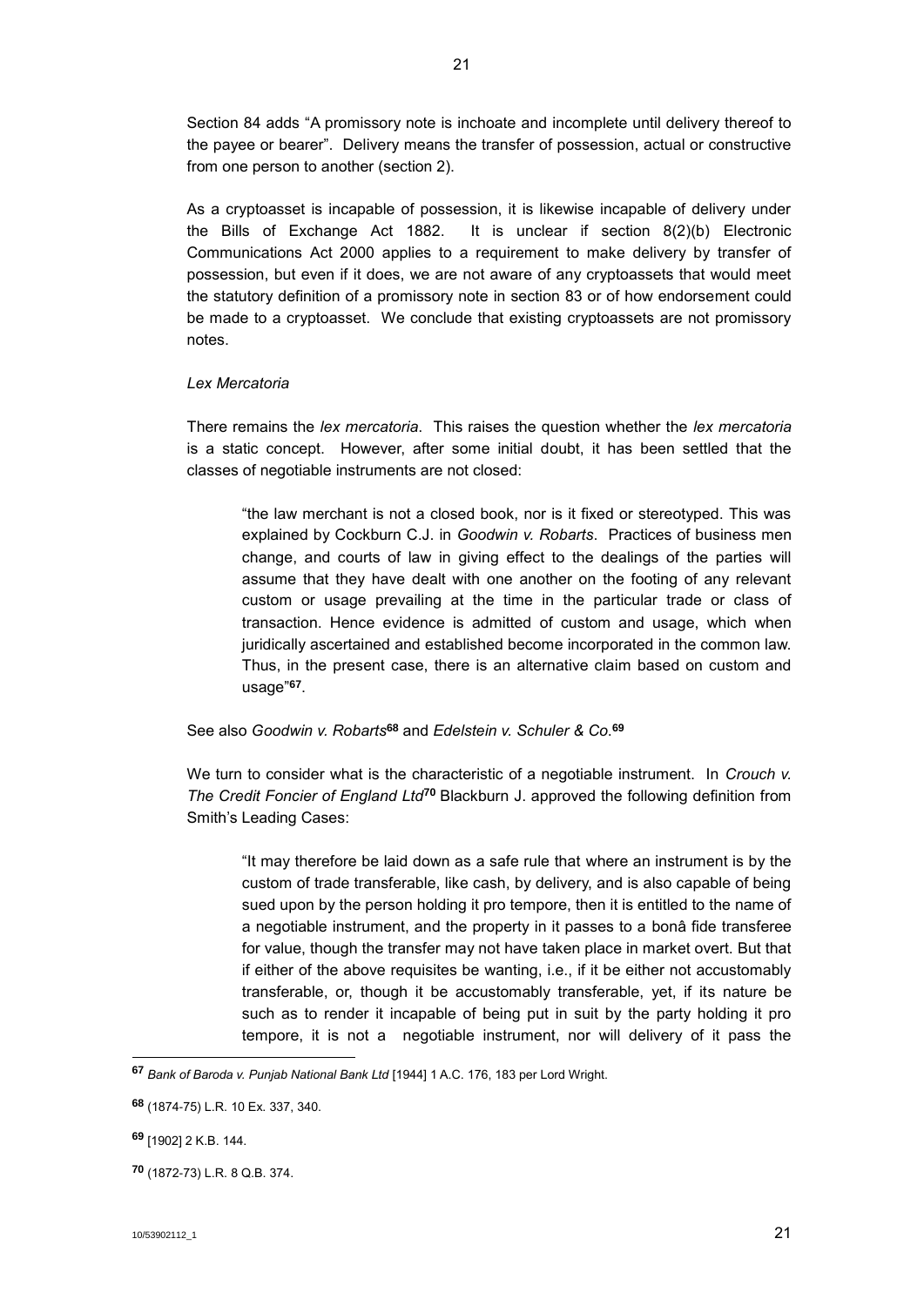Section 84 adds "A promissory note is inchoate and incomplete until delivery thereof to the payee or bearer". Delivery means the transfer of possession, actual or constructive from one person to another (section 2).

As a cryptoasset is incapable of possession, it is likewise incapable of delivery under the Bills of Exchange Act 1882. It is unclear if section 8(2)(b) Electronic Communications Act 2000 applies to a requirement to make delivery by transfer of possession, but even if it does, we are not aware of any cryptoassets that would meet the statutory definition of a promissory note in section 83 or of how endorsement could be made to a cryptoasset. We conclude that existing cryptoassets are not promissory notes.

*Lex Mercatoria*

There remains the *lex mercatoria*. This raises the question whether the *lex mercatoria* is a static concept. However, after some initial doubt, it has been settled that the classes of negotiable instruments are not closed:

> "the law merchant is not a closed book, nor is it fixed or stereotyped. This was explained by Cockburn C.J. in *Goodwin v. Robarts*. Practices of business men change, and courts of law in giving effect to the dealings of the parties will assume that they have dealt with one another on the footing of any relevant custom or usage prevailing at the time in the particular trade or class of transaction. Hence evidence is admitted of custom and usage, which when juridically ascertained and established become incorporated in the common law. Thus, in the present case, there is an alternative claim based on custom and usage"[67].

See also *Goodwin v. Robarts*[68] and *Edelstein v. Schuler & Co.*[69]

We turn to consider what is the characteristic of a negotiable instrument. In *Crouch v. The Credit Foncier of England Ltd*[70] Blackburn J. approved the following definition from Smith's Leading Cases:

> "It may therefore be laid down as a safe rule that where an instrument is by the custom of trade transferable, like cash, by delivery, and is also capable of being sued upon by the person holding it pro tempore, then it is entitled to the name of a negotiable instrument, and the property in it passes to a bonâ fide transferee for value, though the transfer may not have taken place in market overt. But that if either of the above requisites be wanting, i.e., if it be either not accustomably transferable, or, though it be accustomably transferable, yet, if its nature be such as to render it incapable of being put in suit by the party holding it pro tempore, it is not a negotiable instrument, nor will delivery of it pass the

---

[67] *Bank of Baroda v. Punjab National Bank Ltd* [1944] 1 A.C. 176, 183 per Lord Wright.

[68] (1874-75) L.R. 10 Ex. 337, 340.

[69] [1902] 2 K.B. 144.

[70] (1872-73) L.R. 8 Q.B. 374.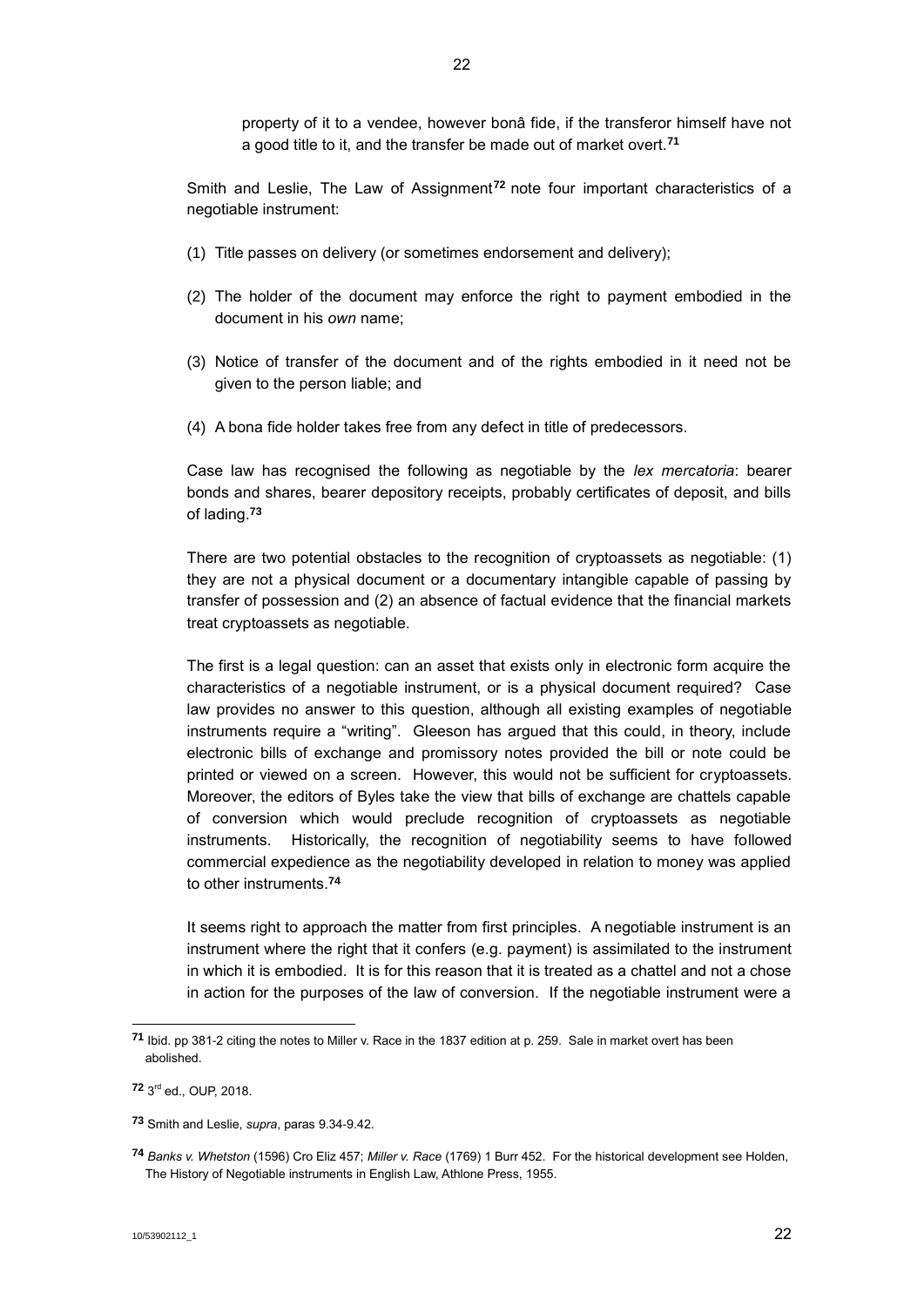property of it to a vendee, however bonâ fide, if the transferor himself have not a good title to it, and the transfer be made out of market overt.[71]

Smith and Leslie, The Law of Assignment[72] note four important characteristics of a negotiable instrument:

(1) Title passes on delivery (or sometimes endorsement and delivery);

(2) The holder of the document may enforce the right to payment embodied in the document in his *own* name;

(3) Notice of transfer of the document and of the rights embodied in it need not be given to the person liable; and

(4) A bona fide holder takes free from any defect in title of predecessors.

Case law has recognised the following as negotiable by the *lex mercatoria*: bearer bonds and shares, bearer depository receipts, probably certificates of deposit, and bills of lading.[73]

There are two potential obstacles to the recognition of cryptoassets as negotiable: (1) they are not a physical document or a documentary intangible capable of passing by transfer of possession and (2) an absence of factual evidence that the financial markets treat cryptoassets as negotiable.

The first is a legal question: can an asset that exists only in electronic form acquire the characteristics of a negotiable instrument, or is a physical document required? Case law provides no answer to this question, although all existing examples of negotiable instruments require a "writing". Gleeson has argued that this could, in theory, include electronic bills of exchange and promissory notes provided the bill or note could be printed or viewed on a screen. However, this would not be sufficient for cryptoassets. Moreover, the editors of Byles take the view that bills of exchange are chattels capable of conversion which would preclude recognition of cryptoassets as negotiable instruments. Historically, the recognition of negotiability seems to have followed commercial expedience as the negotiability developed in relation to money was applied to other instruments.[74]

It seems right to approach the matter from first principles. A negotiable instrument is an instrument where the right that it confers (e.g. payment) is assimilated to the instrument in which it is embodied. It is for this reason that it is treated as a chattel and not a chose in action for the purposes of the law of conversion. If the negotiable instrument were a

---

[71] Ibid. pp 381-2 citing the notes to Miller v. Race in the 1837 edition at p. 259. Sale in market overt has been abolished.

[72] 3rd ed., OUP, 2018.

[73] Smith and Leslie, *supra*, paras 9.34-9.42.

[74] *Banks v. Whetston* (1596) Cro Eliz 457; *Miller v. Race* (1769) 1 Burr 452. For the historical development see Holden, The History of Negotiable instruments in English Law, Athlone Press, 1955.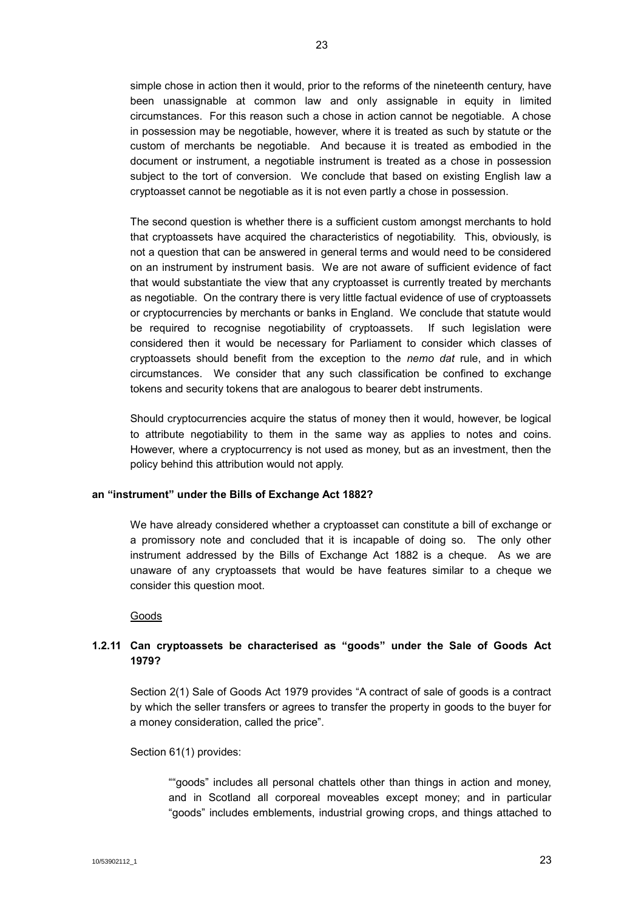simple chose in action then it would, prior to the reforms of the nineteenth century, have been unassignable at common law and only assignable in equity in limited circumstances. For this reason such a chose in action cannot be negotiable. A chose in possession may be negotiable, however, where it is treated as such by statute or the custom of merchants be negotiable. And because it is treated as embodied in the document or instrument, a negotiable instrument is treated as a chose in possession subject to the tort of conversion. We conclude that based on existing English law a cryptoasset cannot be negotiable as it is not even partly a chose in possession.

The second question is whether there is a sufficient custom amongst merchants to hold that cryptoassets have acquired the characteristics of negotiability. This, obviously, is not a question that can be answered in general terms and would need to be considered on an instrument by instrument basis. We are not aware of sufficient evidence of fact that would substantiate the view that any cryptoasset is currently treated by merchants as negotiable. On the contrary there is very little factual evidence of use of cryptoassets or cryptocurrencies by merchants or banks in England. We conclude that statute would be required to recognise negotiability of cryptoassets. If such legislation were considered then it would be necessary for Parliament to consider which classes of cryptoassets should benefit from the exception to the *nemo dat* rule, and in which circumstances. We consider that any such classification be confined to exchange tokens and security tokens that are analogous to bearer debt instruments.

Should cryptocurrencies acquire the status of money then it would, however, be logical to attribute negotiability to them in the same way as applies to notes and coins. However, where a cryptocurrency is not used as money, but as an investment, then the policy behind this attribution would not apply.

**an "instrument" under the Bills of Exchange Act 1882?**

We have already considered whether a cryptoasset can constitute a bill of exchange or a promissory note and concluded that it is incapable of doing so. The only other instrument addressed by the Bills of Exchange Act 1882 is a cheque. As we are unaware of any cryptoassets that would be have features similar to a cheque we consider this question moot.

Goods

### 1.2.11 Can cryptoassets be characterised as "goods" under the Sale of Goods Act 1979?

Section 2(1) Sale of Goods Act 1979 provides "A contract of sale of goods is a contract by which the seller transfers or agrees to transfer the property in goods to the buyer for a money consideration, called the price".

Section 61(1) provides:

> ""goods" includes all personal chattels other than things in action and money, and in Scotland all corporeal moveables except money; and in particular "goods" includes emblements, industrial growing crops, and things attached to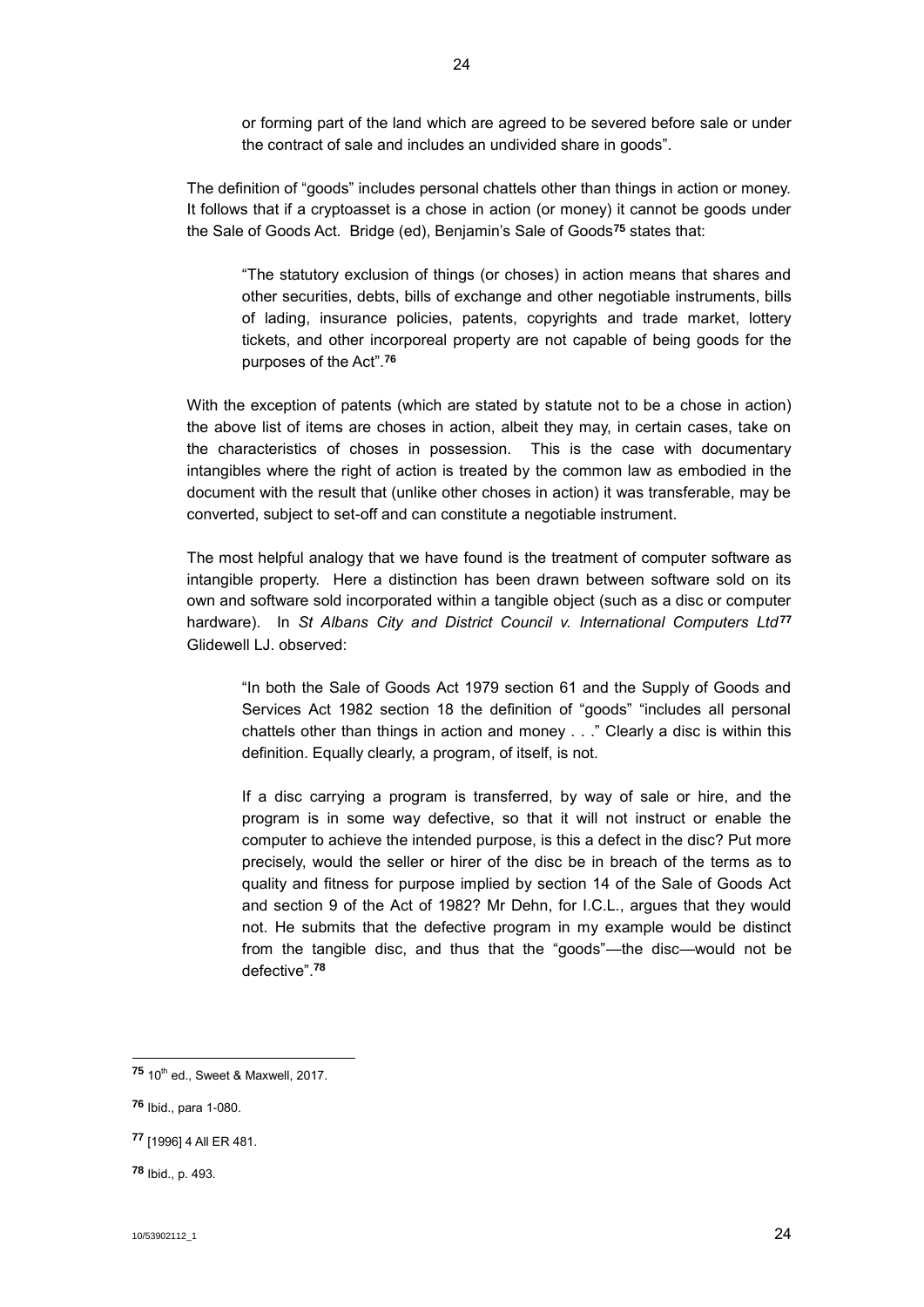> or forming part of the land which are agreed to be severed before sale or under the contract of sale and includes an undivided share in goods".

The definition of "goods" includes personal chattels other than things in action or money. It follows that if a cryptoasset is a chose in action (or money) it cannot be goods under the Sale of Goods Act. Bridge (ed), Benjamin's Sale of Goods[75] states that:

> "The statutory exclusion of things (or choses) in action means that shares and other securities, debts, bills of exchange and other negotiable instruments, bills of lading, insurance policies, patents, copyrights and trade market, lottery tickets, and other incorporeal property are not capable of being goods for the purposes of the Act".[76]

With the exception of patents (which are stated by statute not to be a chose in action) the above list of items are choses in action, albeit they may, in certain cases, take on the characteristics of choses in possession. This is the case with documentary intangibles where the right of action is treated by the common law as embodied in the document with the result that (unlike other choses in action) it was transferable, may be converted, subject to set-off and can constitute a negotiable instrument.

The most helpful analogy that we have found is the treatment of computer software as intangible property. Here a distinction has been drawn between software sold on its own and software sold incorporated within a tangible object (such as a disc or computer hardware). In *St Albans City and District Council v. International Computers Ltd*[77] Glidewell LJ. observed:

> "In both the Sale of Goods Act 1979 section 61 and the Supply of Goods and Services Act 1982 section 18 the definition of "goods" "includes all personal chattels other than things in action and money . . ." Clearly a disc is within this definition. Equally clearly, a program, of itself, is not.
>
> If a disc carrying a program is transferred, by way of sale or hire, and the program is in some way defective, so that it will not instruct or enable the computer to achieve the intended purpose, is this a defect in the disc? Put more precisely, would the seller or hirer of the disc be in breach of the terms as to quality and fitness for purpose implied by section 14 of the Sale of Goods Act and section 9 of the Act of 1982? Mr Dehn, for I.C.L., argues that they would not. He submits that the defective program in my example would be distinct from the tangible disc, and thus that the "goods"—the disc—would not be defective".[78]

---

[75] 10th ed., Sweet & Maxwell, 2017.

[76] Ibid., para 1-080.

[77] [1996] 4 All ER 481.

[78] Ibid., p. 493.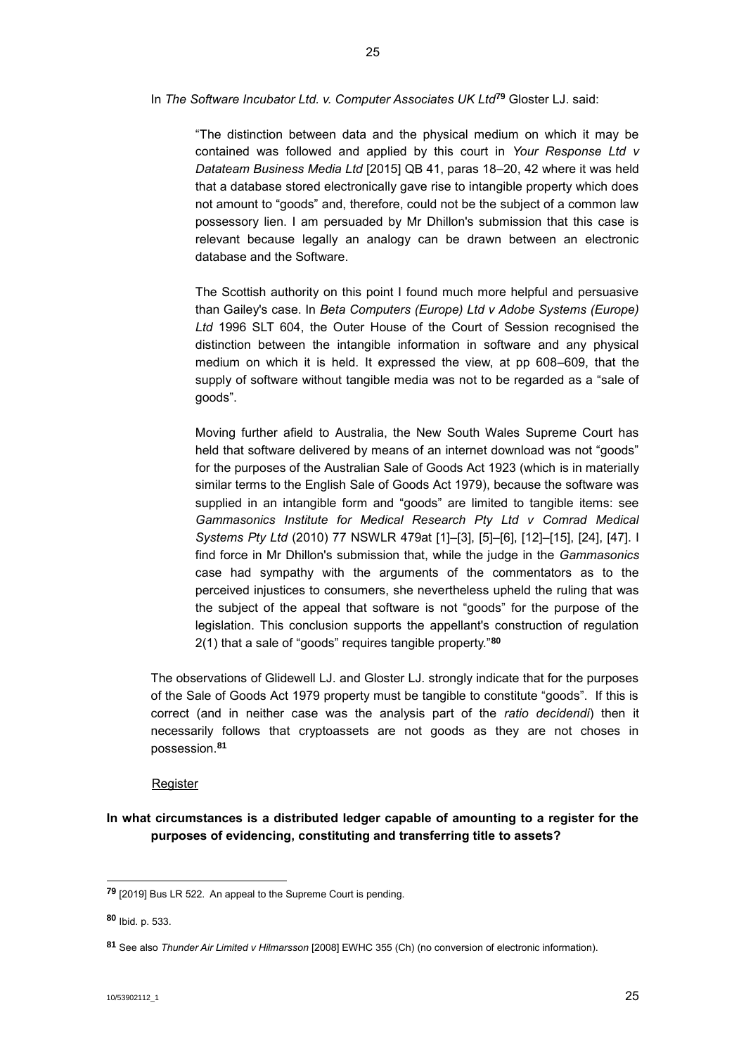In *The Software Incubator Ltd. v. Computer Associates UK Ltd*[79] Gloster LJ. said:

> "The distinction between data and the physical medium on which it may be contained was followed and applied by this court in *Your Response Ltd v Datateam Business Media Ltd* [2015] QB 41, paras 18–20, 42 where it was held that a database stored electronically gave rise to intangible property which does not amount to "goods" and, therefore, could not be the subject of a common law possessory lien. I am persuaded by Mr Dhillon's submission that this case is relevant because legally an analogy can be drawn between an electronic database and the Software.
>
> The Scottish authority on this point I found much more helpful and persuasive than Gailey's case. In *Beta Computers (Europe) Ltd v Adobe Systems (Europe) Ltd* 1996 SLT 604, the Outer House of the Court of Session recognised the distinction between the intangible information in software and any physical medium on which it is held. It expressed the view, at pp 608–609, that the supply of software without tangible media was not to be regarded as a "sale of goods".
>
> Moving further afield to Australia, the New South Wales Supreme Court has held that software delivered by means of an internet download was not "goods" for the purposes of the Australian Sale of Goods Act 1923 (which is in materially similar terms to the English Sale of Goods Act 1979), because the software was supplied in an intangible form and "goods" are limited to tangible items: see *Gammasonics Institute for Medical Research Pty Ltd v Comrad Medical Systems Pty Ltd* (2010) 77 NSWLR 479at [1]–[3], [5]–[6], [12]–[15], [24], [47]. I find force in Mr Dhillon's submission that, while the judge in the *Gammasonics* case had sympathy with the arguments of the commentators as to the perceived injustices to consumers, she nevertheless upheld the ruling that was the subject of the appeal that software is not "goods" for the purpose of the legislation. This conclusion supports the appellant's construction of regulation 2(1) that a sale of "goods" requires tangible property."[80]

The observations of Glidewell LJ. and Gloster LJ. strongly indicate that for the purposes of the Sale of Goods Act 1979 property must be tangible to constitute "goods". If this is correct (and in neither case was the analysis part of the *ratio decidendi*) then it necessarily follows that cryptoassets are not goods as they are not choses in possession.[81]

Register

**In what circumstances is a distributed ledger capable of amounting to a register for the purposes of evidencing, constituting and transferring title to assets?**

---

[79] [2019] Bus LR 522. An appeal to the Supreme Court is pending.

[80] Ibid. p. 533.

[81] See also *Thunder Air Limited v Hilmarsson* [2008] EWHC 355 (Ch) (no conversion of electronic information).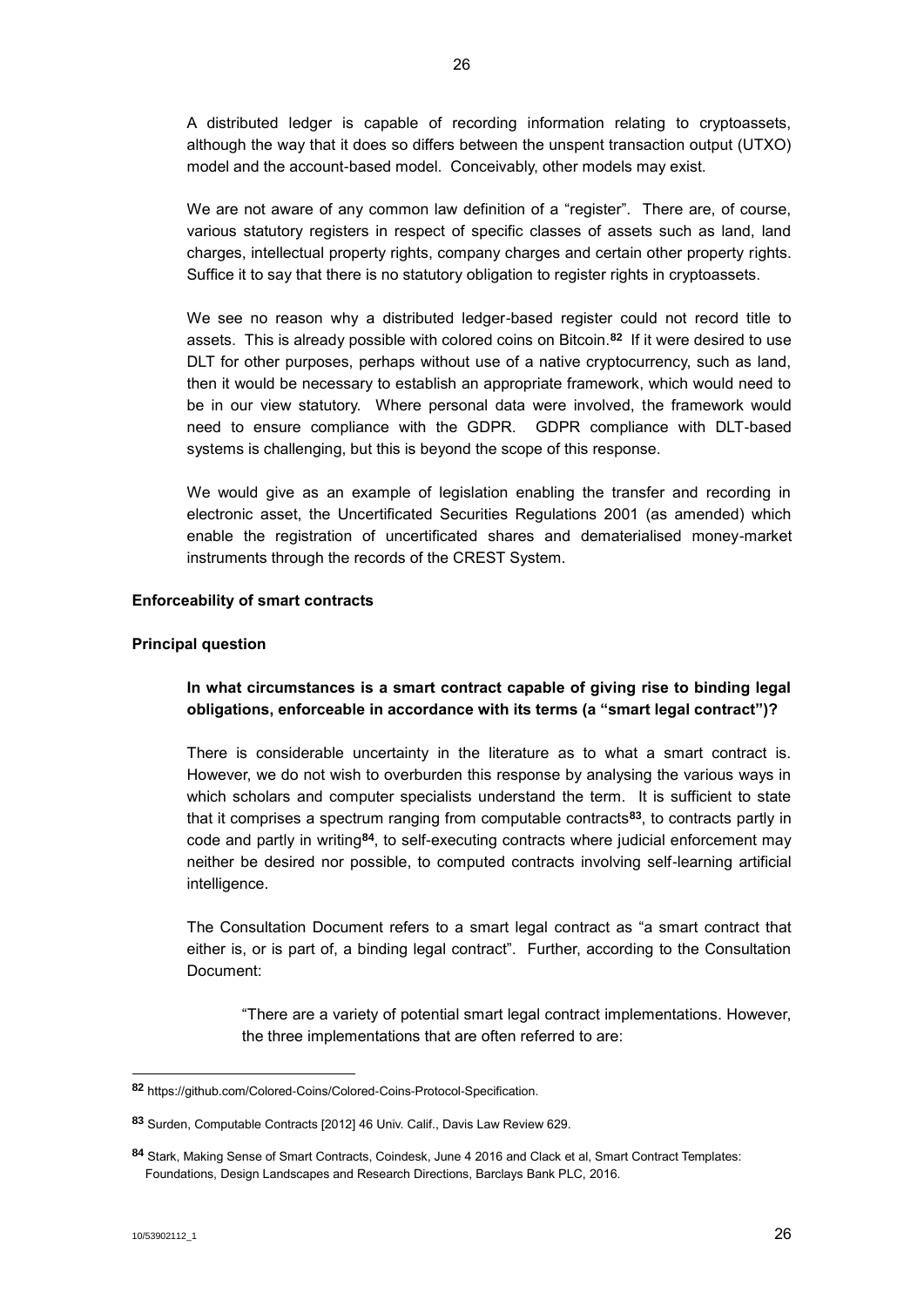A distributed ledger is capable of recording information relating to cryptoassets, although the way that it does so differs between the unspent transaction output (UTXO) model and the account-based model. Conceivably, other models may exist.

We are not aware of any common law definition of a "register". There are, of course, various statutory registers in respect of specific classes of assets such as land, land charges, intellectual property rights, company charges and certain other property rights. Suffice it to say that there is no statutory obligation to register rights in cryptoassets.

We see no reason why a distributed ledger-based register could not record title to assets. This is already possible with colored coins on Bitcoin.[82] If it were desired to use DLT for other purposes, perhaps without use of a native cryptocurrency, such as land, then it would be necessary to establish an appropriate framework, which would need to be in our view statutory. Where personal data were involved, the framework would need to ensure compliance with the GDPR. GDPR compliance with DLT-based systems is challenging, but this is beyond the scope of this response.

We would give as an example of legislation enabling the transfer and recording in electronic asset, the Uncertificated Securities Regulations 2001 (as amended) which enable the registration of uncertificated shares and dematerialised money-market instruments through the records of the CREST System.

**Enforceability of smart contracts**

**Principal question**

**In what circumstances is a smart contract capable of giving rise to binding legal obligations, enforceable in accordance with its terms (a "smart legal contract")?**

There is considerable uncertainty in the literature as to what a smart contract is. However, we do not wish to overburden this response by analysing the various ways in which scholars and computer specialists understand the term. It is sufficient to state that it comprises a spectrum ranging from computable contracts[83], to contracts partly in code and partly in writing[84], to self-executing contracts where judicial enforcement may neither be desired nor possible, to computed contracts involving self-learning artificial intelligence.

The Consultation Document refers to a smart legal contract as "a smart contract that either is, or is part of, a binding legal contract". Further, according to the Consultation Document:

> "There are a variety of potential smart legal contract implementations. However, the three implementations that are often referred to are:

---

[82] https://github.com/Colored-Coins/Colored-Coins-Protocol-Specification.

[83] Surden, Computable Contracts [2012] 46 Univ. Calif., Davis Law Review 629.

[84] Stark, Making Sense of Smart Contracts, Coindesk, June 4 2016 and Clack et al, Smart Contract Templates: Foundations, Design Landscapes and Research Directions, Barclays Bank PLC, 2016.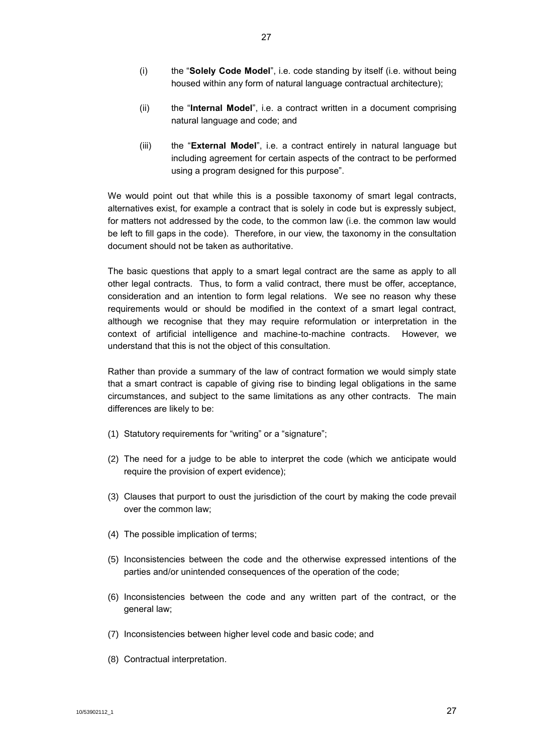(i) the "**Solely Code Model**", i.e. code standing by itself (i.e. without being housed within any form of natural language contractual architecture);

(ii) the "**Internal Model**", i.e. a contract written in a document comprising natural language and code; and

(iii) the "**External Model**", i.e. a contract entirely in natural language but including agreement for certain aspects of the contract to be performed using a program designed for this purpose".

We would point out that while this is a possible taxonomy of smart legal contracts, alternatives exist, for example a contract that is solely in code but is expressly subject, for matters not addressed by the code, to the common law (i.e. the common law would be left to fill gaps in the code). Therefore, in our view, the taxonomy in the consultation document should not be taken as authoritative.

The basic questions that apply to a smart legal contract are the same as apply to all other legal contracts. Thus, to form a valid contract, there must be offer, acceptance, consideration and an intention to form legal relations. We see no reason why these requirements would or should be modified in the context of a smart legal contract, although we recognise that they may require reformulation or interpretation in the context of artificial intelligence and machine-to-machine contracts. However, we understand that this is not the object of this consultation.

Rather than provide a summary of the law of contract formation we would simply state that a smart contract is capable of giving rise to binding legal obligations in the same circumstances, and subject to the same limitations as any other contracts. The main differences are likely to be:

(1) Statutory requirements for "writing" or a "signature";

(2) The need for a judge to be able to interpret the code (which we anticipate would require the provision of expert evidence);

(3) Clauses that purport to oust the jurisdiction of the court by making the code prevail over the common law;

(4) The possible implication of terms;

(5) Inconsistencies between the code and the otherwise expressed intentions of the parties and/or unintended consequences of the operation of the code;

(6) Inconsistencies between the code and any written part of the contract, or the general law;

(7) Inconsistencies between higher level code and basic code; and

(8) Contractual interpretation.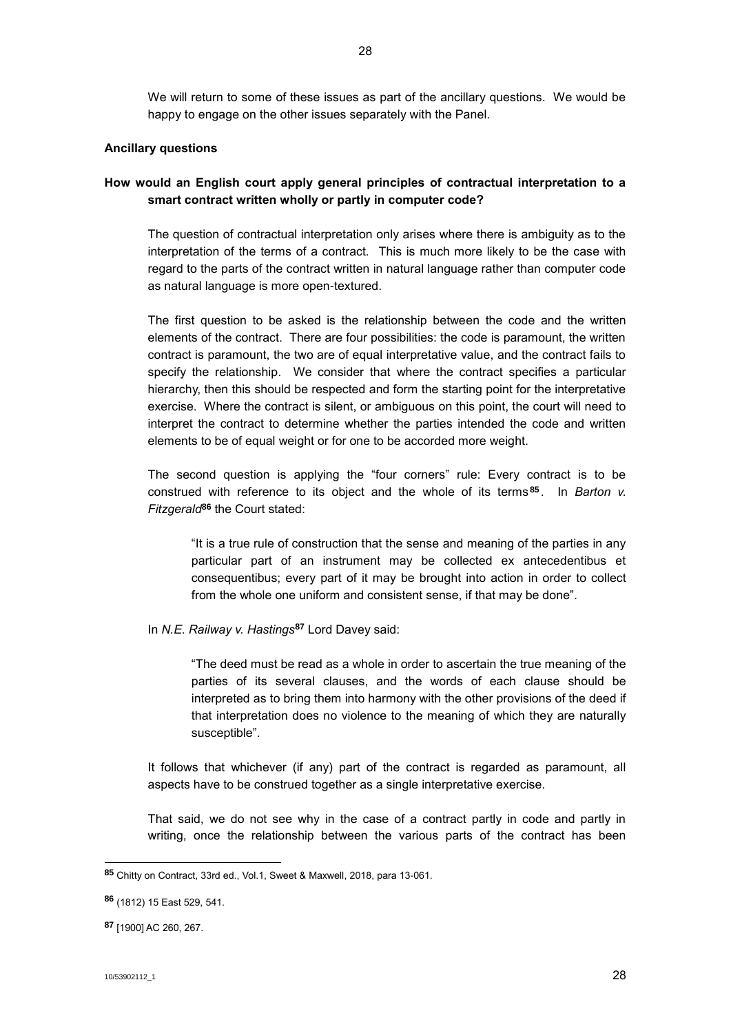We will return to some of these issues as part of the ancillary questions. We would be happy to engage on the other issues separately with the Panel.

**Ancillary questions**

**How would an English court apply general principles of contractual interpretation to a smart contract written wholly or partly in computer code?**

The question of contractual interpretation only arises where there is ambiguity as to the interpretation of the terms of a contract. This is much more likely to be the case with regard to the parts of the contract written in natural language rather than computer code as natural language is more open-textured.

The first question to be asked is the relationship between the code and the written elements of the contract. There are four possibilities: the code is paramount, the written contract is paramount, the two are of equal interpretative value, and the contract fails to specify the relationship. We consider that where the contract specifies a particular hierarchy, then this should be respected and form the starting point for the interpretative exercise. Where the contract is silent, or ambiguous on this point, the court will need to interpret the contract to determine whether the parties intended the code and written elements to be of equal weight or for one to be accorded more weight.

The second question is applying the "four corners" rule: Every contract is to be construed with reference to its object and the whole of its terms[85]. In *Barton v. Fitzgerald*[86] the Court stated:

> "It is a true rule of construction that the sense and meaning of the parties in any particular part of an instrument may be collected ex antecedentibus et consequentibus; every part of it may be brought into action in order to collect from the whole one uniform and consistent sense, if that may be done".

In *N.E. Railway v. Hastings*[87] Lord Davey said:

> "The deed must be read as a whole in order to ascertain the true meaning of the parties of its several clauses, and the words of each clause should be interpreted as to bring them into harmony with the other provisions of the deed if that interpretation does no violence to the meaning of which they are naturally susceptible".

It follows that whichever (if any) part of the contract is regarded as paramount, all aspects have to be construed together as a single interpretative exercise.

That said, we do not see why in the case of a contract partly in code and partly in writing, once the relationship between the various parts of the contract has been

---

[85] Chitty on Contract, 33rd ed., Vol.1, Sweet & Maxwell, 2018, para 13-061.

[86] (1812) 15 East 529, 541.

[87] [1900] AC 260, 267.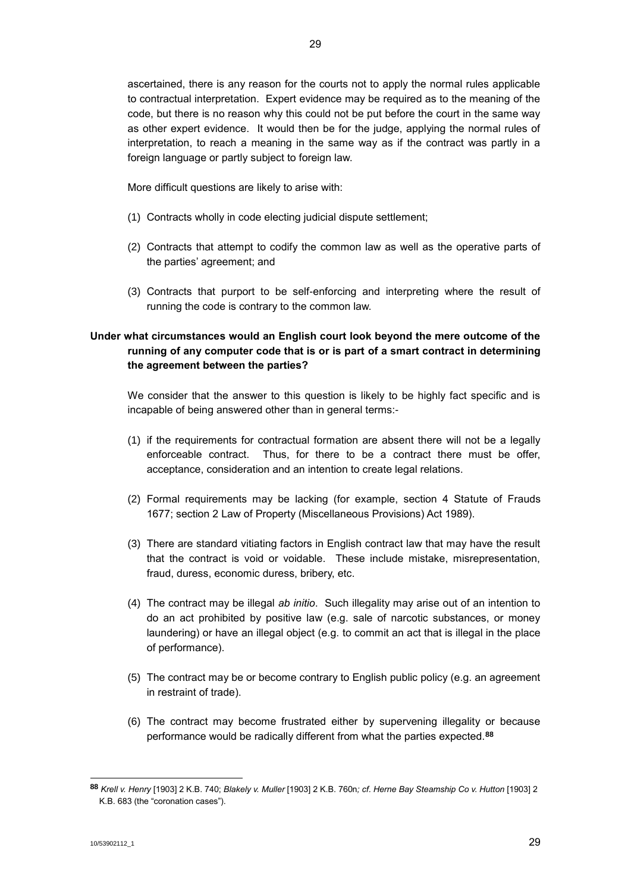ascertained, there is any reason for the courts not to apply the normal rules applicable to contractual interpretation. Expert evidence may be required as to the meaning of the code, but there is no reason why this could not be put before the court in the same way as other expert evidence. It would then be for the judge, applying the normal rules of interpretation, to reach a meaning in the same way as if the contract was partly in a foreign language or partly subject to foreign law.

More difficult questions are likely to arise with:

(1) Contracts wholly in code electing judicial dispute settlement;

(2) Contracts that attempt to codify the common law as well as the operative parts of the parties' agreement; and

(3) Contracts that purport to be self-enforcing and interpreting where the result of running the code is contrary to the common law.

**Under what circumstances would an English court look beyond the mere outcome of the running of any computer code that is or is part of a smart contract in determining the agreement between the parties?**

We consider that the answer to this question is likely to be highly fact specific and is incapable of being answered other than in general terms:-

(1) if the requirements for contractual formation are absent there will not be a legally enforceable contract. Thus, for there to be a contract there must be offer, acceptance, consideration and an intention to create legal relations.

(2) Formal requirements may be lacking (for example, section 4 Statute of Frauds 1677; section 2 Law of Property (Miscellaneous Provisions) Act 1989).

(3) There are standard vitiating factors in English contract law that may have the result that the contract is void or voidable. These include mistake, misrepresentation, fraud, duress, economic duress, bribery, etc.

(4) The contract may be illegal *ab initio*. Such illegality may arise out of an intention to do an act prohibited by positive law (e.g. sale of narcotic substances, or money laundering) or have an illegal object (e.g. to commit an act that is illegal in the place of performance).

(5) The contract may be or become contrary to English public policy (e.g. an agreement in restraint of trade).

(6) The contract may become frustrated either by supervening illegality or because performance would be radically different from what the parties expected.[88]

---

[88] *Krell v. Henry* [1903] 2 K.B. 740; *Blakely v. Muller* [1903] 2 K.B. 760n*; cf. Herne Bay Steamship Co v. Hutton* [1903] 2 K.B. 683 (the "coronation cases").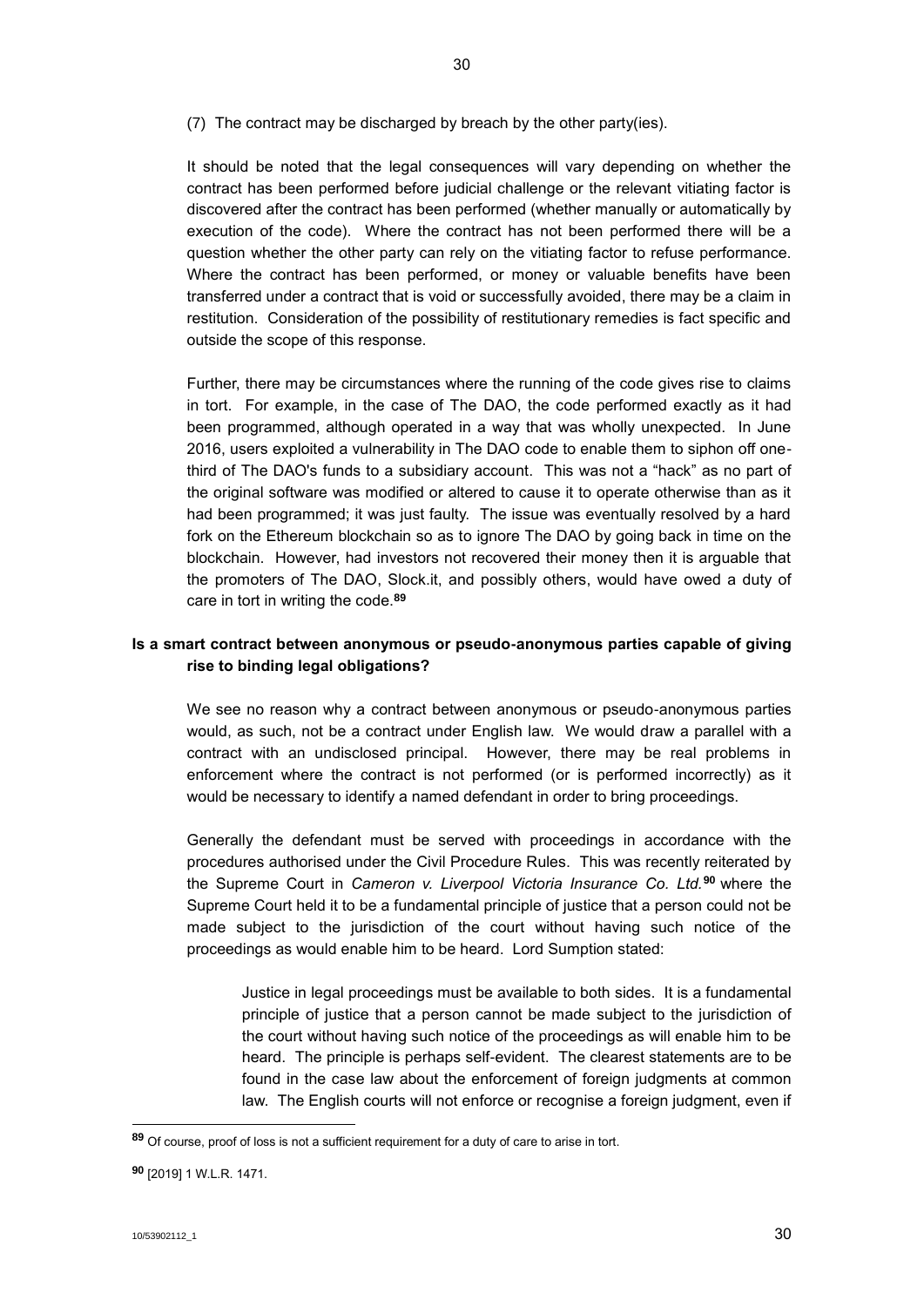(7) The contract may be discharged by breach by the other party(ies).

It should be noted that the legal consequences will vary depending on whether the contract has been performed before judicial challenge or the relevant vitiating factor is discovered after the contract has been performed (whether manually or automatically by execution of the code). Where the contract has not been performed there will be a question whether the other party can rely on the vitiating factor to refuse performance. Where the contract has been performed, or money or valuable benefits have been transferred under a contract that is void or successfully avoided, there may be a claim in restitution. Consideration of the possibility of restitutionary remedies is fact specific and outside the scope of this response.

Further, there may be circumstances where the running of the code gives rise to claims in tort. For example, in the case of The DAO, the code performed exactly as it had been programmed, although operated in a way that was wholly unexpected. In June 2016, users exploited a vulnerability in The DAO code to enable them to siphon off one-third of The DAO's funds to a subsidiary account. This was not a "hack" as no part of the original software was modified or altered to cause it to operate otherwise than as it had been programmed; it was just faulty. The issue was eventually resolved by a hard fork on the Ethereum blockchain so as to ignore The DAO by going back in time on the blockchain. However, had investors not recovered their money then it is arguable that the promoters of The DAO, Slock.it, and possibly others, would have owed a duty of care in tort in writing the code.[89]

**Is a smart contract between anonymous or pseudo-anonymous parties capable of giving rise to binding legal obligations?**

We see no reason why a contract between anonymous or pseudo-anonymous parties would, as such, not be a contract under English law. We would draw a parallel with a contract with an undisclosed principal. However, there may be real problems in enforcement where the contract is not performed (or is performed incorrectly) as it would be necessary to identify a named defendant in order to bring proceedings.

Generally the defendant must be served with proceedings in accordance with the procedures authorised under the Civil Procedure Rules. This was recently reiterated by the Supreme Court in *Cameron v. Liverpool Victoria Insurance Co. Ltd.*[90] where the Supreme Court held it to be a fundamental principle of justice that a person could not be made subject to the jurisdiction of the court without having such notice of the proceedings as would enable him to be heard. Lord Sumption stated:

> Justice in legal proceedings must be available to both sides. It is a fundamental principle of justice that a person cannot be made subject to the jurisdiction of the court without having such notice of the proceedings as will enable him to be heard. The principle is perhaps self-evident. The clearest statements are to be found in the case law about the enforcement of foreign judgments at common law. The English courts will not enforce or recognise a foreign judgment, even if

---

[89] Of course, proof of loss is not a sufficient requirement for a duty of care to arise in tort.

[90] [2019] 1 W.L.R. 1471.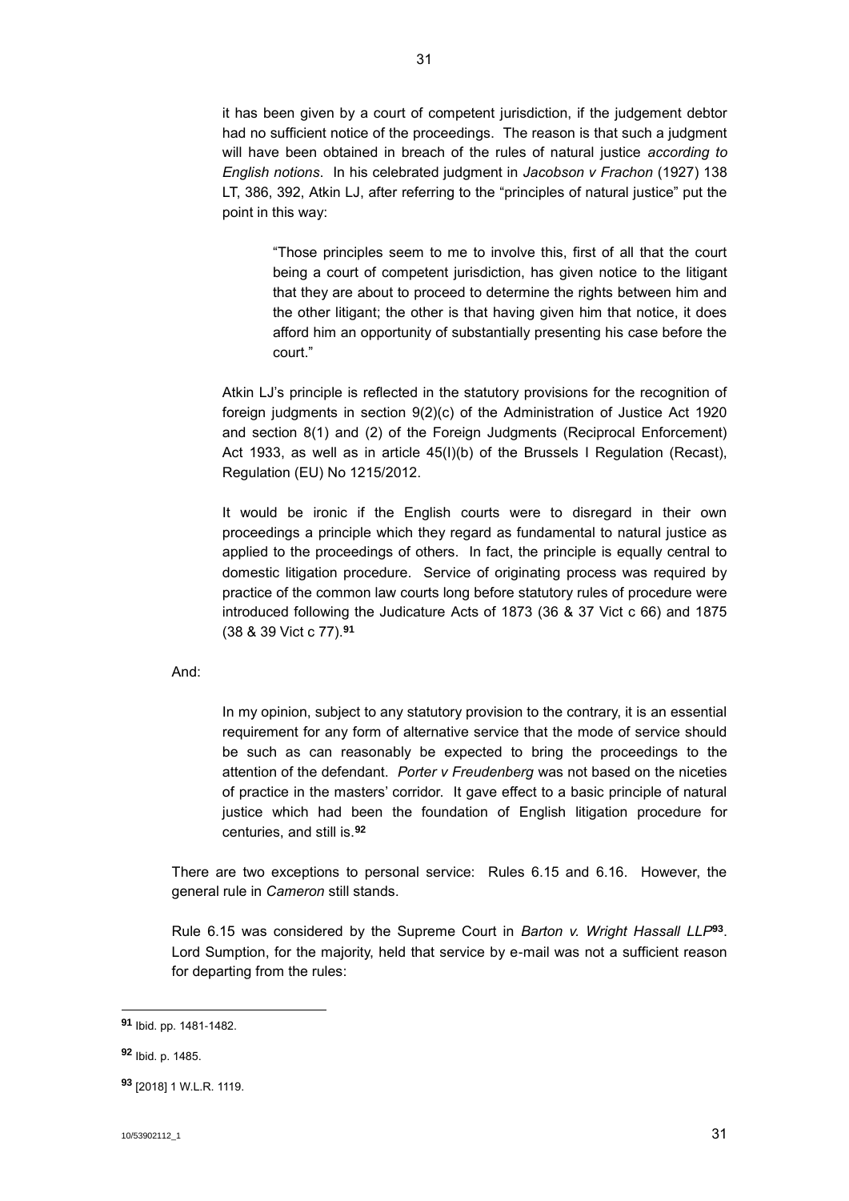it has been given by a court of competent jurisdiction, if the judgement debtor had no sufficient notice of the proceedings. The reason is that such a judgment will have been obtained in breach of the rules of natural justice *according to English notions*. In his celebrated judgment in *Jacobson v Frachon* (1927) 138 LT, 386, 392, Atkin LJ, after referring to the "principles of natural justice" put the point in this way:

> "Those principles seem to me to involve this, first of all that the court being a court of competent jurisdiction, has given notice to the litigant that they are about to proceed to determine the rights between him and the other litigant; the other is that having given him that notice, it does afford him an opportunity of substantially presenting his case before the court."

Atkin LJ's principle is reflected in the statutory provisions for the recognition of foreign judgments in section 9(2)(c) of the Administration of Justice Act 1920 and section 8(1) and (2) of the Foreign Judgments (Reciprocal Enforcement) Act 1933, as well as in article 45(I)(b) of the Brussels I Regulation (Recast), Regulation (EU) No 1215/2012.

It would be ironic if the English courts were to disregard in their own proceedings a principle which they regard as fundamental to natural justice as applied to the proceedings of others. In fact, the principle is equally central to domestic litigation procedure. Service of originating process was required by practice of the common law courts long before statutory rules of procedure were introduced following the Judicature Acts of 1873 (36 & 37 Vict c 66) and 1875 (38 & 39 Vict c 77).[91]

And:

> In my opinion, subject to any statutory provision to the contrary, it is an essential requirement for any form of alternative service that the mode of service should be such as can reasonably be expected to bring the proceedings to the attention of the defendant. *Porter v Freudenberg* was not based on the niceties of practice in the masters' corridor. It gave effect to a basic principle of natural justice which had been the foundation of English litigation procedure for centuries, and still is.[92]

There are two exceptions to personal service: Rules 6.15 and 6.16. However, the general rule in *Cameron* still stands.

Rule 6.15 was considered by the Supreme Court in *Barton v. Wright Hassall LLP*[93]. Lord Sumption, for the majority, held that service by e-mail was not a sufficient reason for departing from the rules:

---

[91] Ibid. pp. 1481-1482.

[92] Ibid. p. 1485.

[93] [2018] 1 W.L.R. 1119.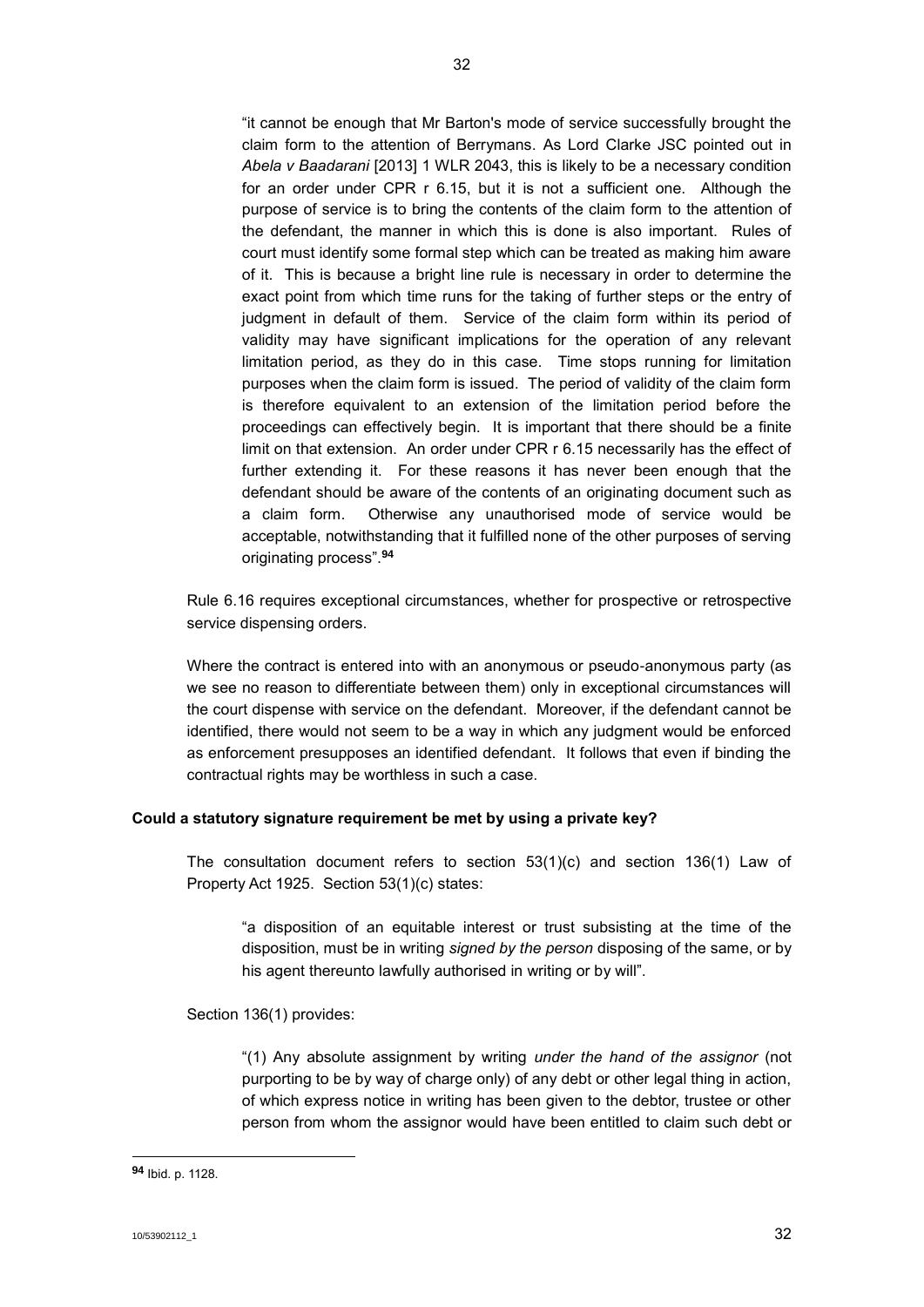> "it cannot be enough that Mr Barton's mode of service successfully brought the claim form to the attention of Berrymans. As Lord Clarke JSC pointed out in *Abela v Baadarani* [2013] 1 WLR 2043, this is likely to be a necessary condition for an order under CPR r 6.15, but it is not a sufficient one. Although the purpose of service is to bring the contents of the claim form to the attention of the defendant, the manner in which this is done is also important. Rules of court must identify some formal step which can be treated as making him aware of it. This is because a bright line rule is necessary in order to determine the exact point from which time runs for the taking of further steps or the entry of judgment in default of them. Service of the claim form within its period of validity may have significant implications for the operation of any relevant limitation period, as they do in this case. Time stops running for limitation purposes when the claim form is issued. The period of validity of the claim form is therefore equivalent to an extension of the limitation period before the proceedings can effectively begin. It is important that there should be a finite limit on that extension. An order under CPR r 6.15 necessarily has the effect of further extending it. For these reasons it has never been enough that the defendant should be aware of the contents of an originating document such as a claim form. Otherwise any unauthorised mode of service would be acceptable, notwithstanding that it fulfilled none of the other purposes of serving originating process".[94]

Rule 6.16 requires exceptional circumstances, whether for prospective or retrospective service dispensing orders.

Where the contract is entered into with an anonymous or pseudo-anonymous party (as we see no reason to differentiate between them) only in exceptional circumstances will the court dispense with service on the defendant. Moreover, if the defendant cannot be identified, there would not seem to be a way in which any judgment would be enforced as enforcement presupposes an identified defendant. It follows that even if binding the contractual rights may be worthless in such a case.

**Could a statutory signature requirement be met by using a private key?**

The consultation document refers to section 53(1)(c) and section 136(1) Law of Property Act 1925. Section 53(1)(c) states:

> "a disposition of an equitable interest or trust subsisting at the time of the disposition, must be in writing *signed by the person* disposing of the same, or by his agent thereunto lawfully authorised in writing or by will".

Section 136(1) provides:

> "(1) Any absolute assignment by writing *under the hand of the assignor* (not purporting to be by way of charge only) of any debt or other legal thing in action, of which express notice in writing has been given to the debtor, trustee or other person from whom the assignor would have been entitled to claim such debt or

[94] Ibid. p. 1128.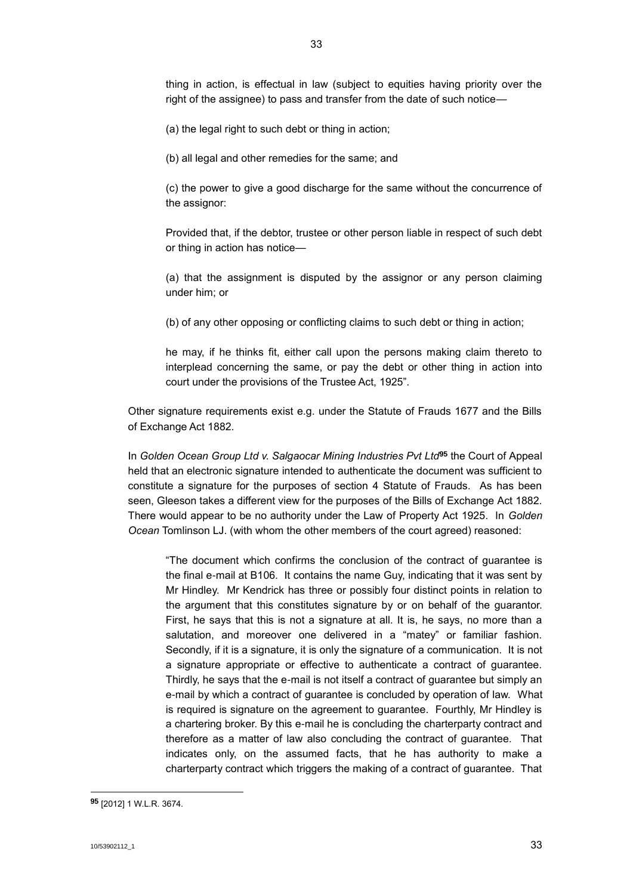> thing in action, is effectual in law (subject to equities having priority over the right of the assignee) to pass and transfer from the date of such notice—
>
> (a) the legal right to such debt or thing in action;
>
> (b) all legal and other remedies for the same; and
>
> (c) the power to give a good discharge for the same without the concurrence of the assignor:
>
> Provided that, if the debtor, trustee or other person liable in respect of such debt or thing in action has notice—
>
> (a) that the assignment is disputed by the assignor or any person claiming under him; or
>
> (b) of any other opposing or conflicting claims to such debt or thing in action;
>
> he may, if he thinks fit, either call upon the persons making claim thereto to interplead concerning the same, or pay the debt or other thing in action into court under the provisions of the Trustee Act, 1925".

Other signature requirements exist e.g. under the Statute of Frauds 1677 and the Bills of Exchange Act 1882.

In *Golden Ocean Group Ltd v. Salgaocar Mining Industries Pvt Ltd*[95] the Court of Appeal held that an electronic signature intended to authenticate the document was sufficient to constitute a signature for the purposes of section 4 Statute of Frauds. As has been seen, Gleeson takes a different view for the purposes of the Bills of Exchange Act 1882. There would appear to be no authority under the Law of Property Act 1925. In *Golden Ocean* Tomlinson LJ. (with whom the other members of the court agreed) reasoned:

> "The document which confirms the conclusion of the contract of guarantee is the final e-mail at B106. It contains the name Guy, indicating that it was sent by Mr Hindley. Mr Kendrick has three or possibly four distinct points in relation to the argument that this constitutes signature by or on behalf of the guarantor. First, he says that this is not a signature at all. It is, he says, no more than a salutation, and moreover one delivered in a "matey" or familiar fashion. Secondly, if it is a signature, it is only the signature of a communication. It is not a signature appropriate or effective to authenticate a contract of guarantee. Thirdly, he says that the e-mail is not itself a contract of guarantee but simply an e-mail by which a contract of guarantee is concluded by operation of law. What is required is signature on the agreement to guarantee. Fourthly, Mr Hindley is a chartering broker. By this e-mail he is concluding the charterparty contract and therefore as a matter of law also concluding the contract of guarantee. That indicates only, on the assumed facts, that he has authority to make a charterparty contract which triggers the making of a contract of guarantee. That

[95] [2012] 1 W.L.R. 3674.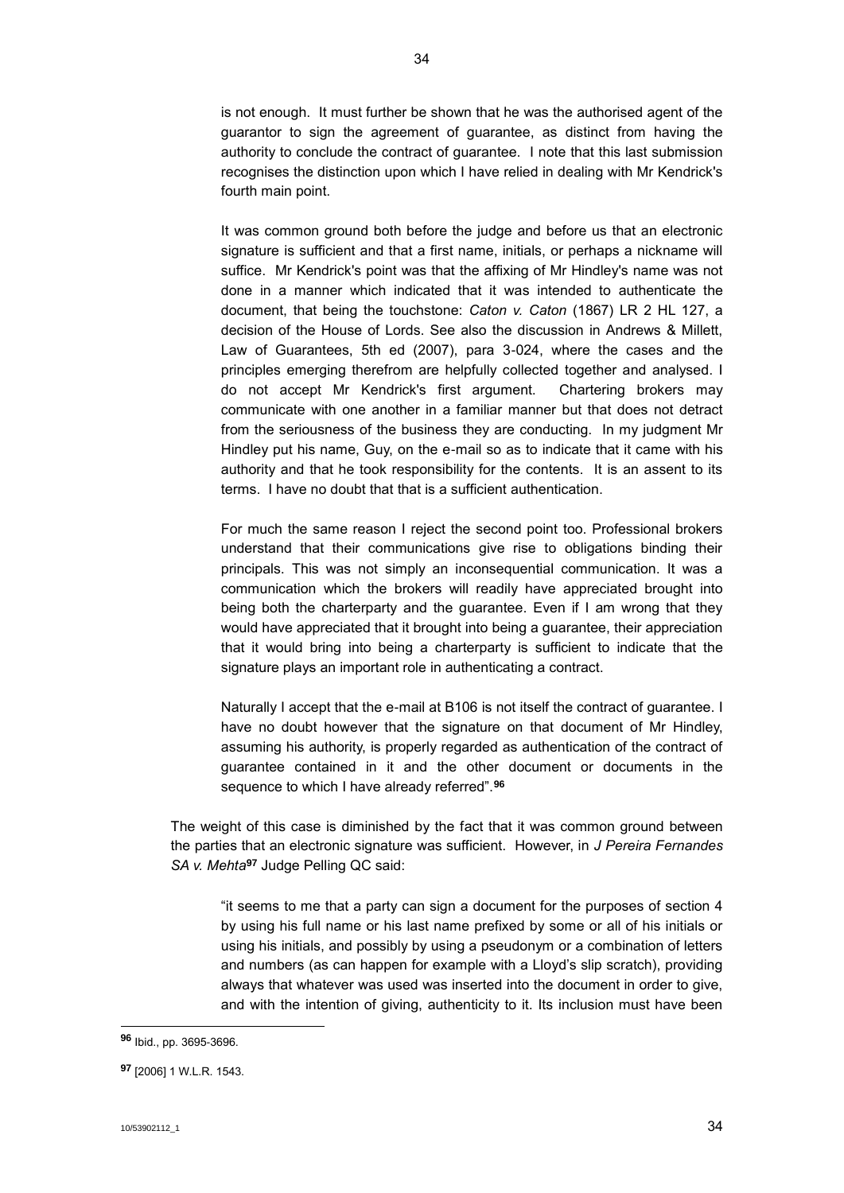is not enough. It must further be shown that he was the authorised agent of the guarantor to sign the agreement of guarantee, as distinct from having the authority to conclude the contract of guarantee. I note that this last submission recognises the distinction upon which I have relied in dealing with Mr Kendrick's fourth main point.

> It was common ground both before the judge and before us that an electronic signature is sufficient and that a first name, initials, or perhaps a nickname will suffice. Mr Kendrick's point was that the affixing of Mr Hindley's name was not done in a manner which indicated that it was intended to authenticate the document, that being the touchstone: *Caton v. Caton* (1867) LR 2 HL 127, a decision of the House of Lords. See also the discussion in Andrews & Millett, Law of Guarantees, 5th ed (2007), para 3-024, where the cases and the principles emerging therefrom are helpfully collected together and analysed. I do not accept Mr Kendrick's first argument. Chartering brokers may communicate with one another in a familiar manner but that does not detract from the seriousness of the business they are conducting. In my judgment Mr Hindley put his name, Guy, on the e-mail so as to indicate that it came with his authority and that he took responsibility for the contents. It is an assent to its terms. I have no doubt that that is a sufficient authentication.
>
> For much the same reason I reject the second point too. Professional brokers understand that their communications give rise to obligations binding their principals. This was not simply an inconsequential communication. It was a communication which the brokers will readily have appreciated brought into being both the charterparty and the guarantee. Even if I am wrong that they would have appreciated that it brought into being a guarantee, their appreciation that it would bring into being a charterparty is sufficient to indicate that the signature plays an important role in authenticating a contract.
>
> Naturally I accept that the e-mail at B106 is not itself the contract of guarantee. I have no doubt however that the signature on that document of Mr Hindley, assuming his authority, is properly regarded as authentication of the contract of guarantee contained in it and the other document or documents in the sequence to which I have already referred".[96]

The weight of this case is diminished by the fact that it was common ground between the parties that an electronic signature was sufficient. However, in *J Pereira Fernandes SA v. Mehta*[97] Judge Pelling QC said:

> "it seems to me that a party can sign a document for the purposes of section 4 by using his full name or his last name prefixed by some or all of his initials or using his initials, and possibly by using a pseudonym or a combination of letters and numbers (as can happen for example with a Lloyd's slip scratch), providing always that whatever was used was inserted into the document in order to give, and with the intention of giving, authenticity to it. Its inclusion must have been

---

[96] Ibid., pp. 3695-3696.

[97] [2006] 1 W.L.R. 1543.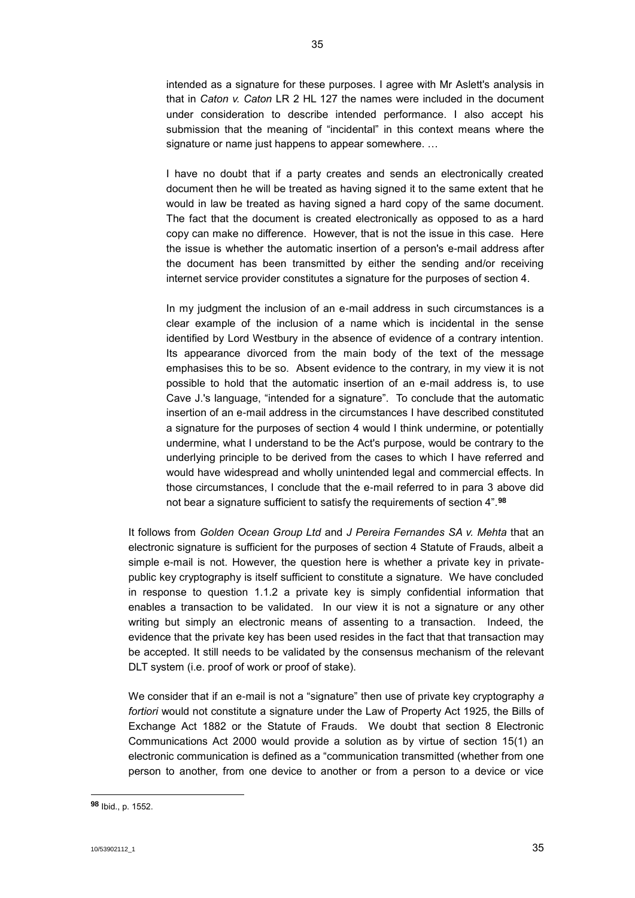intended as a signature for these purposes. I agree with Mr Aslett's analysis in that in *Caton v. Caton* LR 2 HL 127 the names were included in the document under consideration to describe intended performance. I also accept his submission that the meaning of "incidental" in this context means where the signature or name just happens to appear somewhere. …

I have no doubt that if a party creates and sends an electronically created document then he will be treated as having signed it to the same extent that he would in law be treated as having signed a hard copy of the same document. The fact that the document is created electronically as opposed to as a hard copy can make no difference. However, that is not the issue in this case. Here the issue is whether the automatic insertion of a person's e-mail address after the document has been transmitted by either the sending and/or receiving internet service provider constitutes a signature for the purposes of section 4.

In my judgment the inclusion of an e-mail address in such circumstances is a clear example of the inclusion of a name which is incidental in the sense identified by Lord Westbury in the absence of evidence of a contrary intention. Its appearance divorced from the main body of the text of the message emphasises this to be so. Absent evidence to the contrary, in my view it is not possible to hold that the automatic insertion of an e-mail address is, to use Cave J.'s language, "intended for a signature". To conclude that the automatic insertion of an e-mail address in the circumstances I have described constituted a signature for the purposes of section 4 would I think undermine, or potentially undermine, what I understand to be the Act's purpose, would be contrary to the underlying principle to be derived from the cases to which I have referred and would have widespread and wholly unintended legal and commercial effects. In those circumstances, I conclude that the e-mail referred to in para 3 above did not bear a signature sufficient to satisfy the requirements of section 4".[98]

It follows from *Golden Ocean Group Ltd* and *J Pereira Fernandes SA v. Mehta* that an electronic signature is sufficient for the purposes of section 4 Statute of Frauds, albeit a simple e-mail is not. However, the question here is whether a private key in private-public key cryptography is itself sufficient to constitute a signature. We have concluded in response to question 1.1.2 a private key is simply confidential information that enables a transaction to be validated. In our view it is not a signature or any other writing but simply an electronic means of assenting to a transaction. Indeed, the evidence that the private key has been used resides in the fact that that transaction may be accepted. It still needs to be validated by the consensus mechanism of the relevant DLT system (i.e. proof of work or proof of stake).

We consider that if an e-mail is not a "signature" then use of private key cryptography *a fortiori* would not constitute a signature under the Law of Property Act 1925, the Bills of Exchange Act 1882 or the Statute of Frauds. We doubt that section 8 Electronic Communications Act 2000 would provide a solution as by virtue of section 15(1) an electronic communication is defined as a "communication transmitted (whether from one person to another, from one device to another or from a person to a device or vice

---

[98] Ibid., p. 1552.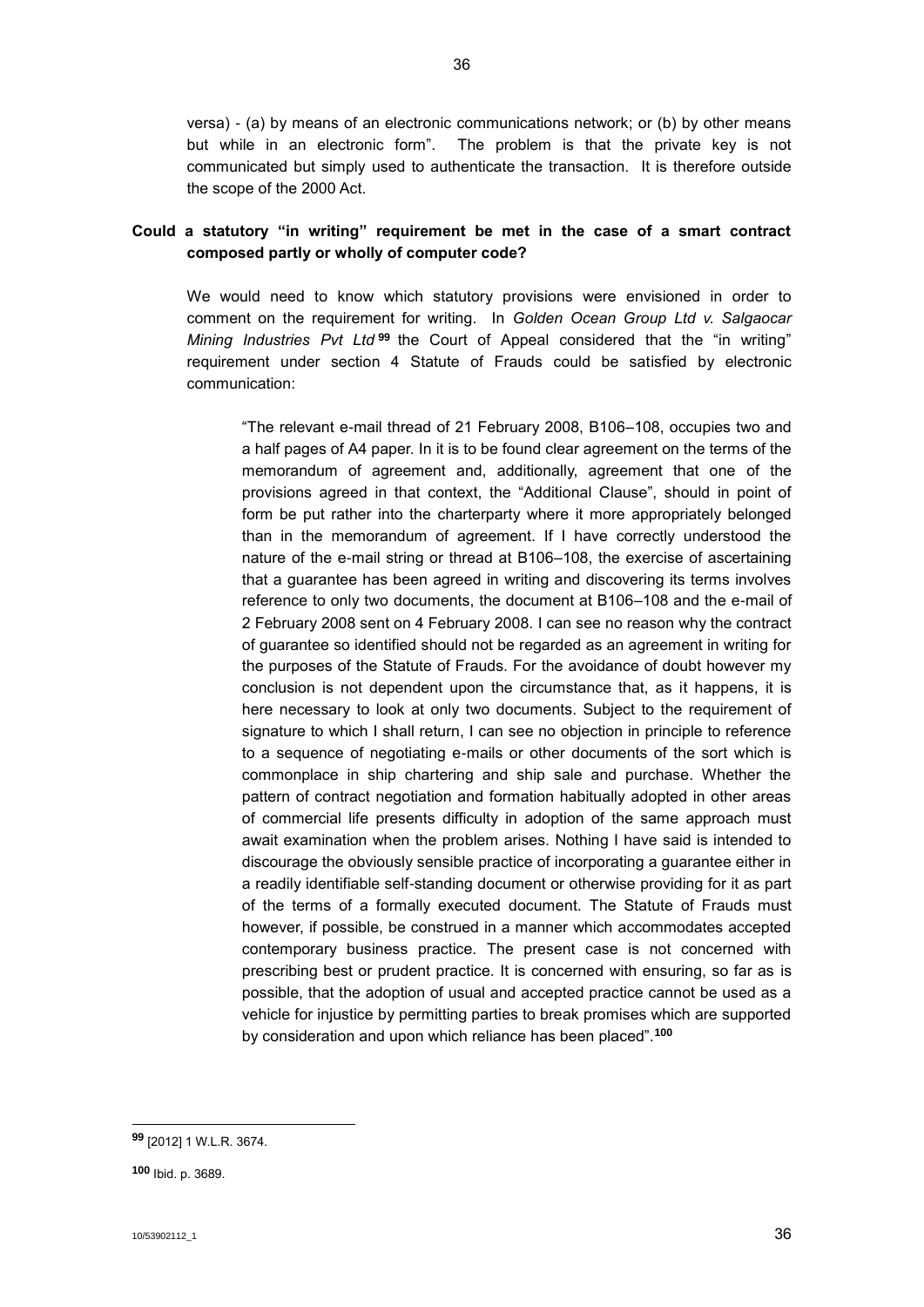versa) - (a) by means of an electronic communications network; or (b) by other means but while in an electronic form". The problem is that the private key is not communicated but simply used to authenticate the transaction. It is therefore outside the scope of the 2000 Act.

**Could a statutory "in writing" requirement be met in the case of a smart contract composed partly or wholly of computer code?**

We would need to know which statutory provisions were envisioned in order to comment on the requirement for writing. In *Golden Ocean Group Ltd v. Salgaocar Mining Industries Pvt Ltd* [99] the Court of Appeal considered that the "in writing" requirement under section 4 Statute of Frauds could be satisfied by electronic communication:

> "The relevant e-mail thread of 21 February 2008, B106–108, occupies two and a half pages of A4 paper. In it is to be found clear agreement on the terms of the memorandum of agreement and, additionally, agreement that one of the provisions agreed in that context, the "Additional Clause", should in point of form be put rather into the charterparty where it more appropriately belonged than in the memorandum of agreement. If I have correctly understood the nature of the e-mail string or thread at B106–108, the exercise of ascertaining that a guarantee has been agreed in writing and discovering its terms involves reference to only two documents, the document at B106–108 and the e-mail of 2 February 2008 sent on 4 February 2008. I can see no reason why the contract of guarantee so identified should not be regarded as an agreement in writing for the purposes of the Statute of Frauds. For the avoidance of doubt however my conclusion is not dependent upon the circumstance that, as it happens, it is here necessary to look at only two documents. Subject to the requirement of signature to which I shall return, I can see no objection in principle to reference to a sequence of negotiating e-mails or other documents of the sort which is commonplace in ship chartering and ship sale and purchase. Whether the pattern of contract negotiation and formation habitually adopted in other areas of commercial life presents difficulty in adoption of the same approach must await examination when the problem arises. Nothing I have said is intended to discourage the obviously sensible practice of incorporating a guarantee either in a readily identifiable self-standing document or otherwise providing for it as part of the terms of a formally executed document. The Statute of Frauds must however, if possible, be construed in a manner which accommodates accepted contemporary business practice. The present case is not concerned with prescribing best or prudent practice. It is concerned with ensuring, so far as is possible, that the adoption of usual and accepted practice cannot be used as a vehicle for injustice by permitting parties to break promises which are supported by consideration and upon which reliance has been placed".[100]

---

[99] [2012] 1 W.L.R. 3674.

[100] Ibid. p. 3689.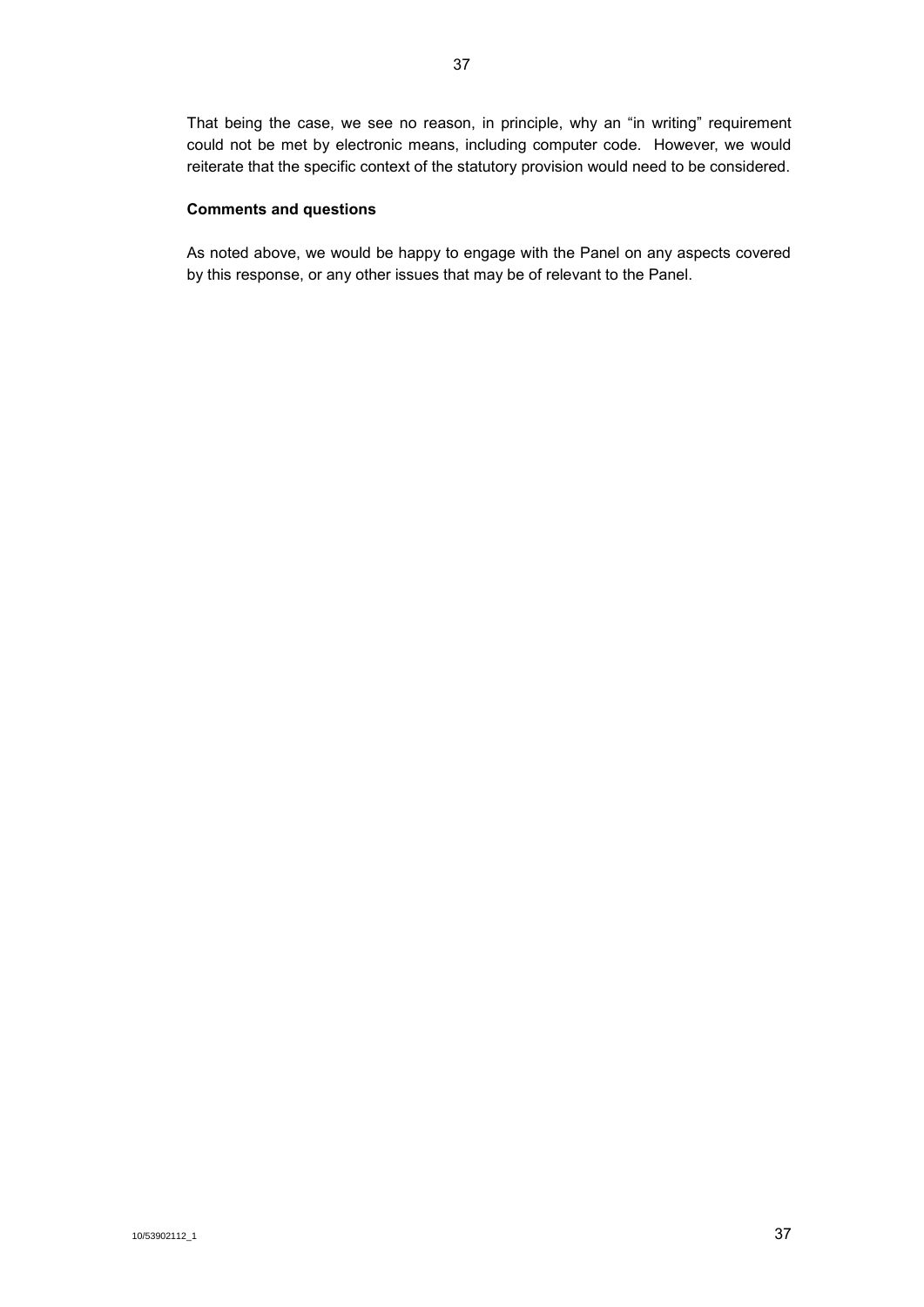That being the case, we see no reason, in principle, why an "in writing" requirement could not be met by electronic means, including computer code. However, we would reiterate that the specific context of the statutory provision would need to be considered.

**Comments and questions**

As noted above, we would be happy to engage with the Panel on any aspects covered by this response, or any other issues that may be of relevant to the Panel.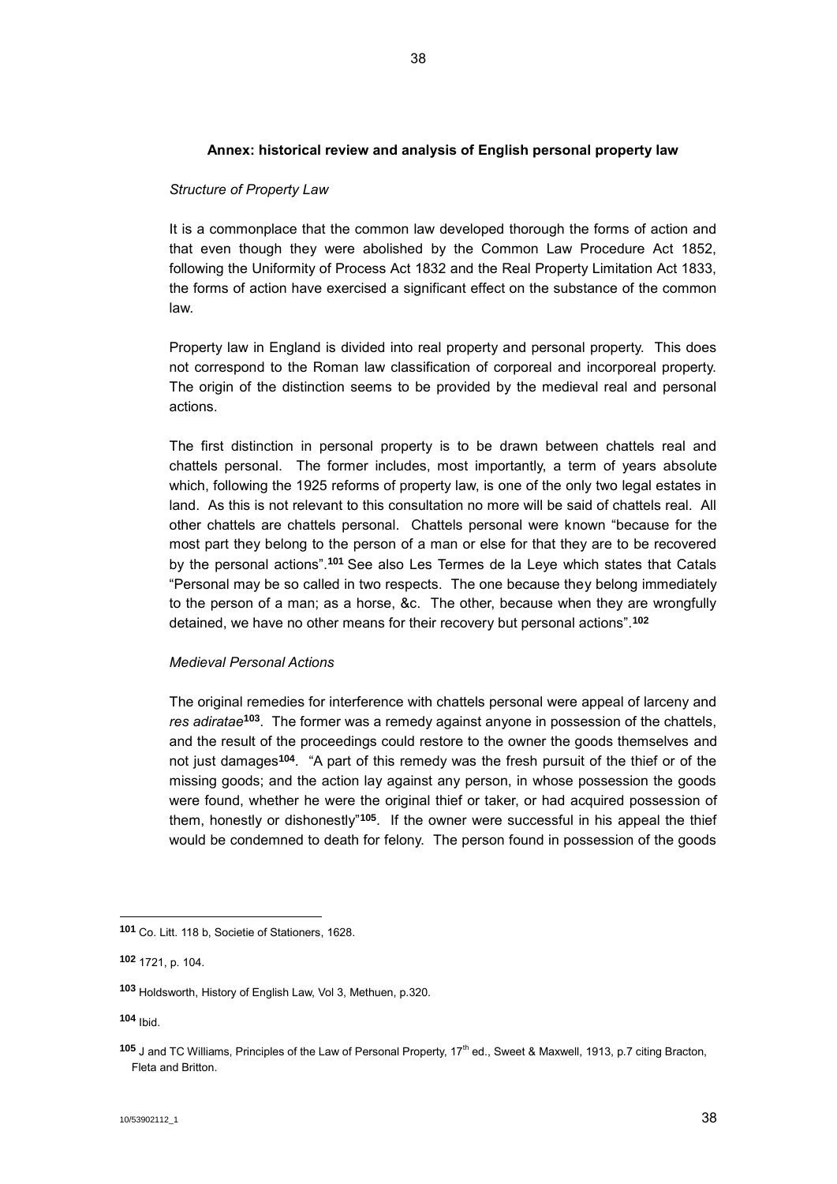**Annex: historical review and analysis of English personal property law**

*Structure of Property Law*

It is a commonplace that the common law developed thorough the forms of action and that even though they were abolished by the Common Law Procedure Act 1852, following the Uniformity of Process Act 1832 and the Real Property Limitation Act 1833, the forms of action have exercised a significant effect on the substance of the common law.

Property law in England is divided into real property and personal property. This does not correspond to the Roman law classification of corporeal and incorporeal property. The origin of the distinction seems to be provided by the medieval real and personal actions.

The first distinction in personal property is to be drawn between chattels real and chattels personal. The former includes, most importantly, a term of years absolute which, following the 1925 reforms of property law, is one of the only two legal estates in land. As this is not relevant to this consultation no more will be said of chattels real. All other chattels are chattels personal. Chattels personal were known "because for the most part they belong to the person of a man or else for that they are to be recovered by the personal actions".[101] See also Les Termes de la Leye which states that Catals "Personal may be so called in two respects. The one because they belong immediately to the person of a man; as a horse, &c. The other, because when they are wrongfully detained, we have no other means for their recovery but personal actions".[102]

*Medieval Personal Actions*

The original remedies for interference with chattels personal were appeal of larceny and *res adiratae*[103]. The former was a remedy against anyone in possession of the chattels, and the result of the proceedings could restore to the owner the goods themselves and not just damages[104]. "A part of this remedy was the fresh pursuit of the thief or of the missing goods; and the action lay against any person, in whose possession the goods were found, whether he were the original thief or taker, or had acquired possession of them, honestly or dishonestly"[105]. If the owner were successful in his appeal the thief would be condemned to death for felony. The person found in possession of the goods

---

[101] Co. Litt. 118 b, Societie of Stationers, 1628.

[102] 1721, p. 104.

[103] Holdsworth, History of English Law, Vol 3, Methuen, p.320.

[104] Ibid.

[105] J and TC Williams, Principles of the Law of Personal Property, 17th ed., Sweet & Maxwell, 1913, p.7 citing Bracton, Fleta and Britton.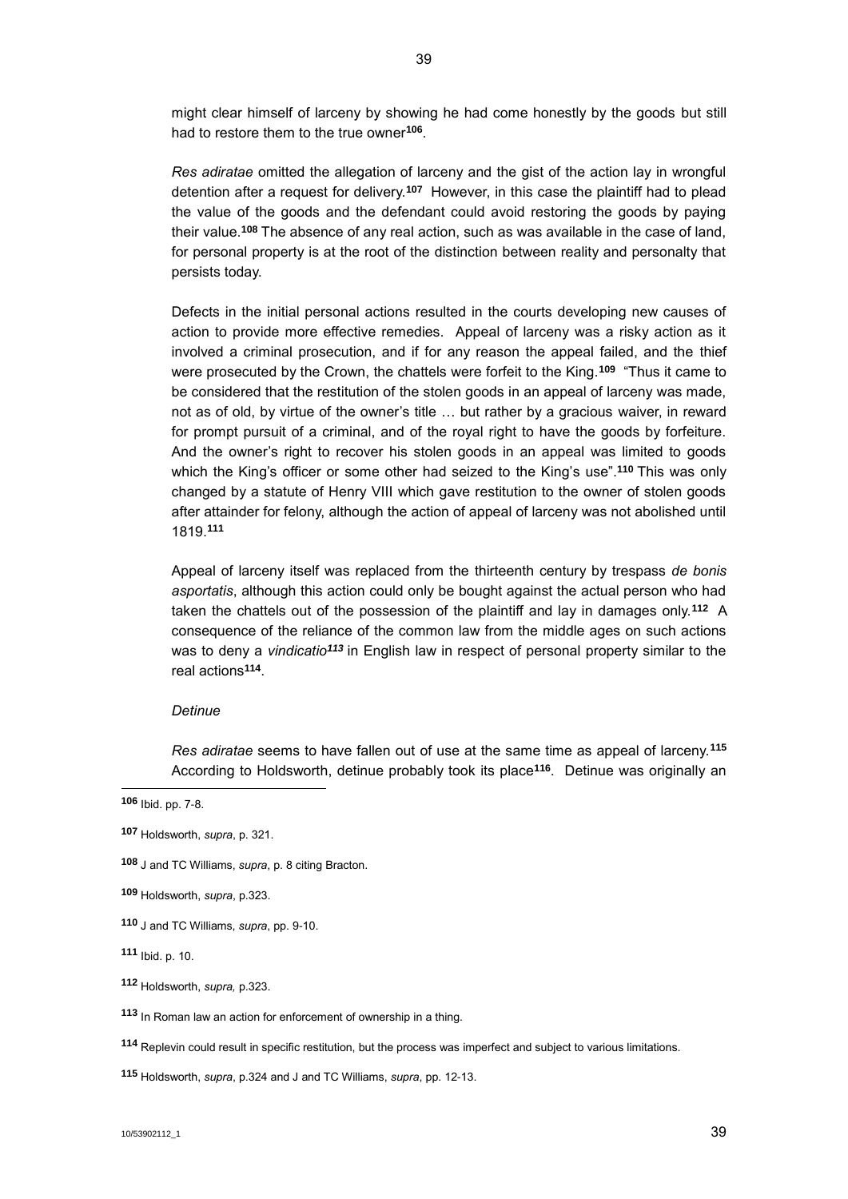might clear himself of larceny by showing he had come honestly by the goods but still had to restore them to the true owner[106].

*Res adiratae* omitted the allegation of larceny and the gist of the action lay in wrongful detention after a request for delivery.[107] However, in this case the plaintiff had to plead the value of the goods and the defendant could avoid restoring the goods by paying their value.[108] The absence of any real action, such as was available in the case of land, for personal property is at the root of the distinction between reality and personalty that persists today.

Defects in the initial personal actions resulted in the courts developing new causes of action to provide more effective remedies. Appeal of larceny was a risky action as it involved a criminal prosecution, and if for any reason the appeal failed, and the thief were prosecuted by the Crown, the chattels were forfeit to the King.[109] "Thus it came to be considered that the restitution of the stolen goods in an appeal of larceny was made, not as of old, by virtue of the owner's title … but rather by a gracious waiver, in reward for prompt pursuit of a criminal, and of the royal right to have the goods by forfeiture. And the owner's right to recover his stolen goods in an appeal was limited to goods which the King's officer or some other had seized to the King's use".[110] This was only changed by a statute of Henry VIII which gave restitution to the owner of stolen goods after attainder for felony, although the action of appeal of larceny was not abolished until 1819.[111]

Appeal of larceny itself was replaced from the thirteenth century by trespass *de bonis asportatis*, although this action could only be bought against the actual person who had taken the chattels out of the possession of the plaintiff and lay in damages only.[112] A consequence of the reliance of the common law from the middle ages on such actions was to deny a *vindicatio*[113] in English law in respect of personal property similar to the real actions[114].

*Detinue*

*Res adiratae* seems to have fallen out of use at the same time as appeal of larceny.[115] According to Holdsworth, detinue probably took its place[116]. Detinue was originally an

---

[106] Ibid. pp. 7-8.

[107] Holdsworth, *supra*, p. 321.

[108] J and TC Williams, *supra*, p. 8 citing Bracton.

[109] Holdsworth, *supra*, p.323.

[110] J and TC Williams, *supra*, pp. 9-10.

[111] Ibid. p. 10.

[112] Holdsworth, *supra,* p.323.

[113] In Roman law an action for enforcement of ownership in a thing.

[114] Replevin could result in specific restitution, but the process was imperfect and subject to various limitations.

[115] Holdsworth, *supra*, p.324 and J and TC Williams, *supra*, pp. 12-13.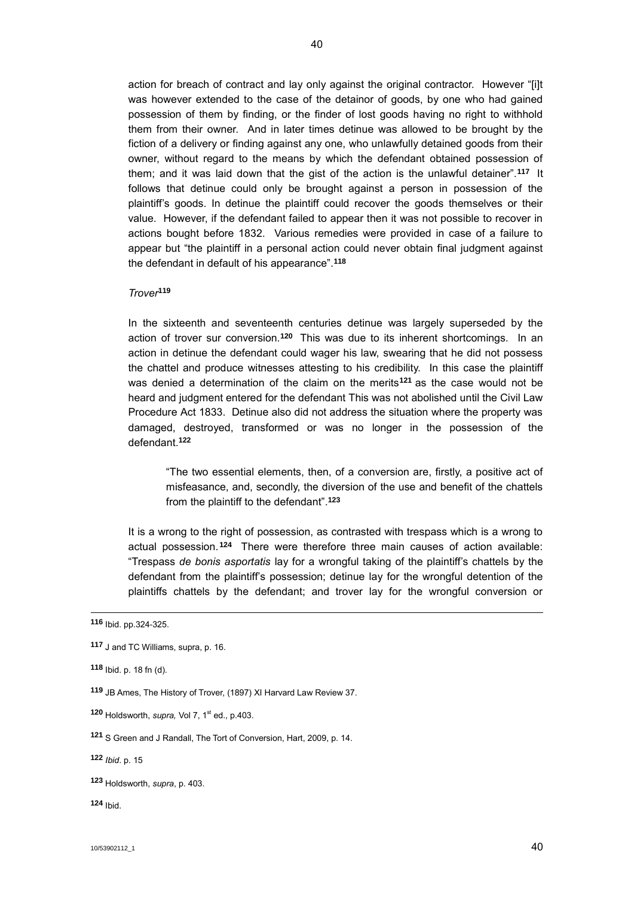action for breach of contract and lay only against the original contractor. However "[i]t was however extended to the case of the detainor of goods, by one who had gained possession of them by finding, or the finder of lost goods having no right to withhold them from their owner. And in later times detinue was allowed to be brought by the fiction of a delivery or finding against any one, who unlawfully detained goods from their owner, without regard to the means by which the defendant obtained possession of them; and it was laid down that the gist of the action is the unlawful detainer".[117] It follows that detinue could only be brought against a person in possession of the plaintiff's goods. In detinue the plaintiff could recover the goods themselves or their value. However, if the defendant failed to appear then it was not possible to recover in actions bought before 1832. Various remedies were provided in case of a failure to appear but "the plaintiff in a personal action could never obtain final judgment against the defendant in default of his appearance".[118]

*Trover*[119]

In the sixteenth and seventeenth centuries detinue was largely superseded by the action of trover sur conversion.[120] This was due to its inherent shortcomings. In an action in detinue the defendant could wager his law, swearing that he did not possess the chattel and produce witnesses attesting to his credibility. In this case the plaintiff was denied a determination of the claim on the merits[121] as the case would not be heard and judgment entered for the defendant This was not abolished until the Civil Law Procedure Act 1833. Detinue also did not address the situation where the property was damaged, destroyed, transformed or was no longer in the possession of the defendant.[122]

> "The two essential elements, then, of a conversion are, firstly, a positive act of misfeasance, and, secondly, the diversion of the use and benefit of the chattels from the plaintiff to the defendant".[123]

It is a wrong to the right of possession, as contrasted with trespass which is a wrong to actual possession.[124] There were therefore three main causes of action available: "Trespass *de bonis asportatis* lay for a wrongful taking of the plaintiff's chattels by the defendant from the plaintiff's possession; detinue lay for the wrongful detention of the plaintiffs chattels by the defendant; and trover lay for the wrongful conversion or

---

**116** Ibid. pp.324-325.

**117** J and TC Williams, supra, p. 16.

**118** Ibid. p. 18 fn (d).

**119** JB Ames, The History of Trover, (1897) XI Harvard Law Review 37.

**120** Holdsworth, *supra,* Vol 7, 1st ed., p.403.

**121** S Green and J Randall, The Tort of Conversion, Hart, 2009, p. 14.

**122** *Ibid*. p. 15

**123** Holdsworth, *supra*, p. 403.

**124** Ibid.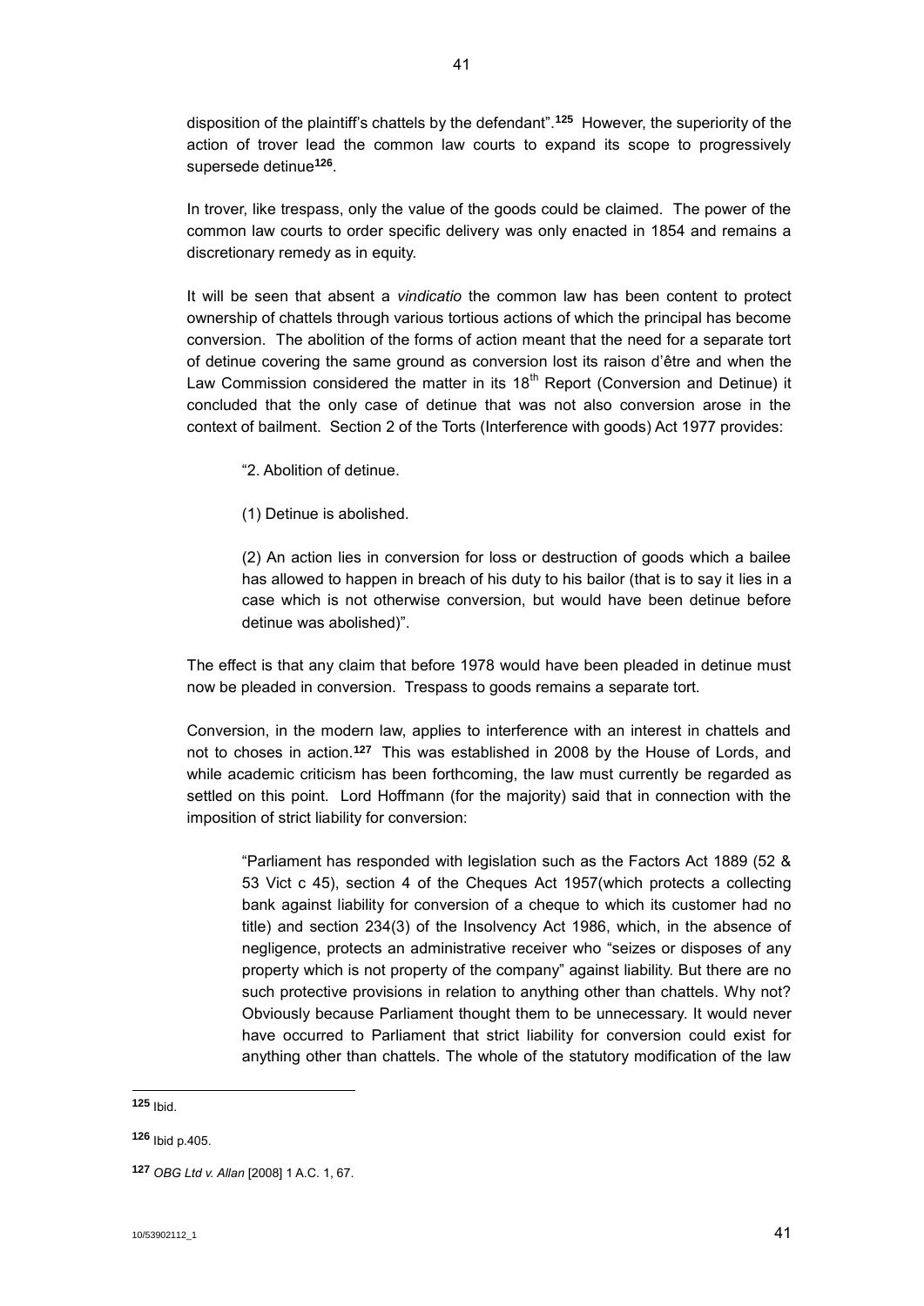disposition of the plaintiff's chattels by the defendant".[125] However, the superiority of the action of trover lead the common law courts to expand its scope to progressively supersede detinue[126].

In trover, like trespass, only the value of the goods could be claimed. The power of the common law courts to order specific delivery was only enacted in 1854 and remains a discretionary remedy as in equity.

It will be seen that absent a *vindicatio* the common law has been content to protect ownership of chattels through various tortious actions of which the principal has become conversion. The abolition of the forms of action meant that the need for a separate tort of detinue covering the same ground as conversion lost its raison d'être and when the Law Commission considered the matter in its 18th Report (Conversion and Detinue) it concluded that the only case of detinue that was not also conversion arose in the context of bailment. Section 2 of the Torts (Interference with goods) Act 1977 provides:

> "2. Abolition of detinue.
>
> (1) Detinue is abolished.
>
> (2) An action lies in conversion for loss or destruction of goods which a bailee has allowed to happen in breach of his duty to his bailor (that is to say it lies in a case which is not otherwise conversion, but would have been detinue before detinue was abolished)".

The effect is that any claim that before 1978 would have been pleaded in detinue must now be pleaded in conversion. Trespass to goods remains a separate tort.

Conversion, in the modern law, applies to interference with an interest in chattels and not to choses in action.[127] This was established in 2008 by the House of Lords, and while academic criticism has been forthcoming, the law must currently be regarded as settled on this point. Lord Hoffmann (for the majority) said that in connection with the imposition of strict liability for conversion:

> "Parliament has responded with legislation such as the Factors Act 1889 (52 & 53 Vict c 45), section 4 of the Cheques Act 1957(which protects a collecting bank against liability for conversion of a cheque to which its customer had no title) and section 234(3) of the Insolvency Act 1986, which, in the absence of negligence, protects an administrative receiver who "seizes or disposes of any property which is not property of the company" against liability. But there are no such protective provisions in relation to anything other than chattels. Why not? Obviously because Parliament thought them to be unnecessary. It would never have occurred to Parliament that strict liability for conversion could exist for anything other than chattels. The whole of the statutory modification of the law

---

[125] Ibid.

[126] Ibid p.405.

[127] *OBG Ltd v. Allan* [2008] 1 A.C. 1, 67.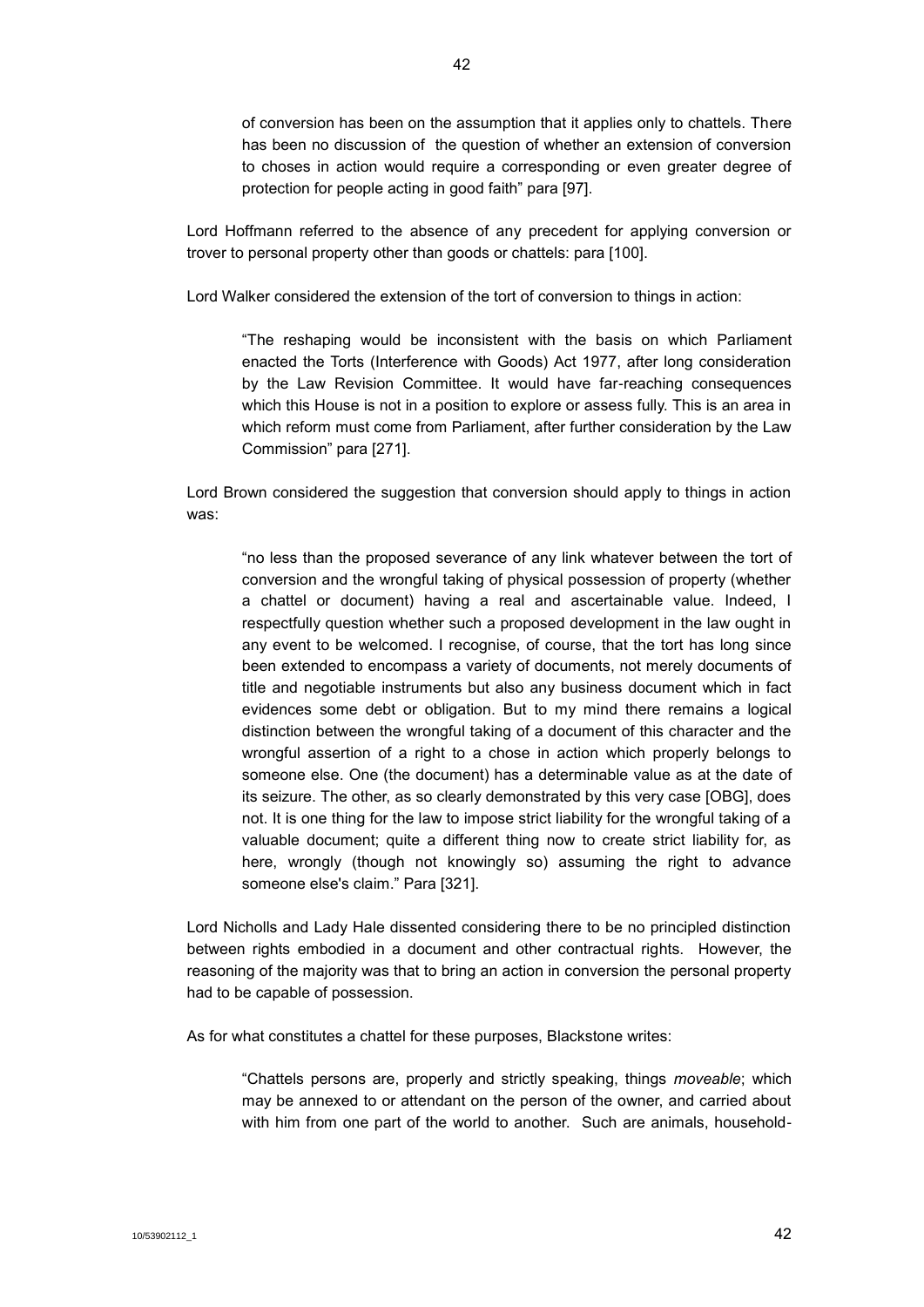> of conversion has been on the assumption that it applies only to chattels. There has been no discussion of the question of whether an extension of conversion to choses in action would require a corresponding or even greater degree of protection for people acting in good faith" para [97].

Lord Hoffmann referred to the absence of any precedent for applying conversion or trover to personal property other than goods or chattels: para [100].

Lord Walker considered the extension of the tort of conversion to things in action:

> "The reshaping would be inconsistent with the basis on which Parliament enacted the Torts (Interference with Goods) Act 1977, after long consideration by the Law Revision Committee. It would have far-reaching consequences which this House is not in a position to explore or assess fully. This is an area in which reform must come from Parliament, after further consideration by the Law Commission" para [271].

Lord Brown considered the suggestion that conversion should apply to things in action was:

> "no less than the proposed severance of any link whatever between the tort of conversion and the wrongful taking of physical possession of property (whether a chattel or document) having a real and ascertainable value. Indeed, I respectfully question whether such a proposed development in the law ought in any event to be welcomed. I recognise, of course, that the tort has long since been extended to encompass a variety of documents, not merely documents of title and negotiable instruments but also any business document which in fact evidences some debt or obligation. But to my mind there remains a logical distinction between the wrongful taking of a document of this character and the wrongful assertion of a right to a chose in action which properly belongs to someone else. One (the document) has a determinable value as at the date of its seizure. The other, as so clearly demonstrated by this very case [OBG], does not. It is one thing for the law to impose strict liability for the wrongful taking of a valuable document; quite a different thing now to create strict liability for, as here, wrongly (though not knowingly so) assuming the right to advance someone else's claim." Para [321].

Lord Nicholls and Lady Hale dissented considering there to be no principled distinction between rights embodied in a document and other contractual rights. However, the reasoning of the majority was that to bring an action in conversion the personal property had to be capable of possession.

As for what constitutes a chattel for these purposes, Blackstone writes:

> "Chattels persons are, properly and strictly speaking, things *moveable*; which may be annexed to or attendant on the person of the owner, and carried about with him from one part of the world to another. Such are animals, household-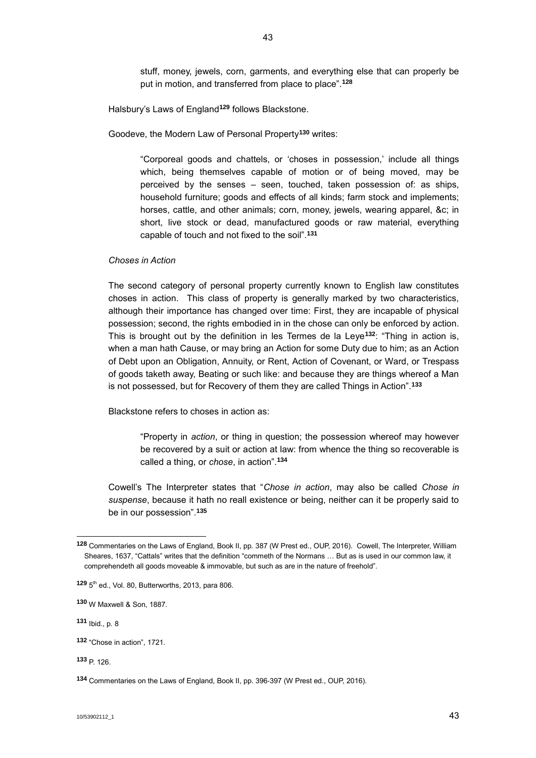stuff, money, jewels, corn, garments, and everything else that can properly be put in motion, and transferred from place to place".[128]

Halsbury's Laws of England[129] follows Blackstone.

Goodeve, the Modern Law of Personal Property[130] writes:

> "Corporeal goods and chattels, or 'choses in possession,' include all things which, being themselves capable of motion or of being moved, may be perceived by the senses – seen, touched, taken possession of: as ships, household furniture; goods and effects of all kinds; farm stock and implements; horses, cattle, and other animals; corn, money, jewels, wearing apparel, &c; in short, live stock or dead, manufactured goods or raw material, everything capable of touch and not fixed to the soil".[131]

*Choses in Action*

The second category of personal property currently known to English law constitutes choses in action. This class of property is generally marked by two characteristics, although their importance has changed over time: First, they are incapable of physical possession; second, the rights embodied in in the chose can only be enforced by action. This is brought out by the definition in les Termes de la Leye[132]: "Thing in action is, when a man hath Cause, or may bring an Action for some Duty due to him; as an Action of Debt upon an Obligation, Annuity, or Rent, Action of Covenant, or Ward, or Trespass of goods taketh away, Beating or such like: and because they are things whereof a Man is not possessed, but for Recovery of them they are called Things in Action".[133]

Blackstone refers to choses in action as:

> "Property in *action*, or thing in question; the possession whereof may however be recovered by a suit or action at law: from whence the thing so recoverable is called a thing, or *chose*, in action".[134]

Cowell's The Interpreter states that "*Chose in action*, may also be called *Chose in suspense*, because it hath no reall existence or being, neither can it be properly said to be in our possession".[135]

---

[128] Commentaries on the Laws of England, Book II, pp. 387 (W Prest ed., OUP, 2016). Cowell, The Interpreter, William Sheares, 1637, "Cattals" writes that the definition "commeth of the Normans … But as is used in our common law, it comprehendeth all goods moveable & immovable, but such as are in the nature of freehold".

[129] 5th ed., Vol. 80, Butterworths, 2013, para 806.

[130] W Maxwell & Son, 1887.

[131] Ibid., p. 8

[132] "Chose in action", 1721.

[133] P. 126.

[134] Commentaries on the Laws of England, Book II, pp. 396-397 (W Prest ed., OUP, 2016).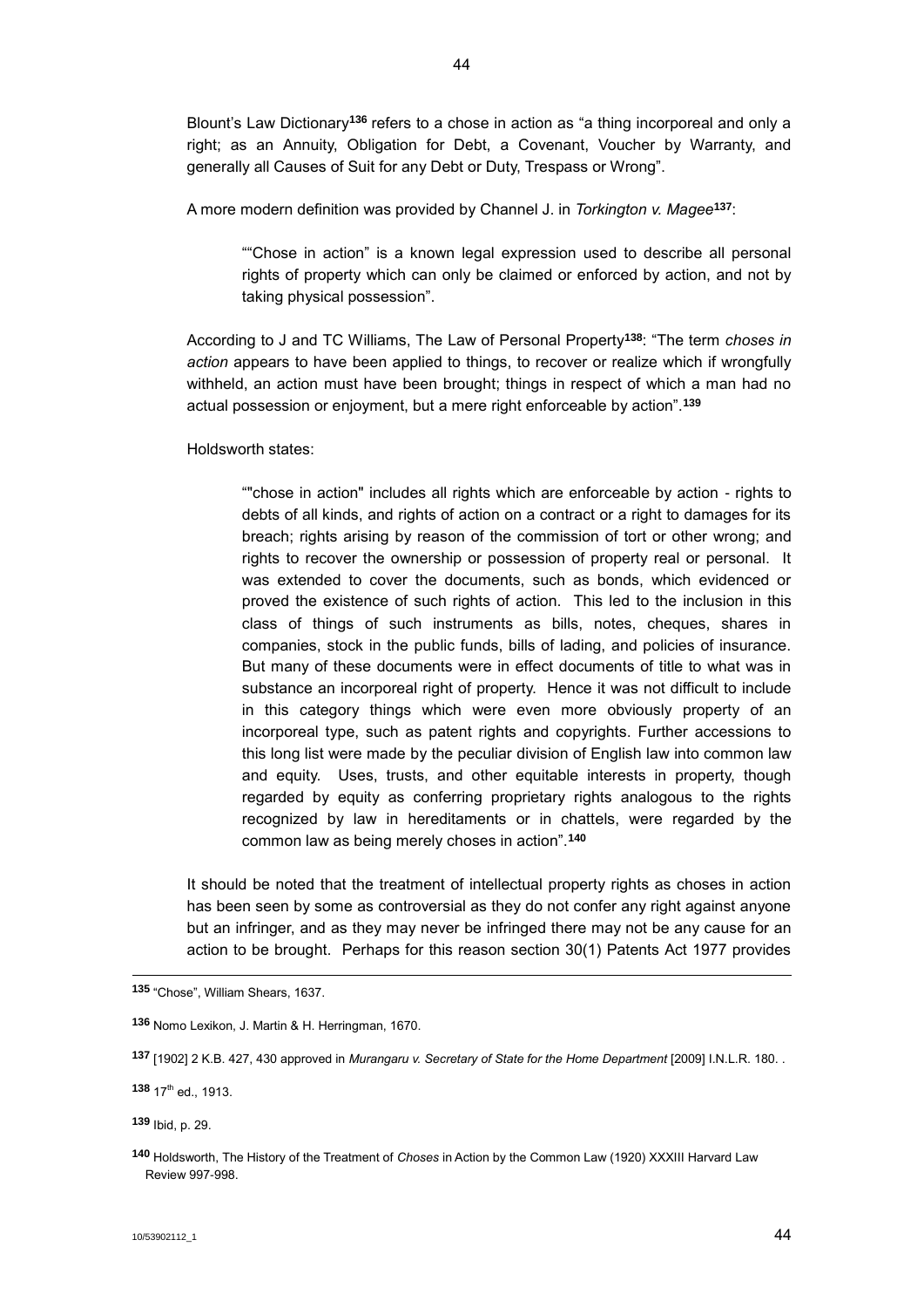Blount's Law Dictionary[136] refers to a chose in action as "a thing incorporeal and only a right; as an Annuity, Obligation for Debt, a Covenant, Voucher by Warranty, and generally all Causes of Suit for any Debt or Duty, Trespass or Wrong".

A more modern definition was provided by Channel J. in *Torkington v. Magee*[137]:

> ""Chose in action" is a known legal expression used to describe all personal rights of property which can only be claimed or enforced by action, and not by taking physical possession".

According to J and TC Williams, The Law of Personal Property[138]: "The term *choses in action* appears to have been applied to things, to recover or realize which if wrongfully withheld, an action must have been brought; things in respect of which a man had no actual possession or enjoyment, but a mere right enforceable by action".[139]

Holdsworth states:

> ""chose in action" includes all rights which are enforceable by action - rights to debts of all kinds, and rights of action on a contract or a right to damages for its breach; rights arising by reason of the commission of tort or other wrong; and rights to recover the ownership or possession of property real or personal. It was extended to cover the documents, such as bonds, which evidenced or proved the existence of such rights of action. This led to the inclusion in this class of things of such instruments as bills, notes, cheques, shares in companies, stock in the public funds, bills of lading, and policies of insurance. But many of these documents were in effect documents of title to what was in substance an incorporeal right of property. Hence it was not difficult to include in this category things which were even more obviously property of an incorporeal type, such as patent rights and copyrights. Further accessions to this long list were made by the peculiar division of English law into common law and equity. Uses, trusts, and other equitable interests in property, though regarded by equity as conferring proprietary rights analogous to the rights recognized by law in hereditaments or in chattels, were regarded by the common law as being merely choses in action".[140]

It should be noted that the treatment of intellectual property rights as choses in action has been seen by some as controversial as they do not confer any right against anyone but an infringer, and as they may never be infringed there may not be any cause for an action to be brought. Perhaps for this reason section 30(1) Patents Act 1977 provides

---

[135] "Chose", William Shears, 1637.

[136] Nomo Lexikon, J. Martin & H. Herringman, 1670.

[137] [1902] 2 K.B. 427, 430 approved in *Murangaru v. Secretary of State for the Home Department* [2009] I.N.L.R. 180. .

[138] 17th ed., 1913.

[139] Ibid, p. 29.

[140] Holdsworth, The History of the Treatment of *Choses* in Action by the Common Law (1920) XXXIII Harvard Law Review 997-998.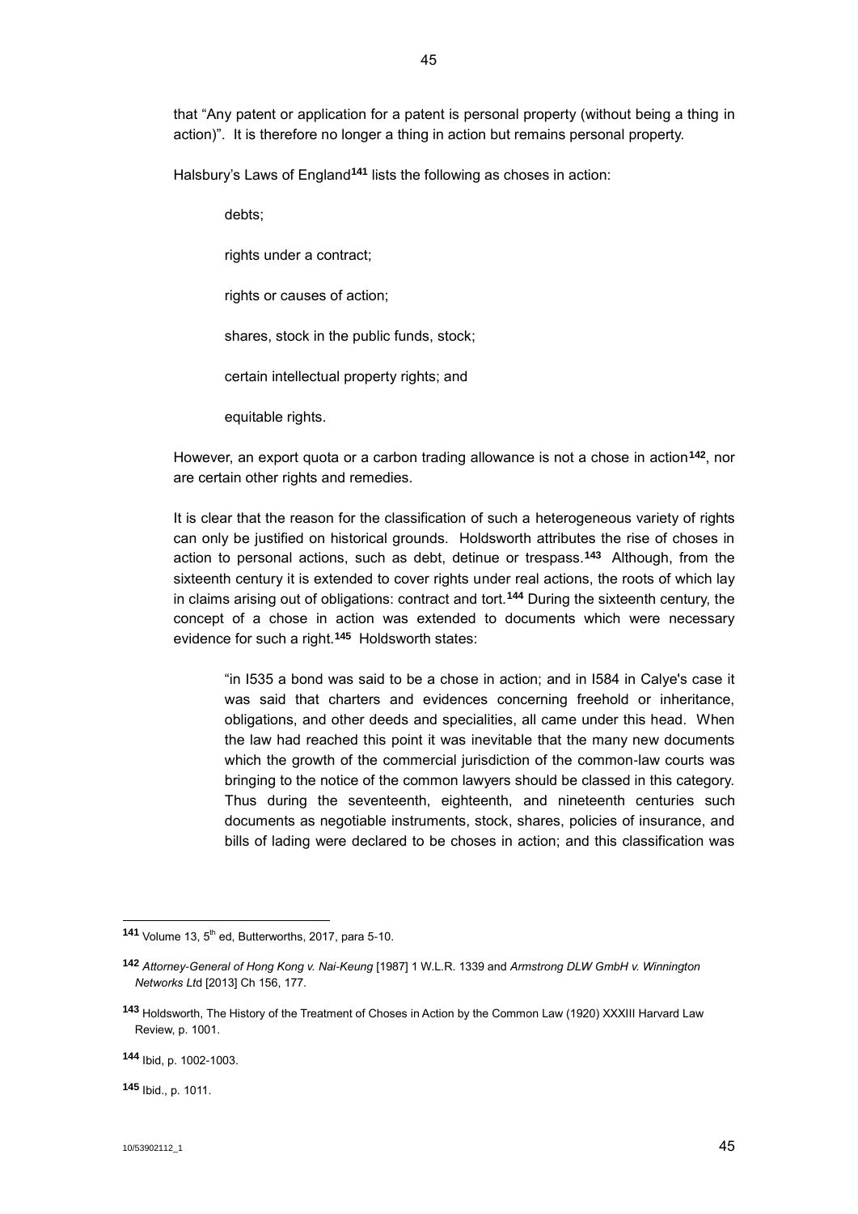that "Any patent or application for a patent is personal property (without being a thing in action)". It is therefore no longer a thing in action but remains personal property.

Halsbury's Laws of England[141] lists the following as choses in action:

> debts;
>
> rights under a contract;
>
> rights or causes of action;
>
> shares, stock in the public funds, stock;
>
> certain intellectual property rights; and
>
> equitable rights.

However, an export quota or a carbon trading allowance is not a chose in action[142], nor are certain other rights and remedies.

It is clear that the reason for the classification of such a heterogeneous variety of rights can only be justified on historical grounds. Holdsworth attributes the rise of choses in action to personal actions, such as debt, detinue or trespass.[143] Although, from the sixteenth century it is extended to cover rights under real actions, the roots of which lay in claims arising out of obligations: contract and tort.[144] During the sixteenth century, the concept of a chose in action was extended to documents which were necessary evidence for such a right.[145] Holdsworth states:

> "in I535 a bond was said to be a chose in action; and in I584 in Calye's case it was said that charters and evidences concerning freehold or inheritance, obligations, and other deeds and specialities, all came under this head. When the law had reached this point it was inevitable that the many new documents which the growth of the commercial jurisdiction of the common-law courts was bringing to the notice of the common lawyers should be classed in this category. Thus during the seventeenth, eighteenth, and nineteenth centuries such documents as negotiable instruments, stock, shares, policies of insurance, and bills of lading were declared to be choses in action; and this classification was

---

[141] Volume 13, 5th ed, Butterworths, 2017, para 5-10.

[142] *Attorney-General of Hong Kong v. Nai-Keung* [1987] 1 W.L.R. 1339 and *Armstrong DLW GmbH v. Winnington Networks Ltd* [2013] Ch 156, 177.

[143] Holdsworth, The History of the Treatment of Choses in Action by the Common Law (1920) XXXIII Harvard Law Review, p. 1001.

[144] Ibid, p. 1002-1003.

[145] Ibid., p. 1011.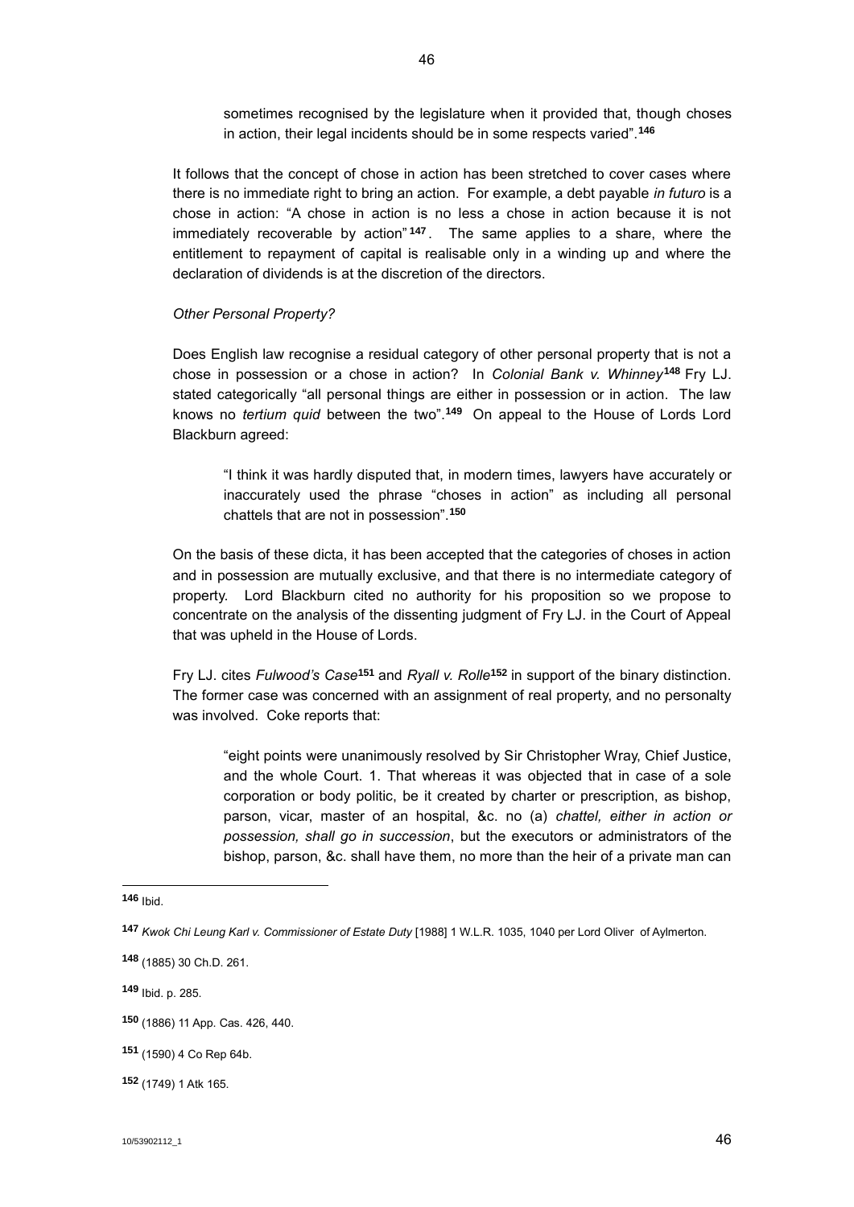> sometimes recognised by the legislature when it provided that, though choses in action, their legal incidents should be in some respects varied".[146]

It follows that the concept of chose in action has been stretched to cover cases where there is no immediate right to bring an action. For example, a debt payable *in futuro* is a chose in action: "A chose in action is no less a chose in action because it is not immediately recoverable by action"[147]. The same applies to a share, where the entitlement to repayment of capital is realisable only in a winding up and where the declaration of dividends is at the discretion of the directors.

*Other Personal Property?*

Does English law recognise a residual category of other personal property that is not a chose in possession or a chose in action? In *Colonial Bank v. Whinney*[148] Fry LJ. stated categorically "all personal things are either in possession or in action. The law knows no *tertium quid* between the two".[149] On appeal to the House of Lords Lord Blackburn agreed:

> "I think it was hardly disputed that, in modern times, lawyers have accurately or inaccurately used the phrase "choses in action" as including all personal chattels that are not in possession".[150]

On the basis of these dicta, it has been accepted that the categories of choses in action and in possession are mutually exclusive, and that there is no intermediate category of property. Lord Blackburn cited no authority for his proposition so we propose to concentrate on the analysis of the dissenting judgment of Fry LJ. in the Court of Appeal that was upheld in the House of Lords.

Fry LJ. cites *Fulwood's Case*[151] and *Ryall v. Rolle*[152] in support of the binary distinction. The former case was concerned with an assignment of real property, and no personalty was involved. Coke reports that:

> "eight points were unanimously resolved by Sir Christopher Wray, Chief Justice, and the whole Court. 1. That whereas it was objected that in case of a sole corporation or body politic, be it created by charter or prescription, as bishop, parson, vicar, master of an hospital, &c. no (a) *chattel, either in action or possession, shall go in succession*, but the executors or administrators of the bishop, parson, &c. shall have them, no more than the heir of a private man can

---

[146] Ibid.

[147] *Kwok Chi Leung Karl v. Commissioner of Estate Duty* [1988] 1 W.L.R. 1035, 1040 per Lord Oliver of Aylmerton.

[148] (1885) 30 Ch.D. 261.

[149] Ibid. p. 285.

[150] (1886) 11 App. Cas. 426, 440.

[151] (1590) 4 Co Rep 64b.

[152] (1749) 1 Atk 165.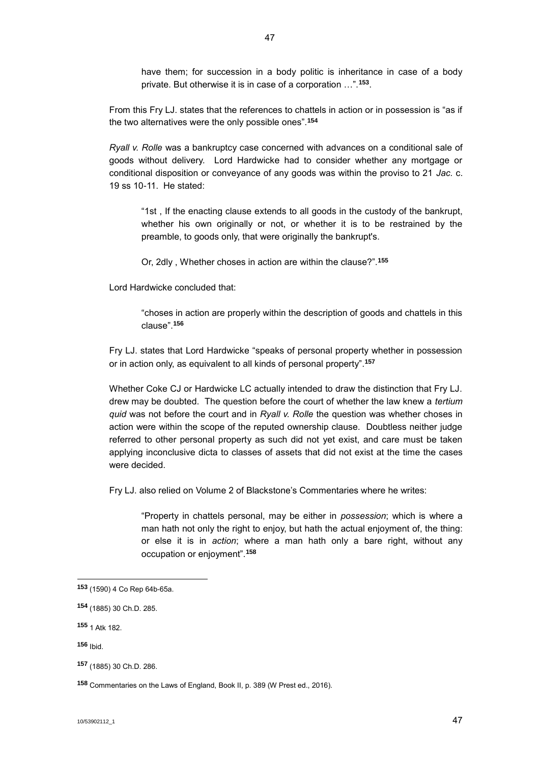> have them; for succession in a body politic is inheritance in case of a body private. But otherwise it is in case of a corporation …”.[153].

From this Fry LJ. states that the references to chattels in action or in possession is “as if the two alternatives were the only possible ones”.[154]

*Ryall v. Rolle* was a bankruptcy case concerned with advances on a conditional sale of goods without delivery. Lord Hardwicke had to consider whether any mortgage or conditional disposition or conveyance of any goods was within the proviso to 21 *Jac.* c. 19 ss 10-11. He stated:

> “1st , If the enacting clause extends to all goods in the custody of the bankrupt, whether his own originally or not, or whether it is to be restrained by the preamble, to goods only, that were originally the bankrupt's.
>
> Or, 2dly , Whether choses in action are within the clause?”.[155]

Lord Hardwicke concluded that:

> “choses in action are properly within the description of goods and chattels in this clause”.[156]

Fry LJ. states that Lord Hardwicke “speaks of personal property whether in possession or in action only, as equivalent to all kinds of personal property”.[157]

Whether Coke CJ or Hardwicke LC actually intended to draw the distinction that Fry LJ. drew may be doubted. The question before the court of whether the law knew a *tertium quid* was not before the court and in *Ryall v. Rolle* the question was whether choses in action were within the scope of the reputed ownership clause. Doubtless neither judge referred to other personal property as such did not yet exist, and care must be taken applying inconclusive dicta to classes of assets that did not exist at the time the cases were decided.

Fry LJ. also relied on Volume 2 of Blackstone’s Commentaries where he writes:

> “Property in chattels personal, may be either in *possession*; which is where a man hath not only the right to enjoy, but hath the actual enjoyment of, the thing: or else it is in *action*; where a man hath only a bare right, without any occupation or enjoyment”.[158]

---

[153] (1590) 4 Co Rep 64b-65a.

[154] (1885) 30 Ch.D. 285.

[155] 1 Atk 182.

[156] Ibid.

[157] (1885) 30 Ch.D. 286.

[158] Commentaries on the Laws of England, Book II, p. 389 (W Prest ed., 2016).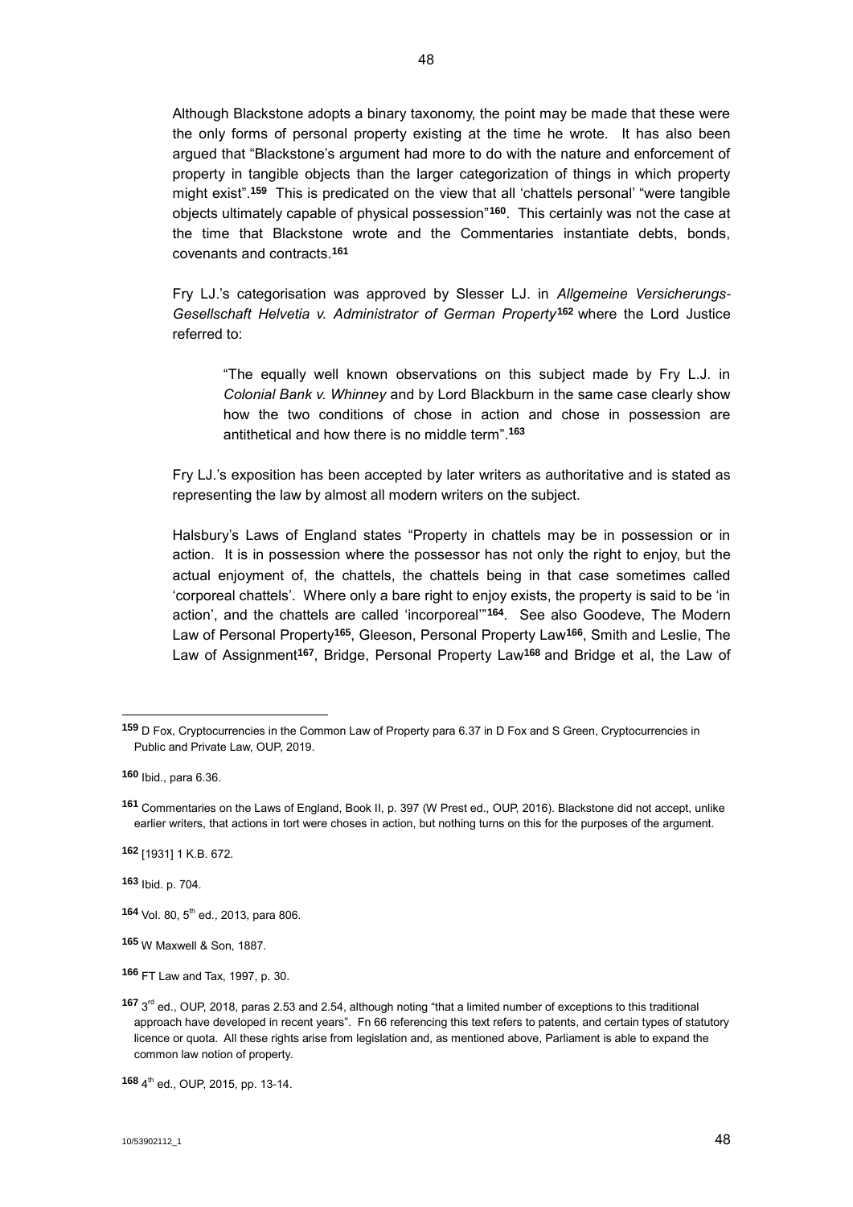Although Blackstone adopts a binary taxonomy, the point may be made that these were the only forms of personal property existing at the time he wrote. It has also been argued that "Blackstone's argument had more to do with the nature and enforcement of property in tangible objects than the larger categorization of things in which property might exist".[159] This is predicated on the view that all 'chattels personal' "were tangible objects ultimately capable of physical possession"[160]. This certainly was not the case at the time that Blackstone wrote and the Commentaries instantiate debts, bonds, covenants and contracts.[161]

Fry LJ.'s categorisation was approved by Slesser LJ. in *Allgemeine Versicherungs-Gesellschaft Helvetia v. Administrator of German Property*[162] where the Lord Justice referred to:

> "The equally well known observations on this subject made by Fry L.J. in *Colonial Bank v. Whinney* and by Lord Blackburn in the same case clearly show how the two conditions of chose in action and chose in possession are antithetical and how there is no middle term".[163]

Fry LJ.'s exposition has been accepted by later writers as authoritative and is stated as representing the law by almost all modern writers on the subject.

Halsbury's Laws of England states "Property in chattels may be in possession or in action. It is in possession where the possessor has not only the right to enjoy, but the actual enjoyment of, the chattels, the chattels being in that case sometimes called 'corporeal chattels'. Where only a bare right to enjoy exists, the property is said to be 'in action', and the chattels are called 'incorporeal'"[164]. See also Goodeve, The Modern Law of Personal Property[165], Gleeson, Personal Property Law[166], Smith and Leslie, The Law of Assignment[167], Bridge, Personal Property Law[168] and Bridge et al, the Law of

---

[159] D Fox, Cryptocurrencies in the Common Law of Property para 6.37 in D Fox and S Green, Cryptocurrencies in Public and Private Law, OUP, 2019.

[160] Ibid., para 6.36.

[161] Commentaries on the Laws of England, Book II, p. 397 (W Prest ed., OUP, 2016). Blackstone did not accept, unlike earlier writers, that actions in tort were choses in action, but nothing turns on this for the purposes of the argument.

[162] [1931] 1 K.B. 672.

[163] Ibid. p. 704.

[164] Vol. 80, 5th ed., 2013, para 806.

[165] W Maxwell & Son, 1887.

[166] FT Law and Tax, 1997, p. 30.

[167] 3rd ed., OUP, 2018, paras 2.53 and 2.54, although noting "that a limited number of exceptions to this traditional approach have developed in recent years". Fn 66 referencing this text refers to patents, and certain types of statutory licence or quota. All these rights arise from legislation and, as mentioned above, Parliament is able to expand the common law notion of property.

[168] 4th ed., OUP, 2015, pp. 13-14.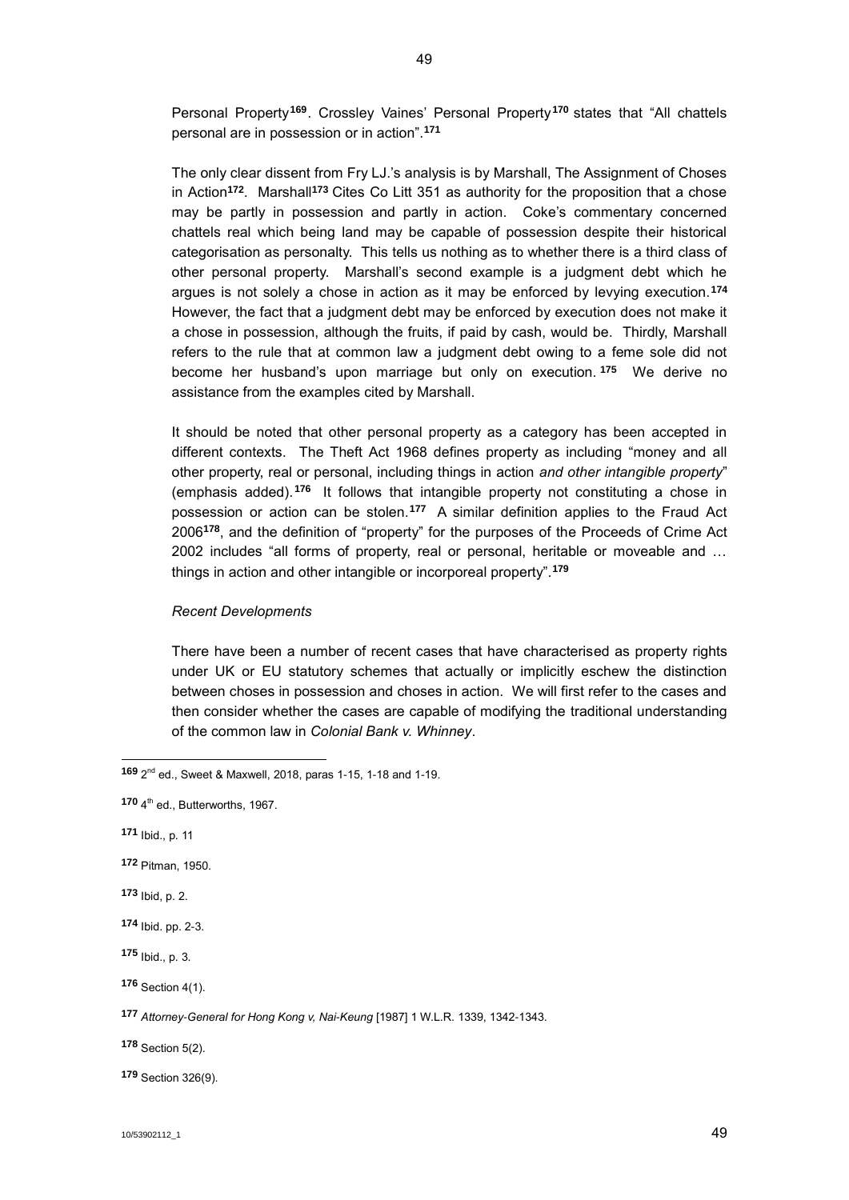Personal Property[169]. Crossley Vaines' Personal Property[170] states that "All chattels personal are in possession or in action".[171]

The only clear dissent from Fry LJ.'s analysis is by Marshall, The Assignment of Choses in Action[172]. Marshall[173] Cites Co Litt 351 as authority for the proposition that a chose may be partly in possession and partly in action. Coke's commentary concerned chattels real which being land may be capable of possession despite their historical categorisation as personalty. This tells us nothing as to whether there is a third class of other personal property. Marshall's second example is a judgment debt which he argues is not solely a chose in action as it may be enforced by levying execution.[174] However, the fact that a judgment debt may be enforced by execution does not make it a chose in possession, although the fruits, if paid by cash, would be. Thirdly, Marshall refers to the rule that at common law a judgment debt owing to a feme sole did not become her husband's upon marriage but only on execution.[175] We derive no assistance from the examples cited by Marshall.

It should be noted that other personal property as a category has been accepted in different contexts. The Theft Act 1968 defines property as including "money and all other property, real or personal, including things in action *and other intangible property*" (emphasis added).[176] It follows that intangible property not constituting a chose in possession or action can be stolen.[177] A similar definition applies to the Fraud Act 2006[178], and the definition of "property" for the purposes of the Proceeds of Crime Act 2002 includes "all forms of property, real or personal, heritable or moveable and … things in action and other intangible or incorporeal property".[179]

*Recent Developments*

There have been a number of recent cases that have characterised as property rights under UK or EU statutory schemes that actually or implicitly eschew the distinction between choses in possession and choses in action. We will first refer to the cases and then consider whether the cases are capable of modifying the traditional understanding of the common law in *Colonial Bank v. Whinney*.

---

[169] 2nd ed., Sweet & Maxwell, 2018, paras 1-15, 1-18 and 1-19.

[170] 4th ed., Butterworths, 1967.

[171] Ibid., p. 11

[172] Pitman, 1950.

[173] Ibid, p. 2.

[174] Ibid. pp. 2-3.

[175] Ibid., p. 3.

[176] Section 4(1).

[177] *Attorney-General for Hong Kong v, Nai-Keung* [1987] 1 W.L.R. 1339, 1342-1343.

[178] Section 5(2).

[179] Section 326(9).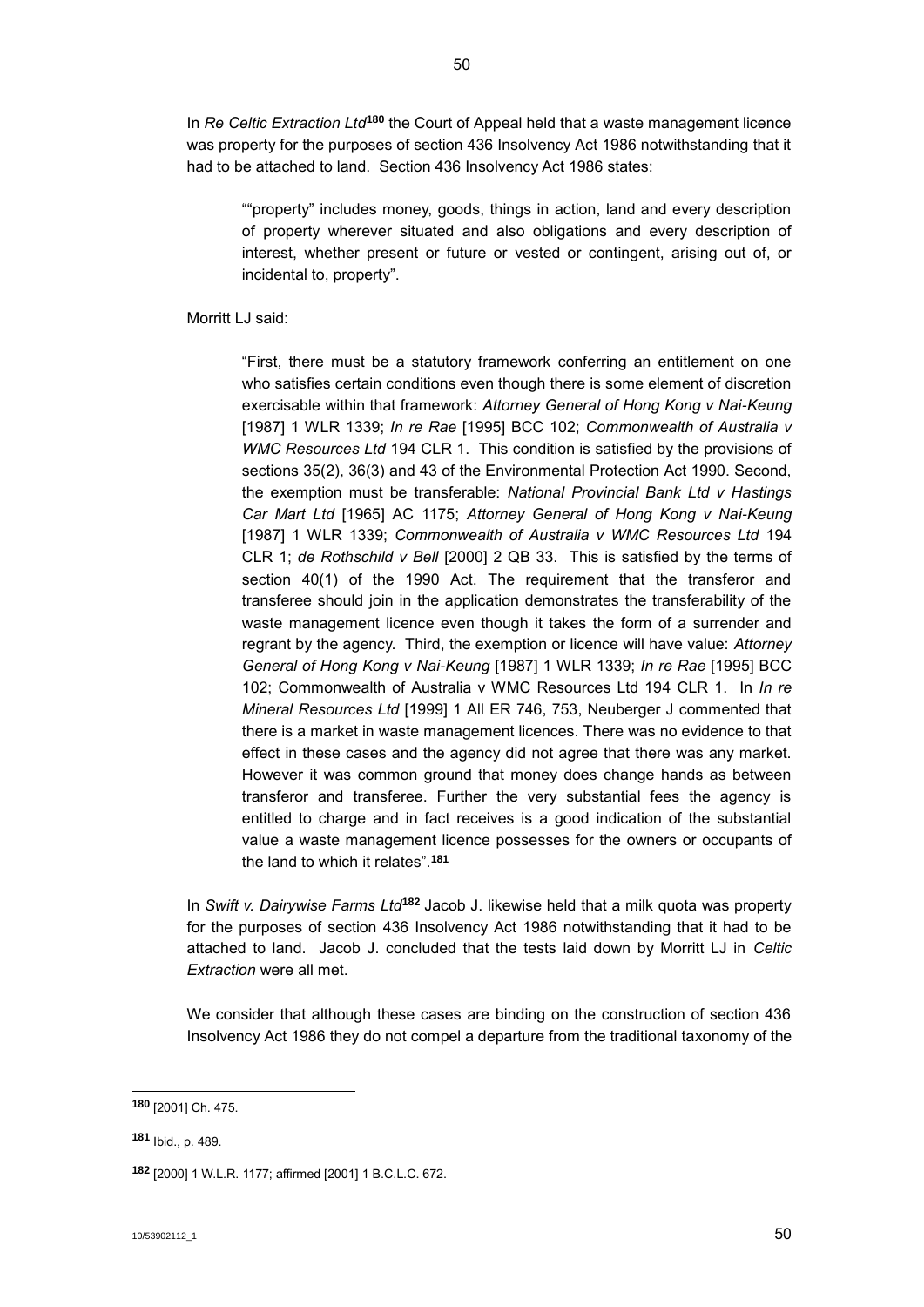In *Re Celtic Extraction Ltd*[180] the Court of Appeal held that a waste management licence was property for the purposes of section 436 Insolvency Act 1986 notwithstanding that it had to be attached to land. Section 436 Insolvency Act 1986 states:

> ""property" includes money, goods, things in action, land and every description of property wherever situated and also obligations and every description of interest, whether present or future or vested or contingent, arising out of, or incidental to, property".

Morritt LJ said:

> "First, there must be a statutory framework conferring an entitlement on one who satisfies certain conditions even though there is some element of discretion exercisable within that framework: *Attorney General of Hong Kong v Nai-Keung* [1987] 1 WLR 1339; *In re Rae* [1995] BCC 102; *Commonwealth of Australia v WMC Resources Ltd* 194 CLR 1. This condition is satisfied by the provisions of sections 35(2), 36(3) and 43 of the Environmental Protection Act 1990. Second, the exemption must be transferable: *National Provincial Bank Ltd v Hastings Car Mart Ltd* [1965] AC 1175; *Attorney General of Hong Kong v Nai-Keung* [1987] 1 WLR 1339; *Commonwealth of Australia v WMC Resources Ltd* 194 CLR 1; *de Rothschild v Bell* [2000] 2 QB 33. This is satisfied by the terms of section 40(1) of the 1990 Act. The requirement that the transferor and transferee should join in the application demonstrates the transferability of the waste management licence even though it takes the form of a surrender and regrant by the agency. Third, the exemption or licence will have value: *Attorney General of Hong Kong v Nai-Keung* [1987] 1 WLR 1339; *In re Rae* [1995] BCC 102; Commonwealth of Australia v WMC Resources Ltd 194 CLR 1. In *In re Mineral Resources Ltd* [1999] 1 All ER 746, 753, Neuberger J commented that there is a market in waste management licences. There was no evidence to that effect in these cases and the agency did not agree that there was any market. However it was common ground that money does change hands as between transferor and transferee. Further the very substantial fees the agency is entitled to charge and in fact receives is a good indication of the substantial value a waste management licence possesses for the owners or occupants of the land to which it relates".[181]

In *Swift v. Dairywise Farms Ltd*[182] Jacob J. likewise held that a milk quota was property for the purposes of section 436 Insolvency Act 1986 notwithstanding that it had to be attached to land. Jacob J. concluded that the tests laid down by Morritt LJ in *Celtic Extraction* were all met.

We consider that although these cases are binding on the construction of section 436 Insolvency Act 1986 they do not compel a departure from the traditional taxonomy of the

---

[180] [2001] Ch. 475.

[181] Ibid., p. 489.

[182] [2000] 1 W.L.R. 1177; affirmed [2001] 1 B.C.L.C. 672.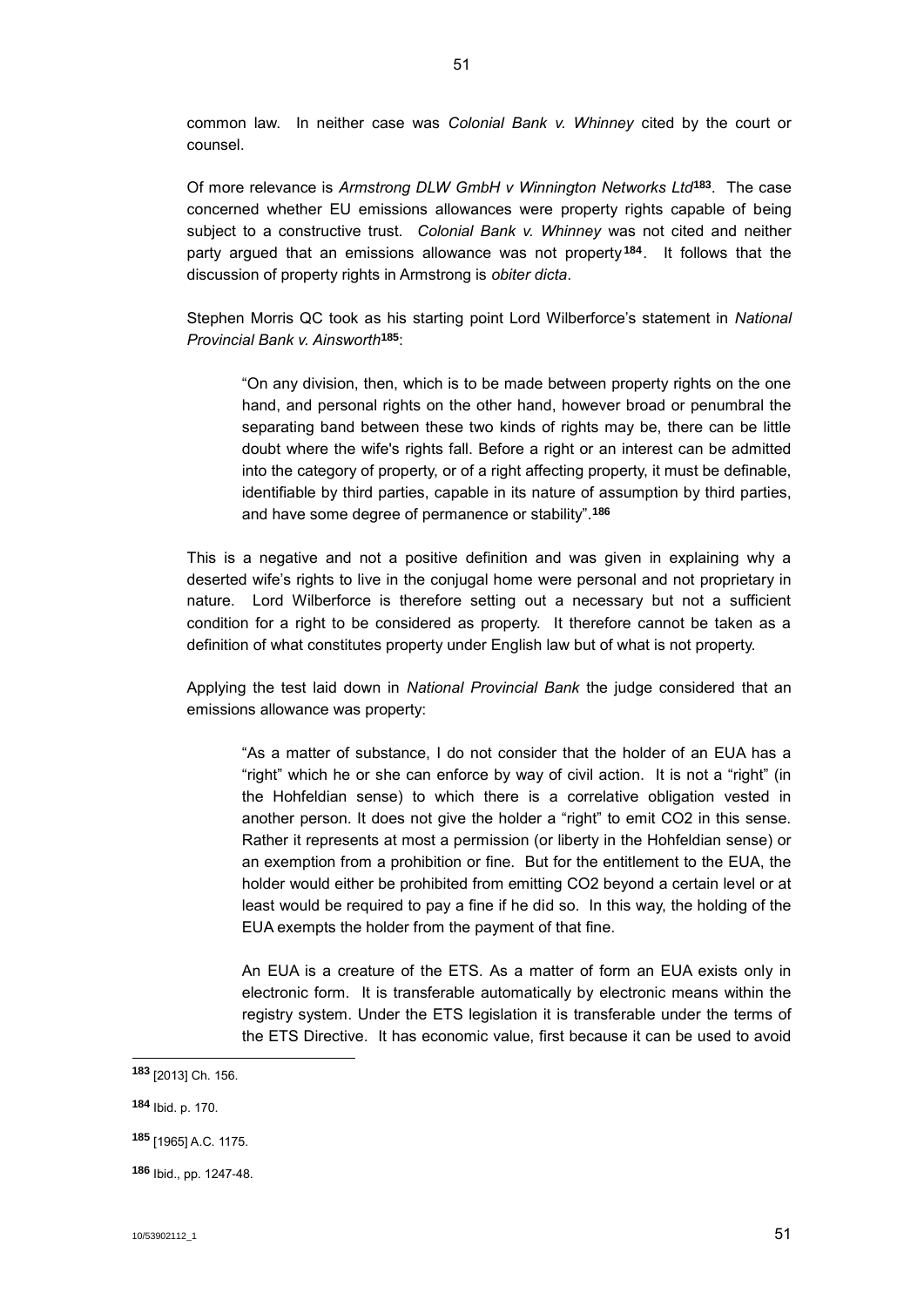common law. In neither case was *Colonial Bank v. Whinney* cited by the court or counsel.

Of more relevance is *Armstrong DLW GmbH v Winnington Networks Ltd*[183]. The case concerned whether EU emissions allowances were property rights capable of being subject to a constructive trust. *Colonial Bank v. Whinney* was not cited and neither party argued that an emissions allowance was not property[184]. It follows that the discussion of property rights in Armstrong is *obiter dicta*.

Stephen Morris QC took as his starting point Lord Wilberforce's statement in *National Provincial Bank v. Ainsworth*[185]:

> "On any division, then, which is to be made between property rights on the one hand, and personal rights on the other hand, however broad or penumbral the separating band between these two kinds of rights may be, there can be little doubt where the wife's rights fall. Before a right or an interest can be admitted into the category of property, or of a right affecting property, it must be definable, identifiable by third parties, capable in its nature of assumption by third parties, and have some degree of permanence or stability".[186]

This is a negative and not a positive definition and was given in explaining why a deserted wife's rights to live in the conjugal home were personal and not proprietary in nature. Lord Wilberforce is therefore setting out a necessary but not a sufficient condition for a right to be considered as property. It therefore cannot be taken as a definition of what constitutes property under English law but of what is not property.

Applying the test laid down in *National Provincial Bank* the judge considered that an emissions allowance was property:

> "As a matter of substance, I do not consider that the holder of an EUA has a "right" which he or she can enforce by way of civil action. It is not a "right" (in the Hohfeldian sense) to which there is a correlative obligation vested in another person. It does not give the holder a "right" to emit CO2 in this sense. Rather it represents at most a permission (or liberty in the Hohfeldian sense) or an exemption from a prohibition or fine. But for the entitlement to the EUA, the holder would either be prohibited from emitting CO2 beyond a certain level or at least would be required to pay a fine if he did so. In this way, the holding of the EUA exempts the holder from the payment of that fine.
>
> An EUA is a creature of the ETS. As a matter of form an EUA exists only in electronic form. It is transferable automatically by electronic means within the registry system. Under the ETS legislation it is transferable under the terms of the ETS Directive. It has economic value, first because it can be used to avoid

[183] [2013] Ch. 156.

[184] Ibid. p. 170.

[185] [1965] A.C. 1175.

[186] Ibid., pp. 1247-48.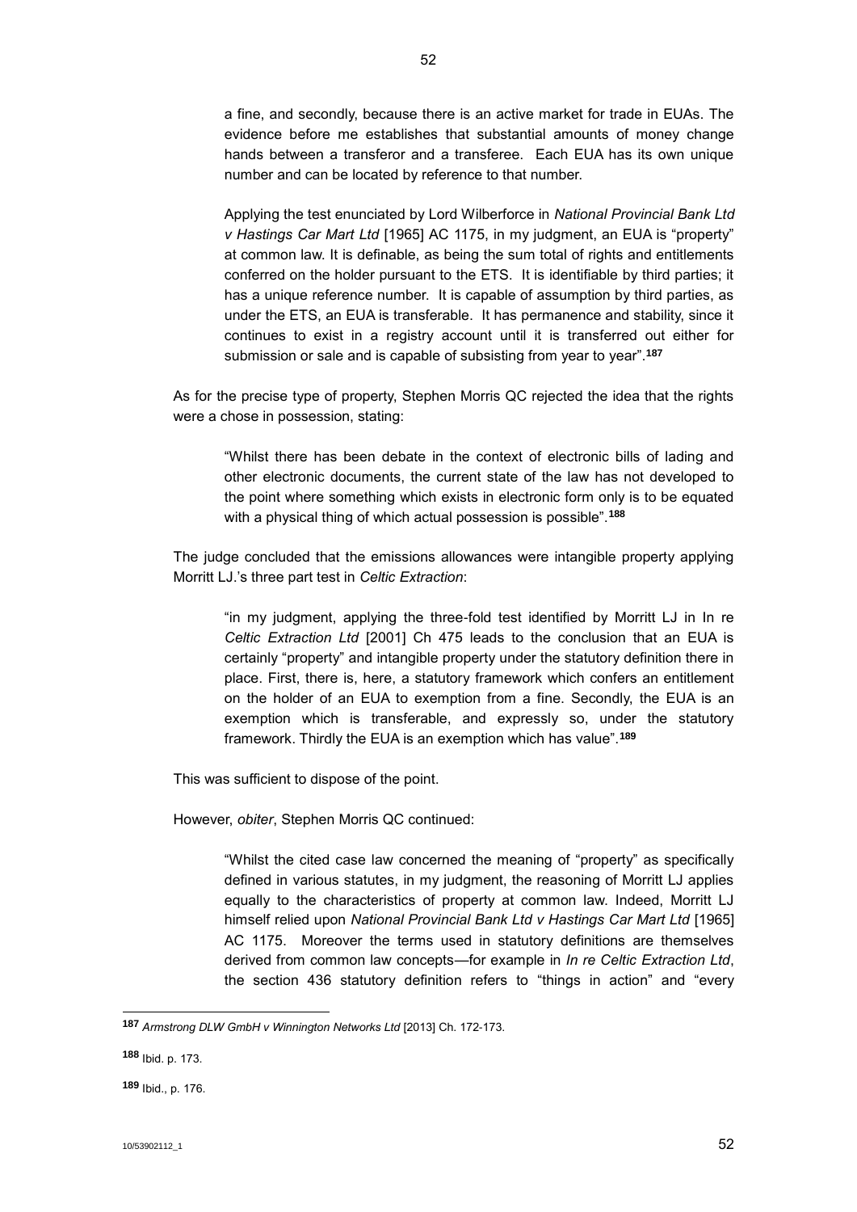> a fine, and secondly, because there is an active market for trade in EUAs. The evidence before me establishes that substantial amounts of money change hands between a transferor and a transferee. Each EUA has its own unique number and can be located by reference to that number.
>
> Applying the test enunciated by Lord Wilberforce in *National Provincial Bank Ltd v Hastings Car Mart Ltd* [1965] AC 1175, in my judgment, an EUA is "property" at common law. It is definable, as being the sum total of rights and entitlements conferred on the holder pursuant to the ETS. It is identifiable by third parties; it has a unique reference number. It is capable of assumption by third parties, as under the ETS, an EUA is transferable. It has permanence and stability, since it continues to exist in a registry account until it is transferred out either for submission or sale and is capable of subsisting from year to year".[187]

As for the precise type of property, Stephen Morris QC rejected the idea that the rights were a chose in possession, stating:

> "Whilst there has been debate in the context of electronic bills of lading and other electronic documents, the current state of the law has not developed to the point where something which exists in electronic form only is to be equated with a physical thing of which actual possession is possible".[188]

The judge concluded that the emissions allowances were intangible property applying Morritt LJ.'s three part test in *Celtic Extraction*:

> "in my judgment, applying the three-fold test identified by Morritt LJ in In re *Celtic Extraction Ltd* [2001] Ch 475 leads to the conclusion that an EUA is certainly "property" and intangible property under the statutory definition there in place. First, there is, here, a statutory framework which confers an entitlement on the holder of an EUA to exemption from a fine. Secondly, the EUA is an exemption which is transferable, and expressly so, under the statutory framework. Thirdly the EUA is an exemption which has value".[189]

This was sufficient to dispose of the point.

However, *obiter*, Stephen Morris QC continued:

> "Whilst the cited case law concerned the meaning of "property" as specifically defined in various statutes, in my judgment, the reasoning of Morritt LJ applies equally to the characteristics of property at common law. Indeed, Morritt LJ himself relied upon *National Provincial Bank Ltd v Hastings Car Mart Ltd* [1965] AC 1175. Moreover the terms used in statutory definitions are themselves derived from common law concepts—for example in *In re Celtic Extraction Ltd*, the section 436 statutory definition refers to "things in action" and "every

---

[187] *Armstrong DLW GmbH v Winnington Networks Ltd* [2013] Ch. 172-173.

[188] Ibid. p. 173.

[189] Ibid., p. 176.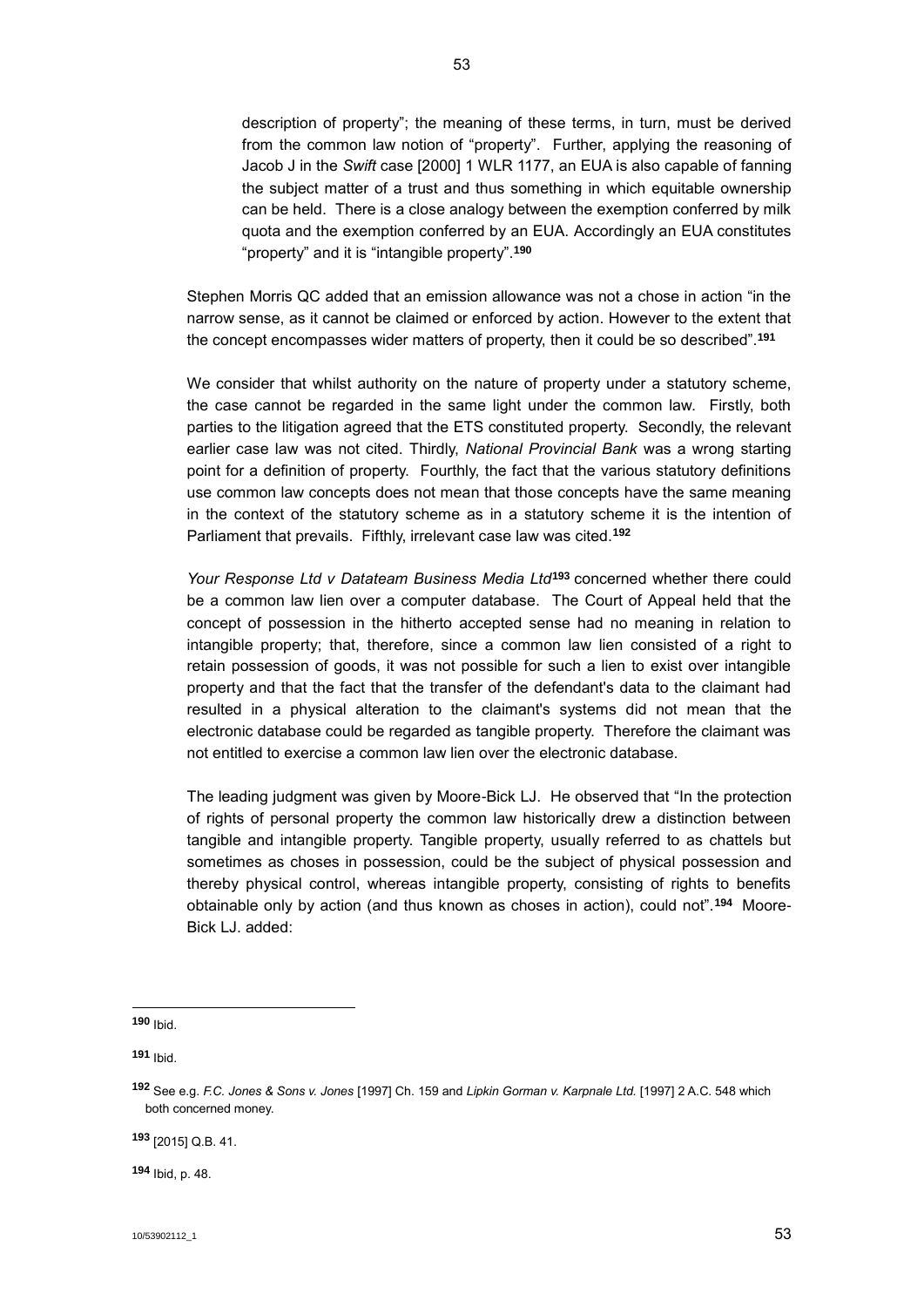description of property"; the meaning of these terms, in turn, must be derived from the common law notion of "property". Further, applying the reasoning of Jacob J in the *Swift* case [2000] 1 WLR 1177, an EUA is also capable of fanning the subject matter of a trust and thus something in which equitable ownership can be held. There is a close analogy between the exemption conferred by milk quota and the exemption conferred by an EUA. Accordingly an EUA constitutes "property" and it is "intangible property".[190]

Stephen Morris QC added that an emission allowance was not a chose in action "in the narrow sense, as it cannot be claimed or enforced by action. However to the extent that the concept encompasses wider matters of property, then it could be so described".[191]

We consider that whilst authority on the nature of property under a statutory scheme, the case cannot be regarded in the same light under the common law. Firstly, both parties to the litigation agreed that the ETS constituted property. Secondly, the relevant earlier case law was not cited. Thirdly, *National Provincial Bank* was a wrong starting point for a definition of property. Fourthly, the fact that the various statutory definitions use common law concepts does not mean that those concepts have the same meaning in the context of the statutory scheme as in a statutory scheme it is the intention of Parliament that prevails. Fifthly, irrelevant case law was cited.[192]

*Your Response Ltd v Datateam Business Media Ltd*[193] concerned whether there could be a common law lien over a computer database. The Court of Appeal held that the concept of possession in the hitherto accepted sense had no meaning in relation to intangible property; that, therefore, since a common law lien consisted of a right to retain possession of goods, it was not possible for such a lien to exist over intangible property and that the fact that the transfer of the defendant's data to the claimant had resulted in a physical alteration to the claimant's systems did not mean that the electronic database could be regarded as tangible property. Therefore the claimant was not entitled to exercise a common law lien over the electronic database.

The leading judgment was given by Moore-Bick LJ. He observed that "In the protection of rights of personal property the common law historically drew a distinction between tangible and intangible property. Tangible property, usually referred to as chattels but sometimes as choses in possession, could be the subject of physical possession and thereby physical control, whereas intangible property, consisting of rights to benefits obtainable only by action (and thus known as choses in action), could not".[194] Moore-Bick LJ. added:

---

[190] Ibid.

[191] Ibid.

[192] See e.g. *F.C. Jones & Sons v. Jones* [1997] Ch. 159 and *Lipkin Gorman v. Karpnale Ltd.* [1997] 2 A.C. 548 which both concerned money.

[193] [2015] Q.B. 41.

[194] Ibid, p. 48.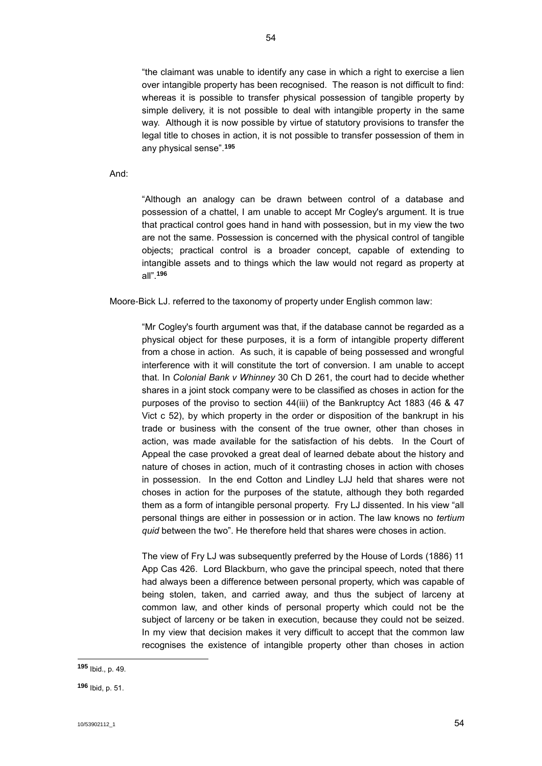> "the claimant was unable to identify any case in which a right to exercise a lien over intangible property has been recognised. The reason is not difficult to find: whereas it is possible to transfer physical possession of tangible property by simple delivery, it is not possible to deal with intangible property in the same way. Although it is now possible by virtue of statutory provisions to transfer the legal title to choses in action, it is not possible to transfer possession of them in any physical sense".[195]

And:

> "Although an analogy can be drawn between control of a database and possession of a chattel, I am unable to accept Mr Cogley's argument. It is true that practical control goes hand in hand with possession, but in my view the two are not the same. Possession is concerned with the physical control of tangible objects; practical control is a broader concept, capable of extending to intangible assets and to things which the law would not regard as property at all".[196]

Moore-Bick LJ. referred to the taxonomy of property under English common law:

> "Mr Cogley's fourth argument was that, if the database cannot be regarded as a physical object for these purposes, it is a form of intangible property different from a chose in action. As such, it is capable of being possessed and wrongful interference with it will constitute the tort of conversion. I am unable to accept that. In *Colonial Bank v Whinney* 30 Ch D 261, the court had to decide whether shares in a joint stock company were to be classified as choses in action for the purposes of the proviso to section 44(iii) of the Bankruptcy Act 1883 (46 & 47 Vict c 52), by which property in the order or disposition of the bankrupt in his trade or business with the consent of the true owner, other than choses in action, was made available for the satisfaction of his debts. In the Court of Appeal the case provoked a great deal of learned debate about the history and nature of choses in action, much of it contrasting choses in action with choses in possession. In the end Cotton and Lindley LJJ held that shares were not choses in action for the purposes of the statute, although they both regarded them as a form of intangible personal property. Fry LJ dissented. In his view "all personal things are either in possession or in action. The law knows no *tertium quid* between the two". He therefore held that shares were choses in action.
>
> The view of Fry LJ was subsequently preferred by the House of Lords (1886) 11 App Cas 426. Lord Blackburn, who gave the principal speech, noted that there had always been a difference between personal property, which was capable of being stolen, taken, and carried away, and thus the subject of larceny at common law, and other kinds of personal property which could not be the subject of larceny or be taken in execution, because they could not be seized. In my view that decision makes it very difficult to accept that the common law recognises the existence of intangible property other than choses in action

---

[195] Ibid., p. 49.

[196] Ibid, p. 51.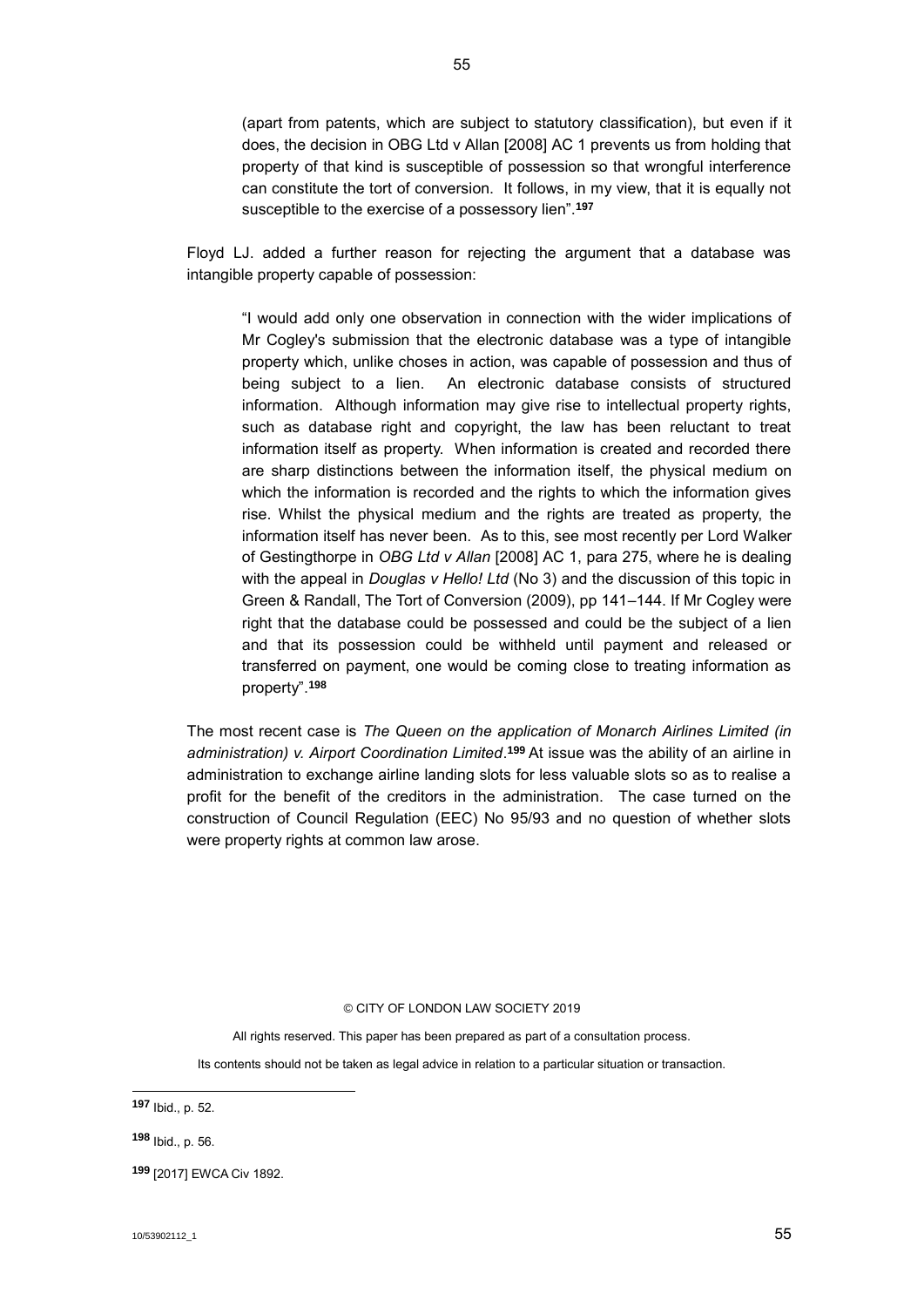(apart from patents, which are subject to statutory classification), but even if it does, the decision in OBG Ltd v Allan [2008] AC 1 prevents us from holding that property of that kind is susceptible of possession so that wrongful interference can constitute the tort of conversion. It follows, in my view, that it is equally not susceptible to the exercise of a possessory lien".[197]

Floyd LJ. added a further reason for rejecting the argument that a database was intangible property capable of possession:

> "I would add only one observation in connection with the wider implications of Mr Cogley's submission that the electronic database was a type of intangible property which, unlike choses in action, was capable of possession and thus of being subject to a lien. An electronic database consists of structured information. Although information may give rise to intellectual property rights, such as database right and copyright, the law has been reluctant to treat information itself as property. When information is created and recorded there are sharp distinctions between the information itself, the physical medium on which the information is recorded and the rights to which the information gives rise. Whilst the physical medium and the rights are treated as property, the information itself has never been. As to this, see most recently per Lord Walker of Gestingthorpe in *OBG Ltd v Allan* [2008] AC 1, para 275, where he is dealing with the appeal in *Douglas v Hello! Ltd* (No 3) and the discussion of this topic in Green & Randall, The Tort of Conversion (2009), pp 141–144. If Mr Cogley were right that the database could be possessed and could be the subject of a lien and that its possession could be withheld until payment and released or transferred on payment, one would be coming close to treating information as property".[198]

The most recent case is *The Queen on the application of Monarch Airlines Limited (in administration) v. Airport Coordination Limited*.[199] At issue was the ability of an airline in administration to exchange airline landing slots for less valuable slots so as to realise a profit for the benefit of the creditors in the administration. The case turned on the construction of Council Regulation (EEC) No 95/93 and no question of whether slots were property rights at common law arose.

© CITY OF LONDON LAW SOCIETY 2019

All rights reserved. This paper has been prepared as part of a consultation process.

Its contents should not be taken as legal advice in relation to a particular situation or transaction.

[197] Ibid., p. 52.

[198] Ibid., p. 56.

[199] [2017] EWCA Civ 1892.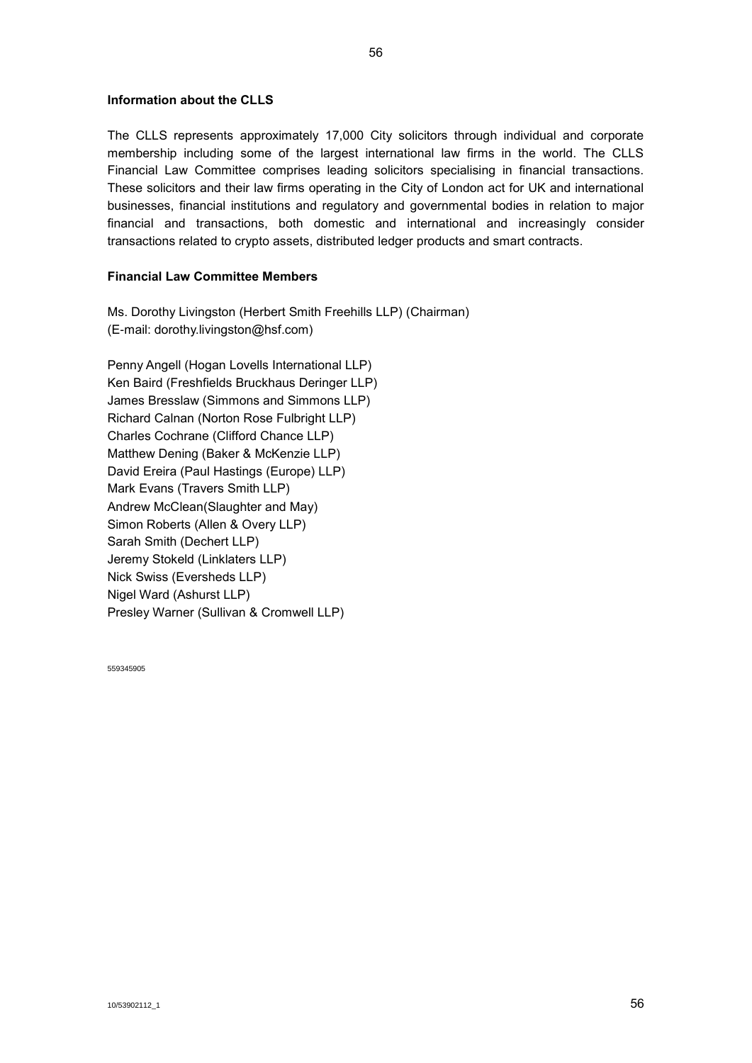**Information about the CLLS**

The CLLS represents approximately 17,000 City solicitors through individual and corporate membership including some of the largest international law firms in the world. The CLLS Financial Law Committee comprises leading solicitors specialising in financial transactions. These solicitors and their law firms operating in the City of London act for UK and international businesses, financial institutions and regulatory and governmental bodies in relation to major financial and transactions, both domestic and international and increasingly consider transactions related to crypto assets, distributed ledger products and smart contracts.

**Financial Law Committee Members**

Ms. Dorothy Livingston (Herbert Smith Freehills LLP) (Chairman)
(E-mail: dorothy.livingston@hsf.com)

Penny Angell (Hogan Lovells International LLP)
Ken Baird (Freshfields Bruckhaus Deringer LLP)
James Bresslaw (Simmons and Simmons LLP)
Richard Calnan (Norton Rose Fulbright LLP)
Charles Cochrane (Clifford Chance LLP)
Matthew Dening (Baker & McKenzie LLP)
David Ereira (Paul Hastings (Europe) LLP)
Mark Evans (Travers Smith LLP)
Andrew McClean(Slaughter and May)
Simon Roberts (Allen & Overy LLP)
Sarah Smith (Dechert LLP)
Jeremy Stokeld (Linklaters LLP)
Nick Swiss (Eversheds LLP)
Nigel Ward (Ashurst LLP)
Presley Warner (Sullivan & Cromwell LLP)

559345905